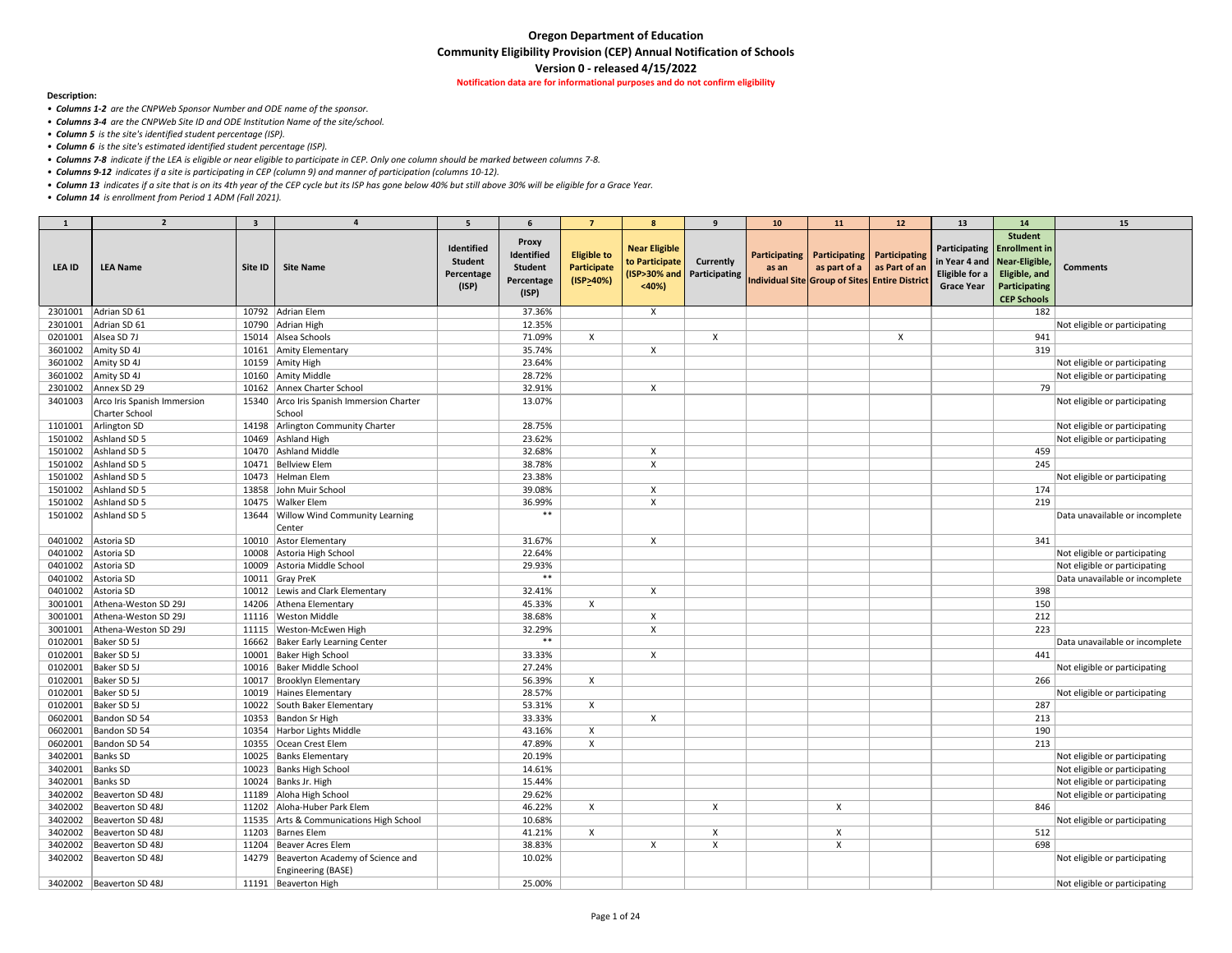# Oregon Department of Education
## Community Eligibility Provision (CEP) Annual Notification of Schools
### Version 0 - released 4/15/2022

**Notification data are for informational purposes and do not confirm eligibility**

**Description:**

- ***Columns 1-2*** *are the CNPWeb Sponsor Number and ODE name of the sponsor.*
- ***Columns 3-4*** *are the CNPWeb Site ID and ODE Institution Name of the site/school.*
- ***Column 5*** *is the site's identified student percentage (ISP).*
- ***Column 6*** *is the site's estimated identified student percentage (ISP).*
- ***Columns 7-8*** *indicate if the LEA is eligible or near eligible to participate in CEP. Only one column should be marked between columns 7-8.*
- ***Columns 9-12*** *indicates if a site is participating in CEP (column 9) and manner of participation (columns 10-12).*
- ***Column 13*** *indicates if a site that is on its 4th year of the CEP cycle but its ISP has gone below 40% but still above 30% will be eligible for a Grace Year.*
- ***Column 14*** *is enrollment from Period 1 ADM (Fall 2021).*

| 1 | 2 | 3 | 4 | 5 | 6 | 7 | 8 | 9 | 10 | 11 | 12 | 13 | 14 | 15 |
|---|---|---|---|---|---|---|---|---|---|---|---|---|---|---|
| LEA ID | LEA Name | Site ID | Site Name | Identified Student Percentage (ISP) | Proxy Identified Student Percentage (ISP) | Eligible to Participate (ISP≥40%) | Near Eligible to Participate (ISP>30% and <40%) | Currently Participating | Participating as an Individual Site | Participating as part of a Group of Sites | Participating as Part of an Entire District | Participating in Year 4 and Eligible for a Grace Year | Student Enrollment in Near-Eligible, Eligible, and Participating CEP Schools | Comments |
| 2301001 | Adrian SD 61 | 10792 | Adrian Elem | | 37.36% | | X | | | | | | 182 | |
| 2301001 | Adrian SD 61 | 10790 | Adrian High | | 12.35% | | | | | | | | | Not eligible or participating |
| 0201001 | Alsea SD 7J | 15014 | Alsea Schools | | 71.09% | X | | X | | | X | | 941 | |
| 3601002 | Amity SD 4J | 10161 | Amity Elementary | | 35.74% | | X | | | | | | 319 | |
| 3601002 | Amity SD 4J | 10159 | Amity High | | 23.64% | | | | | | | | | Not eligible or participating |
| 3601002 | Amity SD 4J | 10160 | Amity Middle | | 28.72% | | | | | | | | | Not eligible or participating |
| 2301002 | Annex SD 29 | 10162 | Annex Charter School | | 32.91% | | X | | | | | | 79 | |
| 3401003 | Arco Iris Spanish Immersion Charter School | 15340 | Arco Iris Spanish Immersion Charter School | | 13.07% | | | | | | | | | Not eligible or participating |
| 1101001 | Arlington SD | 14198 | Arlington Community Charter | | 28.75% | | | | | | | | | Not eligible or participating |
| 1501002 | Ashland SD 5 | 10469 | Ashland High | | 23.62% | | | | | | | | | Not eligible or participating |
| 1501002 | Ashland SD 5 | 10470 | Ashland Middle | | 32.68% | | X | | | | | | 459 | |
| 1501002 | Ashland SD 5 | 10471 | Bellview Elem | | 38.78% | | X | | | | | | 245 | |
| 1501002 | Ashland SD 5 | 10473 | Helman Elem | | 23.38% | | | | | | | | | Not eligible or participating |
| 1501002 | Ashland SD 5 | 13858 | John Muir School | | 39.08% | | X | | | | | | 174 | |
| 1501002 | Ashland SD 5 | 10475 | Walker Elem | | 36.99% | | X | | | | | | 219 | |
| 1501002 | Ashland SD 5 | 13644 | Willow Wind Community Learning Center | | ** | | | | | | | | | Data unavailable or incomplete |
| 0401002 | Astoria SD | 10010 | Astor Elementary | | 31.67% | | X | | | | | | 341 | |
| 0401002 | Astoria SD | 10008 | Astoria High School | | 22.64% | | | | | | | | | Not eligible or participating |
| 0401002 | Astoria SD | 10009 | Astoria Middle School | | 29.93% | | | | | | | | | Not eligible or participating |
| 0401002 | Astoria SD | 10011 | Gray PreK | | ** | | | | | | | | | Data unavailable or incomplete |
| 0401002 | Astoria SD | 10012 | Lewis and Clark Elementary | | 32.41% | | X | | | | | | 398 | |
| 3001001 | Athena-Weston SD 29J | 14206 | Athena Elementary | | 45.33% | X | | | | | | | 150 | |
| 3001001 | Athena-Weston SD 29J | 11116 | Weston Middle | | 38.68% | | X | | | | | | 212 | |
| 3001001 | Athena-Weston SD 29J | 11115 | Weston-McEwen High | | 32.29% | | X | | | | | | 223 | |
| 0102001 | Baker SD 5J | 16662 | Baker Early Learning Center | | ** | | | | | | | | | Data unavailable or incomplete |
| 0102001 | Baker SD 5J | 10001 | Baker High School | | 33.33% | | X | | | | | | 441 | |
| 0102001 | Baker SD 5J | 10016 | Baker Middle School | | 27.24% | | | | | | | | | Not eligible or participating |
| 0102001 | Baker SD 5J | 10017 | Brooklyn Elementary | | 56.39% | X | | | | | | | 266 | |
| 0102001 | Baker SD 5J | 10019 | Haines Elementary | | 28.57% | | | | | | | | | Not eligible or participating |
| 0102001 | Baker SD 5J | 10022 | South Baker Elementary | | 53.31% | X | | | | | | | 287 | |
| 0602001 | Bandon SD 54 | 10353 | Bandon Sr High | | 33.33% | | X | | | | | | 213 | |
| 0602001 | Bandon SD 54 | 10354 | Harbor Lights Middle | | 43.16% | X | | | | | | | 190 | |
| 0602001 | Bandon SD 54 | 10355 | Ocean Crest Elem | | 47.89% | X | | | | | | | 213 | |
| 3402001 | Banks SD | 10025 | Banks Elementary | | 20.19% | | | | | | | | | Not eligible or participating |
| 3402001 | Banks SD | 10023 | Banks High School | | 14.61% | | | | | | | | | Not eligible or participating |
| 3402001 | Banks SD | 10024 | Banks Jr. High | | 15.44% | | | | | | | | | Not eligible or participating |
| 3402002 | Beaverton SD 48J | 11189 | Aloha High School | | 29.62% | | | | | | | | | Not eligible or participating |
| 3402002 | Beaverton SD 48J | 11202 | Aloha-Huber Park Elem | | 46.22% | X | | X | | X | | | 846 | |
| 3402002 | Beaverton SD 48J | 11535 | Arts & Communications High School | | 10.68% | | | | | | | | | Not eligible or participating |
| 3402002 | Beaverton SD 48J | 11203 | Barnes Elem | | 41.21% | X | | X | | X | | | 512 | |
| 3402002 | Beaverton SD 48J | 11204 | Beaver Acres Elem | | 38.83% | | X | X | | X | | | 698 | |
| 3402002 | Beaverton SD 48J | 14279 | Beaverton Academy of Science and Engineering (BASE) | | 10.02% | | | | | | | | | Not eligible or participating |
| 3402002 | Beaverton SD 48J | 11191 | Beaverton High | | 25.00% | | | | | | | | | Not eligible or participating |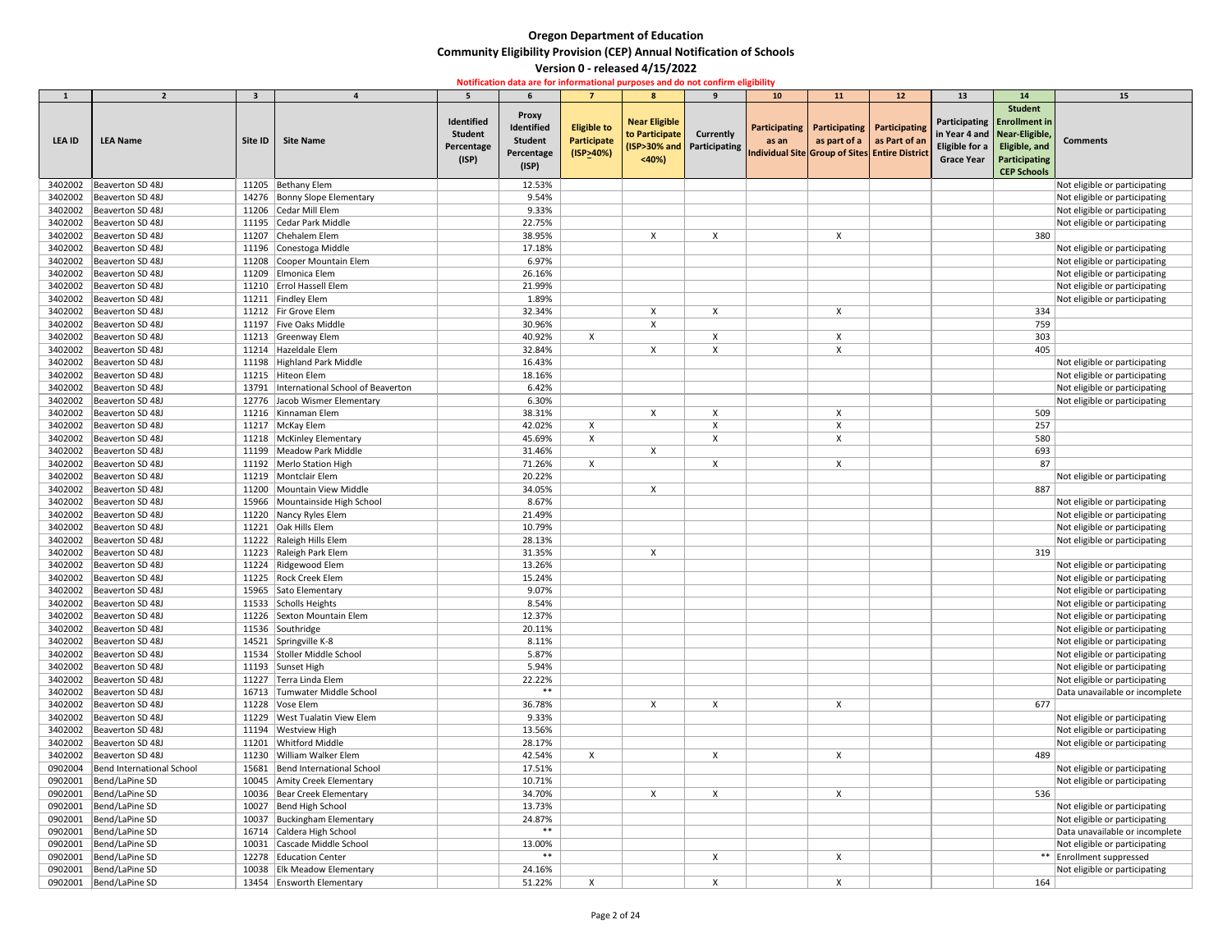# Oregon Department of Education

## Community Eligibility Provision (CEP) Annual Notification of Schools

### Version 0 - released 4/15/2022

**Notification data are for informational purposes and do not confirm eligibility**

| 1 | 2 | 3 | 4 | 5 | 6 | 7 | 8 | 9 | 10 | 11 | 12 | 13 | 14 | 15 |
|---|---|---|---|---|---|---|---|---|---|---|---|---|---|---|
| LEA ID | LEA Name | Site ID | Site Name | Identified Student Percentage (ISP) | Proxy Identified Student Percentage (ISP) | Eligible to Participate (ISP>40%) | Near Eligible to Participate (ISP>30% and <40%) | Currently Participating | Participating as an Individual Site | Participating as part of a Group of Sites | Participating as Part of an Entire District | Participating in Year 4 and Eligible for a Grace Year | Student Enrollment in Near-Eligible, Eligible, and Participating CEP Schools | Comments |
| 3402002 | Beaverton SD 48J | 11205 | Bethany Elem | | 12.53% | | | | | | | | | Not eligible or participating |
| 3402002 | Beaverton SD 48J | 14276 | Bonny Slope Elementary | | 9.54% | | | | | | | | | Not eligible or participating |
| 3402002 | Beaverton SD 48J | 11206 | Cedar Mill Elem | | 9.33% | | | | | | | | | Not eligible or participating |
| 3402002 | Beaverton SD 48J | 11195 | Cedar Park Middle | | 22.75% | | | | | | | | | Not eligible or participating |
| 3402002 | Beaverton SD 48J | 11207 | Chehalem Elem | | 38.95% | | X | X | | X | | | 380 | |
| 3402002 | Beaverton SD 48J | 11196 | Conestoga Middle | | 17.18% | | | | | | | | | Not eligible or participating |
| 3402002 | Beaverton SD 48J | 11208 | Cooper Mountain Elem | | 6.97% | | | | | | | | | Not eligible or participating |
| 3402002 | Beaverton SD 48J | 11209 | Elmonica Elem | | 26.16% | | | | | | | | | Not eligible or participating |
| 3402002 | Beaverton SD 48J | 11210 | Errol Hassell Elem | | 21.99% | | | | | | | | | Not eligible or participating |
| 3402002 | Beaverton SD 48J | 11211 | Findley Elem | | 1.89% | | | | | | | | | Not eligible or participating |
| 3402002 | Beaverton SD 48J | 11212 | Fir Grove Elem | | 32.34% | | X | X | | X | | | 334 | |
| 3402002 | Beaverton SD 48J | 11197 | Five Oaks Middle | | 30.96% | | X | | | | | | 759 | |
| 3402002 | Beaverton SD 48J | 11213 | Greenway Elem | | 40.92% | X | | X | | X | | | 303 | |
| 3402002 | Beaverton SD 48J | 11214 | Hazeldale Elem | | 32.84% | | X | X | | X | | | 405 | |
| 3402002 | Beaverton SD 48J | 11198 | Highland Park Middle | | 16.43% | | | | | | | | | Not eligible or participating |
| 3402002 | Beaverton SD 48J | 11215 | Hiteon Elem | | 18.16% | | | | | | | | | Not eligible or participating |
| 3402002 | Beaverton SD 48J | 13791 | International School of Beaverton | | 6.42% | | | | | | | | | Not eligible or participating |
| 3402002 | Beaverton SD 48J | 12776 | Jacob Wismer Elementary | | 6.30% | | | | | | | | | Not eligible or participating |
| 3402002 | Beaverton SD 48J | 11216 | Kinnaman Elem | | 38.31% | | X | X | | X | | | 509 | |
| 3402002 | Beaverton SD 48J | 11217 | McKay Elem | | 42.02% | X | | X | | X | | | 257 | |
| 3402002 | Beaverton SD 48J | 11218 | McKinley Elementary | | 45.69% | X | | X | | X | | | 580 | |
| 3402002 | Beaverton SD 48J | 11199 | Meadow Park Middle | | 31.46% | | X | | | | | | 693 | |
| 3402002 | Beaverton SD 48J | 11192 | Merlo Station High | | 71.26% | X | | X | | X | | | 87 | |
| 3402002 | Beaverton SD 48J | 11219 | Montclair Elem | | 20.22% | | | | | | | | | Not eligible or participating |
| 3402002 | Beaverton SD 48J | 11200 | Mountain View Middle | | 34.05% | | X | | | | | | 887 | |
| 3402002 | Beaverton SD 48J | 15966 | Mountainside High School | | 8.67% | | | | | | | | | Not eligible or participating |
| 3402002 | Beaverton SD 48J | 11220 | Nancy Ryles Elem | | 21.49% | | | | | | | | | Not eligible or participating |
| 3402002 | Beaverton SD 48J | 11221 | Oak Hills Elem | | 10.79% | | | | | | | | | Not eligible or participating |
| 3402002 | Beaverton SD 48J | 11222 | Raleigh Hills Elem | | 28.13% | | | | | | | | | Not eligible or participating |
| 3402002 | Beaverton SD 48J | 11223 | Raleigh Park Elem | | 31.35% | | X | | | | | | 319 | |
| 3402002 | Beaverton SD 48J | 11224 | Ridgewood Elem | | 13.26% | | | | | | | | | Not eligible or participating |
| 3402002 | Beaverton SD 48J | 11225 | Rock Creek Elem | | 15.24% | | | | | | | | | Not eligible or participating |
| 3402002 | Beaverton SD 48J | 15965 | Sato Elementary | | 9.07% | | | | | | | | | Not eligible or participating |
| 3402002 | Beaverton SD 48J | 11533 | Scholls Heights | | 8.54% | | | | | | | | | Not eligible or participating |
| 3402002 | Beaverton SD 48J | 11226 | Sexton Mountain Elem | | 12.37% | | | | | | | | | Not eligible or participating |
| 3402002 | Beaverton SD 48J | 11536 | Southridge | | 20.11% | | | | | | | | | Not eligible or participating |
| 3402002 | Beaverton SD 48J | 14521 | Springville K-8 | | 8.11% | | | | | | | | | Not eligible or participating |
| 3402002 | Beaverton SD 48J | 11534 | Stoller Middle School | | 5.87% | | | | | | | | | Not eligible or participating |
| 3402002 | Beaverton SD 48J | 11193 | Sunset High | | 5.94% | | | | | | | | | Not eligible or participating |
| 3402002 | Beaverton SD 48J | 11227 | Terra Linda Elem | | 22.22% | | | | | | | | | Not eligible or participating |
| 3402002 | Beaverton SD 48J | 16713 | Tumwater Middle School | | ** | | | | | | | | | Data unavailable or incomplete |
| 3402002 | Beaverton SD 48J | 11228 | Vose Elem | | 36.78% | | X | X | | X | | | 677 | |
| 3402002 | Beaverton SD 48J | 11229 | West Tualatin View Elem | | 9.33% | | | | | | | | | Not eligible or participating |
| 3402002 | Beaverton SD 48J | 11194 | Westview High | | 13.56% | | | | | | | | | Not eligible or participating |
| 3402002 | Beaverton SD 48J | 11201 | Whitford Middle | | 28.17% | | | | | | | | | Not eligible or participating |
| 3402002 | Beaverton SD 48J | 11230 | William Walker Elem | | 42.54% | X | | X | | X | | | 489 | |
| 0902004 | Bend International School | 15681 | Bend International School | | 17.51% | | | | | | | | | Not eligible or participating |
| 0902001 | Bend/LaPine SD | 10045 | Amity Creek Elementary | | 10.71% | | | | | | | | | Not eligible or participating |
| 0902001 | Bend/LaPine SD | 10036 | Bear Creek Elementary | | 34.70% | | X | X | | X | | | 536 | |
| 0902001 | Bend/LaPine SD | 10027 | Bend High School | | 13.73% | | | | | | | | | Not eligible or participating |
| 0902001 | Bend/LaPine SD | 10037 | Buckingham Elementary | | 24.87% | | | | | | | | | Not eligible or participating |
| 0902001 | Bend/LaPine SD | 16714 | Caldera High School | | ** | | | | | | | | | Data unavailable or incomplete |
| 0902001 | Bend/LaPine SD | 10031 | Cascade Middle School | | 13.00% | | | | | | | | | Not eligible or participating |
| 0902001 | Bend/LaPine SD | 12278 | Education Center | | ** | | | X | | X | | | ** | Enrollment suppressed |
| 0902001 | Bend/LaPine SD | 10038 | Elk Meadow Elementary | | 24.16% | | | | | | | | | Not eligible or participating |
| 0902001 | Bend/LaPine SD | 13454 | Ensworth Elementary | | 51.22% | X | | X | | X | | | 164 | |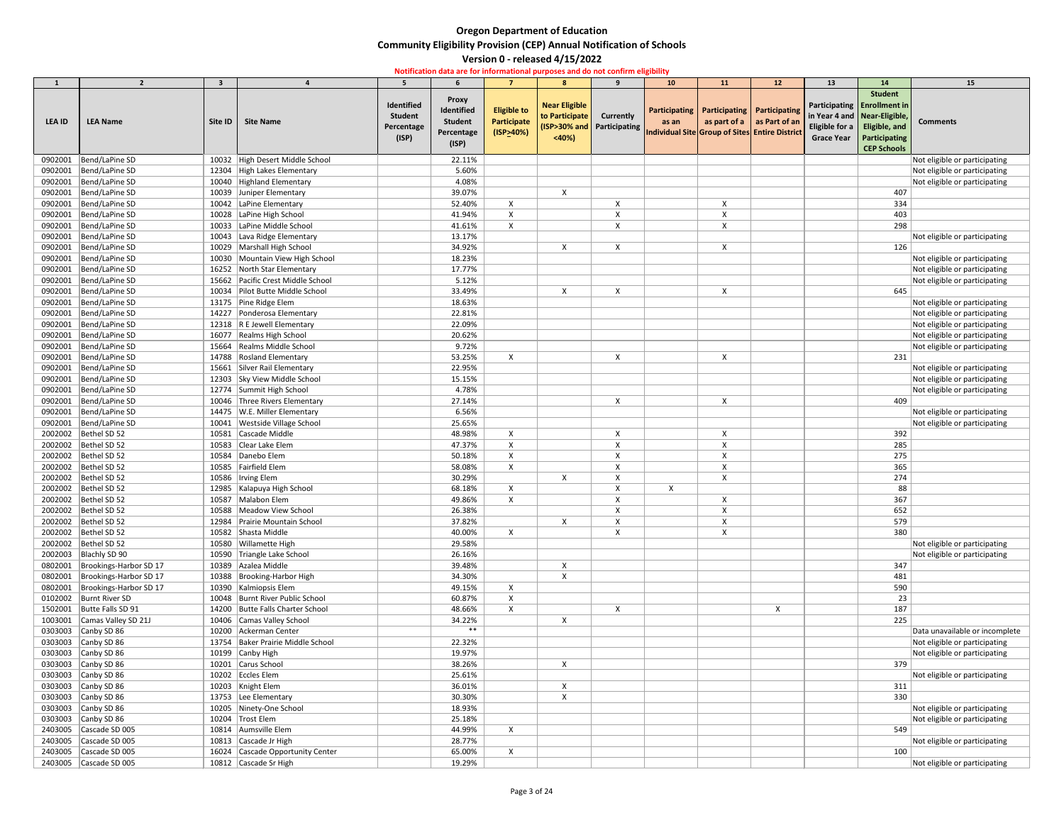# Oregon Department of Education

## Community Eligibility Provision (CEP) Annual Notification of Schools

### Version 0 - released 4/15/2022

**Notification data are for informational purposes and do not confirm eligibility**

| 1 | 2 | 3 | 4 | 5 | 6 | 7 | 8 | 9 | 10 | 11 | 12 | 13 | 14 | 15 |
|---|---|---|---|---|---|---|---|---|---|---|---|---|---|---|
| LEA ID | LEA Name | Site ID | Site Name | Identified Student Percentage (ISP) | Proxy Identified Student Percentage (ISP) | Eligible to Participate (ISP>40%) | Near Eligible to Participate (ISP>30% and <40%) | Currently Participating | Participating as an Individual Site | Participating as part of a Group of Sites | Participating as Part of an Entire District | Participating in Year 4 and Eligible for a Grace Year | Student Enrollment in Near-Eligible, Eligible, and Participating CEP Schools | Comments |
| 0902001 | Bend/LaPine SD | 10032 | High Desert Middle School | | 22.11% | | | | | | | | | Not eligible or participating |
| 0902001 | Bend/LaPine SD | 12304 | High Lakes Elementary | | 5.60% | | | | | | | | | Not eligible or participating |
| 0902001 | Bend/LaPine SD | 10040 | Highland Elementary | | 4.08% | | | | | | | | | Not eligible or participating |
| 0902001 | Bend/LaPine SD | 10039 | Juniper Elementary | | 39.07% | | X | | | | | | 407 | |
| 0902001 | Bend/LaPine SD | 10042 | LaPine Elementary | | 52.40% | X | | X | | X | | | 334 | |
| 0902001 | Bend/LaPine SD | 10028 | LaPine High School | | 41.94% | X | | X | | X | | | 403 | |
| 0902001 | Bend/LaPine SD | 10033 | LaPine Middle School | | 41.61% | X | | X | | X | | | 298 | |
| 0902001 | Bend/LaPine SD | 10043 | Lava Ridge Elementary | | 13.17% | | | | | | | | | Not eligible or participating |
| 0902001 | Bend/LaPine SD | 10029 | Marshall High School | | 34.92% | | X | X | | X | | | 126 | |
| 0902001 | Bend/LaPine SD | 10030 | Mountain View High School | | 18.23% | | | | | | | | | Not eligible or participating |
| 0902001 | Bend/LaPine SD | 16252 | North Star Elementary | | 17.77% | | | | | | | | | Not eligible or participating |
| 0902001 | Bend/LaPine SD | 15662 | Pacific Crest Middle School | | 5.12% | | | | | | | | | Not eligible or participating |
| 0902001 | Bend/LaPine SD | 10034 | Pilot Butte Middle School | | 33.49% | | X | X | | X | | | 645 | |
| 0902001 | Bend/LaPine SD | 13175 | Pine Ridge Elem | | 18.63% | | | | | | | | | Not eligible or participating |
| 0902001 | Bend/LaPine SD | 14227 | Ponderosa Elementary | | 22.81% | | | | | | | | | Not eligible or participating |
| 0902001 | Bend/LaPine SD | 12318 | R E Jewell Elementary | | 22.09% | | | | | | | | | Not eligible or participating |
| 0902001 | Bend/LaPine SD | 16077 | Realms High School | | 20.62% | | | | | | | | | Not eligible or participating |
| 0902001 | Bend/LaPine SD | 15664 | Realms Middle School | | 9.72% | | | | | | | | | Not eligible or participating |
| 0902001 | Bend/LaPine SD | 14788 | Rosland Elementary | | 53.25% | X | | X | | X | | | 231 | |
| 0902001 | Bend/LaPine SD | 15661 | Silver Rail Elementary | | 22.95% | | | | | | | | | Not eligible or participating |
| 0902001 | Bend/LaPine SD | 12303 | Sky View Middle School | | 15.15% | | | | | | | | | Not eligible or participating |
| 0902001 | Bend/LaPine SD | 12774 | Summit High School | | 4.78% | | | | | | | | | Not eligible or participating |
| 0902001 | Bend/LaPine SD | 10046 | Three Rivers Elementary | | 27.14% | | | X | | X | | | 409 | |
| 0902001 | Bend/LaPine SD | 14475 | W.E. Miller Elementary | | 6.56% | | | | | | | | | Not eligible or participating |
| 0902001 | Bend/LaPine SD | 10041 | Westside Village School | | 25.65% | | | | | | | | | Not eligible or participating |
| 2002002 | Bethel SD 52 | 10581 | Cascade Middle | | 48.98% | X | | X | | X | | | 392 | |
| 2002002 | Bethel SD 52 | 10583 | Clear Lake Elem | | 47.37% | X | | X | | X | | | 285 | |
| 2002002 | Bethel SD 52 | 10584 | Danebo Elem | | 50.18% | X | | X | | X | | | 275 | |
| 2002002 | Bethel SD 52 | 10585 | Fairfield Elem | | 58.08% | X | | X | | X | | | 365 | |
| 2002002 | Bethel SD 52 | 10586 | Irving Elem | | 30.29% | | X | X | | X | | | 274 | |
| 2002002 | Bethel SD 52 | 12985 | Kalapuya High School | | 68.18% | X | | X | X | | | | 88 | |
| 2002002 | Bethel SD 52 | 10587 | Malabon Elem | | 49.86% | X | | X | | X | | | 367 | |
| 2002002 | Bethel SD 52 | 10588 | Meadow View School | | 26.38% | | | X | | X | | | 652 | |
| 2002002 | Bethel SD 52 | 12984 | Prairie Mountain School | | 37.82% | | X | X | | X | | | 579 | |
| 2002002 | Bethel SD 52 | 10582 | Shasta Middle | | 40.00% | X | | X | | X | | | 380 | |
| 2002002 | Bethel SD 52 | 10580 | Willamette High | | 29.58% | | | | | | | | | Not eligible or participating |
| 2002003 | Blachly SD 90 | 10590 | Triangle Lake School | | 26.16% | | | | | | | | | Not eligible or participating |
| 0802001 | Brookings-Harbor SD 17 | 10389 | Azalea Middle | | 39.48% | | X | | | | | | 347 | |
| 0802001 | Brookings-Harbor SD 17 | 10388 | Brooking-Harbor High | | 34.30% | | X | | | | | | 481 | |
| 0802001 | Brookings-Harbor SD 17 | 10390 | Kalmiopsis Elem | | 49.15% | X | | | | | | | 590 | |
| 0102002 | Burnt River SD | 10048 | Burnt River Public School | | 60.87% | X | | | | | | | 23 | |
| 1502001 | Butte Falls SD 91 | 14200 | Butte Falls Charter School | | 48.66% | X | | X | | | X | | 187 | |
| 1003001 | Camas Valley SD 21J | 10406 | Camas Valley School | | 34.22% | | X | | | | | | 225 | |
| 0303003 | Canby SD 86 | 10200 | Ackerman Center | | ** | | | | | | | | | Data unavailable or incomplete |
| 0303003 | Canby SD 86 | 13754 | Baker Prairie Middle School | | 22.32% | | | | | | | | | Not eligible or participating |
| 0303003 | Canby SD 86 | 10199 | Canby High | | 19.97% | | | | | | | | | Not eligible or participating |
| 0303003 | Canby SD 86 | 10201 | Carus School | | 38.26% | | X | | | | | | 379 | |
| 0303003 | Canby SD 86 | 10202 | Eccles Elem | | 25.61% | | | | | | | | | Not eligible or participating |
| 0303003 | Canby SD 86 | 10203 | Knight Elem | | 36.01% | | X | | | | | | 311 | |
| 0303003 | Canby SD 86 | 13753 | Lee Elementary | | 30.30% | | X | | | | | | 330 | |
| 0303003 | Canby SD 86 | 10205 | Ninety-One School | | 18.93% | | | | | | | | | Not eligible or participating |
| 0303003 | Canby SD 86 | 10204 | Trost Elem | | 25.18% | | | | | | | | | Not eligible or participating |
| 2403005 | Cascade SD 005 | 10814 | Aumsville Elem | | 44.99% | X | | | | | | | 549 | |
| 2403005 | Cascade SD 005 | 10813 | Cascade Jr High | | 28.77% | | | | | | | | | Not eligible or participating |
| 2403005 | Cascade SD 005 | 16024 | Cascade Opportunity Center | | 65.00% | X | | | | | | | 100 | |
| 2403005 | Cascade SD 005 | 10812 | Cascade Sr High | | 19.29% | | | | | | | | | Not eligible or participating |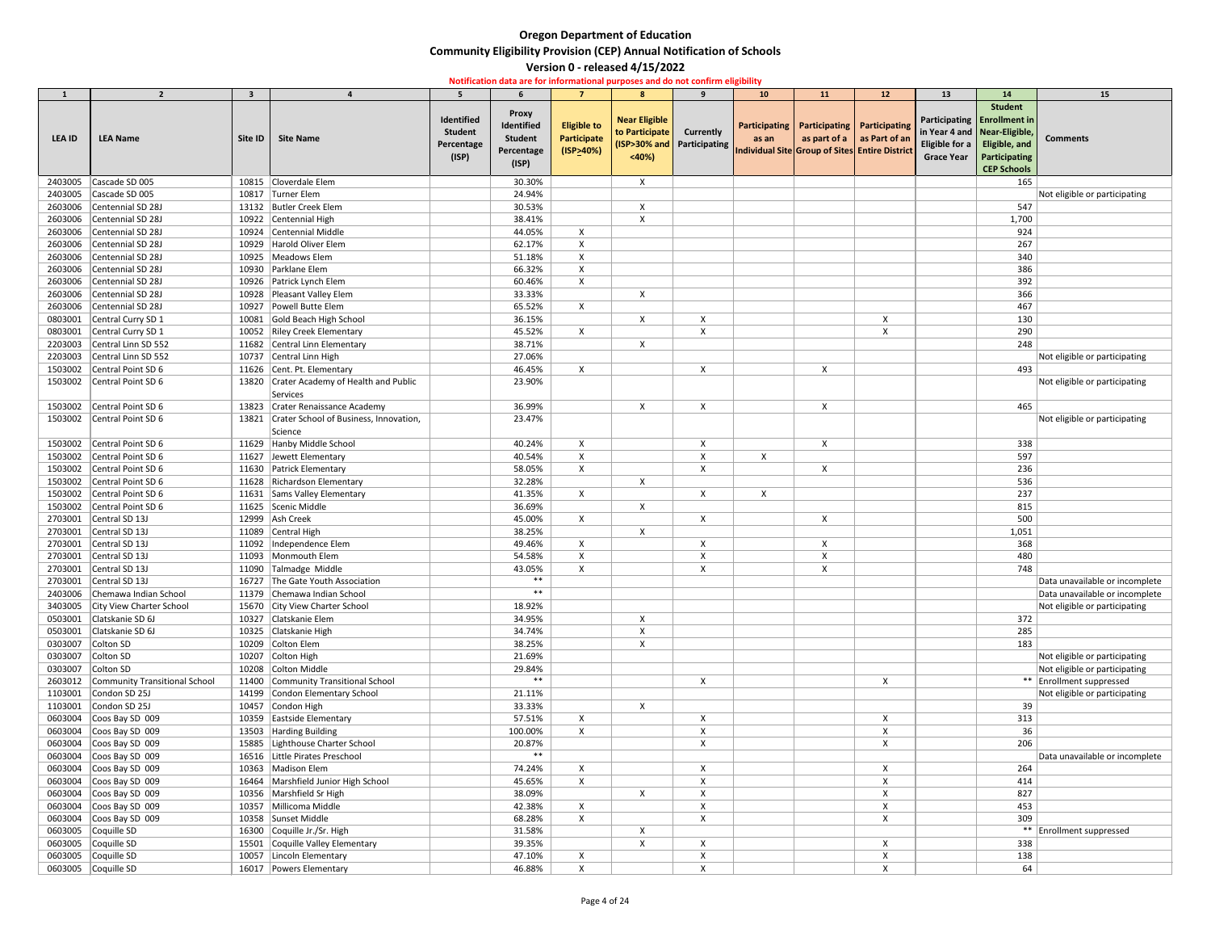# Oregon Department of Education

## Community Eligibility Provision (CEP) Annual Notification of Schools

### Version 0 - released 4/15/2022

**Notification data are for informational purposes and do not confirm eligibility**

| 1 | 2 | 3 | 4 | 5 | 6 | 7 | 8 | 9 | 10 | 11 | 12 | 13 | 14 | 15 |
|---|---|---|---|---|---|---|---|---|---|---|---|---|---|---|
| LEA ID | LEA Name | Site ID | Site Name | Identified Student Percentage (ISP) | Proxy Identified Student Percentage (ISP) | Eligible to Participate (ISP≥40%) | Near Eligible to Participate (ISP>30% and <40%) | Currently Participating | Participating as an Individual Site | Participating as part of a Group of Sites | Participating as Part of an Entire District | Participating in Year 4 and Eligible for a Grace Year | Student Enrollment in Near-Eligible, Eligible, and Participating CEP Schools | Comments |
| 2403005 | Cascade SD 005 | 10815 | Cloverdale Elem | | 30.30% | | X | | | | | | 165 | |
| 2403005 | Cascade SD 005 | 10817 | Turner Elem | | 24.94% | | | | | | | | | Not eligible or participating |
| 2603006 | Centennial SD 28J | 13132 | Butler Creek Elem | | 30.53% | | X | | | | | | 547 | |
| 2603006 | Centennial SD 28J | 10922 | Centennial High | | 38.41% | | X | | | | | | 1,700 | |
| 2603006 | Centennial SD 28J | 10924 | Centennial Middle | | 44.05% | X | | | | | | | 924 | |
| 2603006 | Centennial SD 28J | 10929 | Harold Oliver Elem | | 62.17% | X | | | | | | | 267 | |
| 2603006 | Centennial SD 28J | 10925 | Meadows Elem | | 51.18% | X | | | | | | | 340 | |
| 2603006 | Centennial SD 28J | 10930 | Parklane Elem | | 66.32% | X | | | | | | | 386 | |
| 2603006 | Centennial SD 28J | 10926 | Patrick Lynch Elem | | 60.46% | X | | | | | | | 392 | |
| 2603006 | Centennial SD 28J | 10928 | Pleasant Valley Elem | | 33.33% | | X | | | | | | 366 | |
| 2603006 | Centennial SD 28J | 10927 | Powell Butte Elem | | 65.52% | X | | | | | | | 467 | |
| 0803001 | Central Curry SD 1 | 10081 | Gold Beach High School | | 36.15% | | X | X | | | X | | 130 | |
| 0803001 | Central Curry SD 1 | 10052 | Riley Creek Elementary | | 45.52% | X | | X | | | X | | 290 | |
| 2203003 | Central Linn SD 552 | 11682 | Central Linn Elementary | | 38.71% | | X | | | | | | 248 | |
| 2203003 | Central Linn SD 552 | 10737 | Central Linn High | | 27.06% | | | | | | | | | Not eligible or participating |
| 1503002 | Central Point SD 6 | 11626 | Cent. Pt. Elementary | | 46.45% | X | | X | | X | | | 493 | |
| 1503002 | Central Point SD 6 | 13820 | Crater Academy of Health and Public Services | | 23.90% | | | | | | | | | Not eligible or participating |
| 1503002 | Central Point SD 6 | 13823 | Crater Renaissance Academy | | 36.99% | | X | X | | X | | | 465 | |
| 1503002 | Central Point SD 6 | 13821 | Crater School of Business, Innovation, Science | | 23.47% | | | | | | | | | Not eligible or participating |
| 1503002 | Central Point SD 6 | 11629 | Hanby Middle School | | 40.24% | X | | X | | X | | | 338 | |
| 1503002 | Central Point SD 6 | 11627 | Jewett Elementary | | 40.54% | X | | X | X | | | | 597 | |
| 1503002 | Central Point SD 6 | 11630 | Patrick Elementary | | 58.05% | X | | X | | X | | | 236 | |
| 1503002 | Central Point SD 6 | 11628 | Richardson Elementary | | 32.28% | | X | | | | | | 536 | |
| 1503002 | Central Point SD 6 | 11631 | Sams Valley Elementary | | 41.35% | X | | X | X | | | | 237 | |
| 1503002 | Central Point SD 6 | 11625 | Scenic Middle | | 36.69% | | X | | | | | | 815 | |
| 2703001 | Central SD 13J | 12999 | Ash Creek | | 45.00% | X | | X | | X | | | 500 | |
| 2703001 | Central SD 13J | 11089 | Central High | | 38.25% | | X | | | | | | 1,051 | |
| 2703001 | Central SD 13J | 11092 | Independence Elem | | 49.46% | X | | X | | X | | | 368 | |
| 2703001 | Central SD 13J | 11093 | Monmouth Elem | | 54.58% | X | | X | | X | | | 480 | |
| 2703001 | Central SD 13J | 11090 | Talmadge Middle | | 43.05% | X | | X | | X | | | 748 | |
| 2703001 | Central SD 13J | 16727 | The Gate Youth Association | | ** | | | | | | | | | Data unavailable or incomplete |
| 2403006 | Chemawa Indian School | 11379 | Chemawa Indian School | | ** | | | | | | | | | Data unavailable or incomplete |
| 3403005 | City View Charter School | 15670 | City View Charter School | | 18.92% | | | | | | | | | Not eligible or participating |
| 0503001 | Clatskanie SD 6J | 10327 | Clatskanie Elem | | 34.95% | | X | | | | | | 372 | |
| 0503001 | Clatskanie SD 6J | 10325 | Clatskanie High | | 34.74% | | X | | | | | | 285 | |
| 0303007 | Colton SD | 10209 | Colton Elem | | 38.25% | | X | | | | | | 183 | |
| 0303007 | Colton SD | 10207 | Colton High | | 21.69% | | | | | | | | | Not eligible or participating |
| 0303007 | Colton SD | 10208 | Colton Middle | | 29.84% | | | | | | | | | Not eligible or participating |
| 2603012 | Community Transitional School | 11400 | Community Transitional School | | ** | | | X | | | X | | ** | Enrollment suppressed |
| 1103001 | Condon SD 25J | 14199 | Condon Elementary School | | 21.11% | | | | | | | | | Not eligible or participating |
| 1103001 | Condon SD 25J | 10457 | Condon High | | 33.33% | | X | | | | | | 39 | |
| 0603004 | Coos Bay SD 009 | 10359 | Eastside Elementary | | 57.51% | X | | X | | | X | | 313 | |
| 0603004 | Coos Bay SD 009 | 13503 | Harding Building | | 100.00% | X | | X | | | X | | 36 | |
| 0603004 | Coos Bay SD 009 | 15885 | Lighthouse Charter School | | 20.87% | | | X | | | X | | 206 | |
| 0603004 | Coos Bay SD 009 | 16516 | Little Pirates Preschool | | ** | | | | | | | | | Data unavailable or incomplete |
| 0603004 | Coos Bay SD 009 | 10363 | Madison Elem | | 74.24% | X | | X | | | X | | 264 | |
| 0603004 | Coos Bay SD 009 | 16464 | Marshfield Junior High School | | 45.65% | X | | X | | | X | | 414 | |
| 0603004 | Coos Bay SD 009 | 10356 | Marshfield Sr High | | 38.09% | | X | X | | | X | | 827 | |
| 0603004 | Coos Bay SD 009 | 10357 | Millicoma Middle | | 42.38% | X | | X | | | X | | 453 | |
| 0603004 | Coos Bay SD 009 | 10358 | Sunset Middle | | 68.28% | X | | X | | | X | | 309 | |
| 0603005 | Coquille SD | 16300 | Coquille Jr./Sr. High | | 31.58% | | X | | | | | | ** | Enrollment suppressed |
| 0603005 | Coquille SD | 15501 | Coquille Valley Elementary | | 39.35% | | X | X | | | X | | 338 | |
| 0603005 | Coquille SD | 10057 | Lincoln Elementary | | 47.10% | X | | X | | | X | | 138 | |
| 0603005 | Coquille SD | 16017 | Powers Elementary | | 46.88% | X | | X | | | X | | 64 | |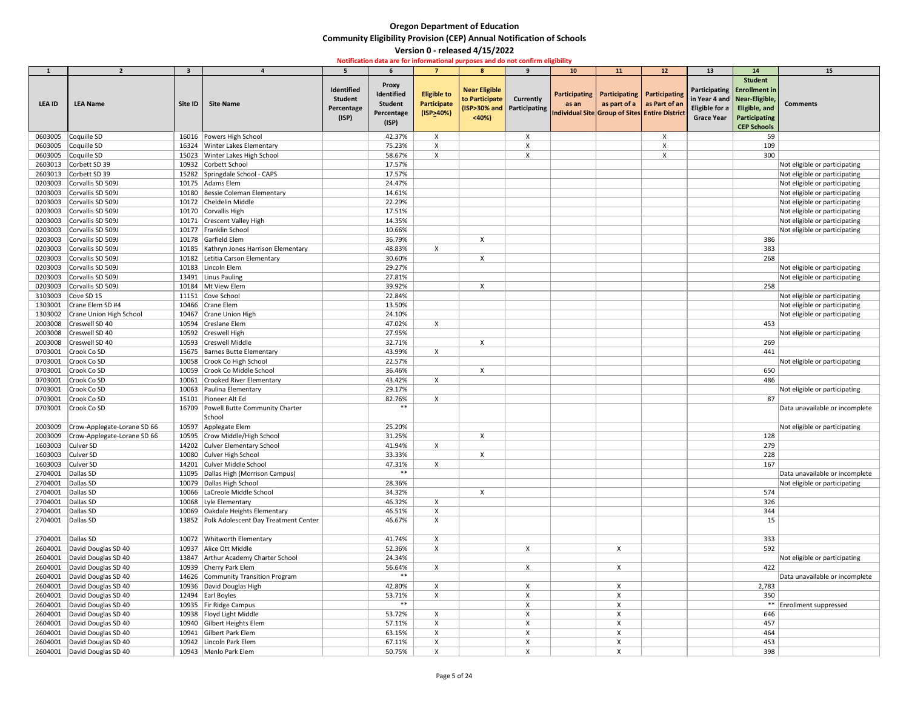# Oregon Department of Education

## Community Eligibility Provision (CEP) Annual Notification of Schools

### Version 0 - released 4/15/2022

**Notification data are for informational purposes and do not confirm eligibility**

| 1 | 2 | 3 | 4 | 5 | 6 | 7 | 8 | 9 | 10 | 11 | 12 | 13 | 14 | 15 |
|---|---|---|---|---|---|---|---|---|---|---|---|---|---|---|
| LEA ID | LEA Name | Site ID | Site Name | Identified Student Percentage (ISP) | Proxy Identified Student Percentage (ISP) | Eligible to Participate (ISP>40%) | Near Eligible to Participate (ISP>30% and <40%) | Currently Participating | Participating as an Individual Site | Participating as part of a Group of Sites | Participating as Part of an Entire District | Participating in Year 4 and Eligible for a Grace Year | Student Enrollment in Near-Eligible, Eligible, and Participating CEP Schools | Comments |
| 0603005 | Coquille SD | 16016 | Powers High School | | 42.37% | X | | X | | | X | | 59 | |
| 0603005 | Coquille SD | 16324 | Winter Lakes Elementary | | 75.23% | X | | X | | | X | | 109 | |
| 0603005 | Coquille SD | 15023 | Winter Lakes High School | | 58.67% | X | | X | | | X | | 300 | |
| 2603013 | Corbett SD 39 | 10932 | Corbett School | | 17.57% | | | | | | | | | Not eligible or participating |
| 2603013 | Corbett SD 39 | 15282 | Springdale School - CAPS | | 17.57% | | | | | | | | | Not eligible or participating |
| 0203003 | Corvallis SD 509J | 10175 | Adams Elem | | 24.47% | | | | | | | | | Not eligible or participating |
| 0203003 | Corvallis SD 509J | 10180 | Bessie Coleman Elementary | | 14.61% | | | | | | | | | Not eligible or participating |
| 0203003 | Corvallis SD 509J | 10172 | Cheldelin Middle | | 22.29% | | | | | | | | | Not eligible or participating |
| 0203003 | Corvallis SD 509J | 10170 | Corvallis High | | 17.51% | | | | | | | | | Not eligible or participating |
| 0203003 | Corvallis SD 509J | 10171 | Crescent Valley High | | 14.35% | | | | | | | | | Not eligible or participating |
| 0203003 | Corvallis SD 509J | 10177 | Franklin School | | 10.66% | | | | | | | | | Not eligible or participating |
| 0203003 | Corvallis SD 509J | 10178 | Garfield Elem | | 36.79% | | X | | | | | | 386 | |
| 0203003 | Corvallis SD 509J | 10185 | Kathryn Jones Harrison Elementary | | 48.83% | X | | | | | | | 383 | |
| 0203003 | Corvallis SD 509J | 10182 | Letitia Carson Elementary | | 30.60% | | X | | | | | | 268 | |
| 0203003 | Corvallis SD 509J | 10183 | Lincoln Elem | | 29.27% | | | | | | | | | Not eligible or participating |
| 0203003 | Corvallis SD 509J | 13491 | Linus Pauling | | 27.81% | | | | | | | | | Not eligible or participating |
| 0203003 | Corvallis SD 509J | 10184 | Mt View Elem | | 39.92% | | X | | | | | | 258 | |
| 3103003 | Cove SD 15 | 11151 | Cove School | | 22.84% | | | | | | | | | Not eligible or participating |
| 1303001 | Crane Elem SD #4 | 10466 | Crane Elem | | 13.50% | | | | | | | | | Not eligible or participating |
| 1303002 | Crane Union High School | 10467 | Crane Union High | | 24.10% | | | | | | | | | Not eligible or participating |
| 2003008 | Creswell SD 40 | 10594 | Creslane Elem | | 47.02% | X | | | | | | | 453 | |
| 2003008 | Creswell SD 40 | 10592 | Creswell High | | 27.95% | | | | | | | | | Not eligible or participating |
| 2003008 | Creswell SD 40 | 10593 | Creswell Middle | | 32.71% | | X | | | | | | 269 | |
| 0703001 | Crook Co SD | 15675 | Barnes Butte Elementary | | 43.99% | X | | | | | | | 441 | |
| 0703001 | Crook Co SD | 10058 | Crook Co High School | | 22.57% | | | | | | | | | Not eligible or participating |
| 0703001 | Crook Co SD | 10059 | Crook Co Middle School | | 36.46% | | X | | | | | | 650 | |
| 0703001 | Crook Co SD | 10061 | Crooked River Elementary | | 43.42% | X | | | | | | | 486 | |
| 0703001 | Crook Co SD | 10063 | Paulina Elementary | | 29.17% | | | | | | | | | Not eligible or participating |
| 0703001 | Crook Co SD | 15101 | Pioneer Alt Ed | | 82.76% | X | | | | | | | 87 | |
| 0703001 | Crook Co SD | 16709 | Powell Butte Community Charter School | | ** | | | | | | | | | Data unavailable or incomplete |
| 2003009 | Crow-Applegate-Lorane SD 66 | 10597 | Applegate Elem | | 25.20% | | | | | | | | | Not eligible or participating |
| 2003009 | Crow-Applegate-Lorane SD 66 | 10595 | Crow Middle/High School | | 31.25% | | X | | | | | | 128 | |
| 1603003 | Culver SD | 14202 | Culver Elementary School | | 41.94% | X | | | | | | | 279 | |
| 1603003 | Culver SD | 10080 | Culver High School | | 33.33% | | X | | | | | | 228 | |
| 1603003 | Culver SD | 14201 | Culver Middle School | | 47.31% | X | | | | | | | 167 | |
| 2704001 | Dallas SD | 11095 | Dallas High (Morrison Campus) | | ** | | | | | | | | | Data unavailable or incomplete |
| 2704001 | Dallas SD | 10079 | Dallas High School | | 28.36% | | | | | | | | | Not eligible or participating |
| 2704001 | Dallas SD | 10066 | LaCreole Middle School | | 34.32% | | X | | | | | | 574 | |
| 2704001 | Dallas SD | 10068 | Lyle Elementary | | 46.32% | X | | | | | | | 326 | |
| 2704001 | Dallas SD | 10069 | Oakdale Heights Elementary | | 46.51% | X | | | | | | | 344 | |
| 2704001 | Dallas SD | 13852 | Polk Adolescent Day Treatment Center | | 46.67% | X | | | | | | | 15 | |
| 2704001 | Dallas SD | 10072 | Whitworth Elementary | | 41.74% | X | | | | | | | 333 | |
| 2604001 | David Douglas SD 40 | 10937 | Alice Ott Middle | | 52.36% | X | | X | | X | | | 592 | |
| 2604001 | David Douglas SD 40 | 13847 | Arthur Academy Charter School | | 24.34% | | | | | | | | | Not eligible or participating |
| 2604001 | David Douglas SD 40 | 10939 | Cherry Park Elem | | 56.64% | X | | X | | X | | | 422 | |
| 2604001 | David Douglas SD 40 | 14626 | Community Transition Program | | ** | | | | | | | | | Data unavailable or incomplete |
| 2604001 | David Douglas SD 40 | 10936 | David Douglas High | | 42.80% | X | | X | | X | | | 2,783 | |
| 2604001 | David Douglas SD 40 | 12494 | Earl Boyles | | 53.71% | X | | X | | X | | | 350 | |
| 2604001 | David Douglas SD 40 | 10935 | Fir Ridge Campus | | ** | | | X | | X | | | ** | Enrollment suppressed |
| 2604001 | David Douglas SD 40 | 10938 | Floyd Light Middle | | 53.72% | X | | X | | X | | | 646 | |
| 2604001 | David Douglas SD 40 | 10940 | Gilbert Heights Elem | | 57.11% | X | | X | | X | | | 457 | |
| 2604001 | David Douglas SD 40 | 10941 | Gilbert Park Elem | | 63.15% | X | | X | | X | | | 464 | |
| 2604001 | David Douglas SD 40 | 10942 | Lincoln Park Elem | | 67.11% | X | | X | | X | | | 453 | |
| 2604001 | David Douglas SD 40 | 10943 | Menlo Park Elem | | 50.75% | X | | X | | X | | | 398 | |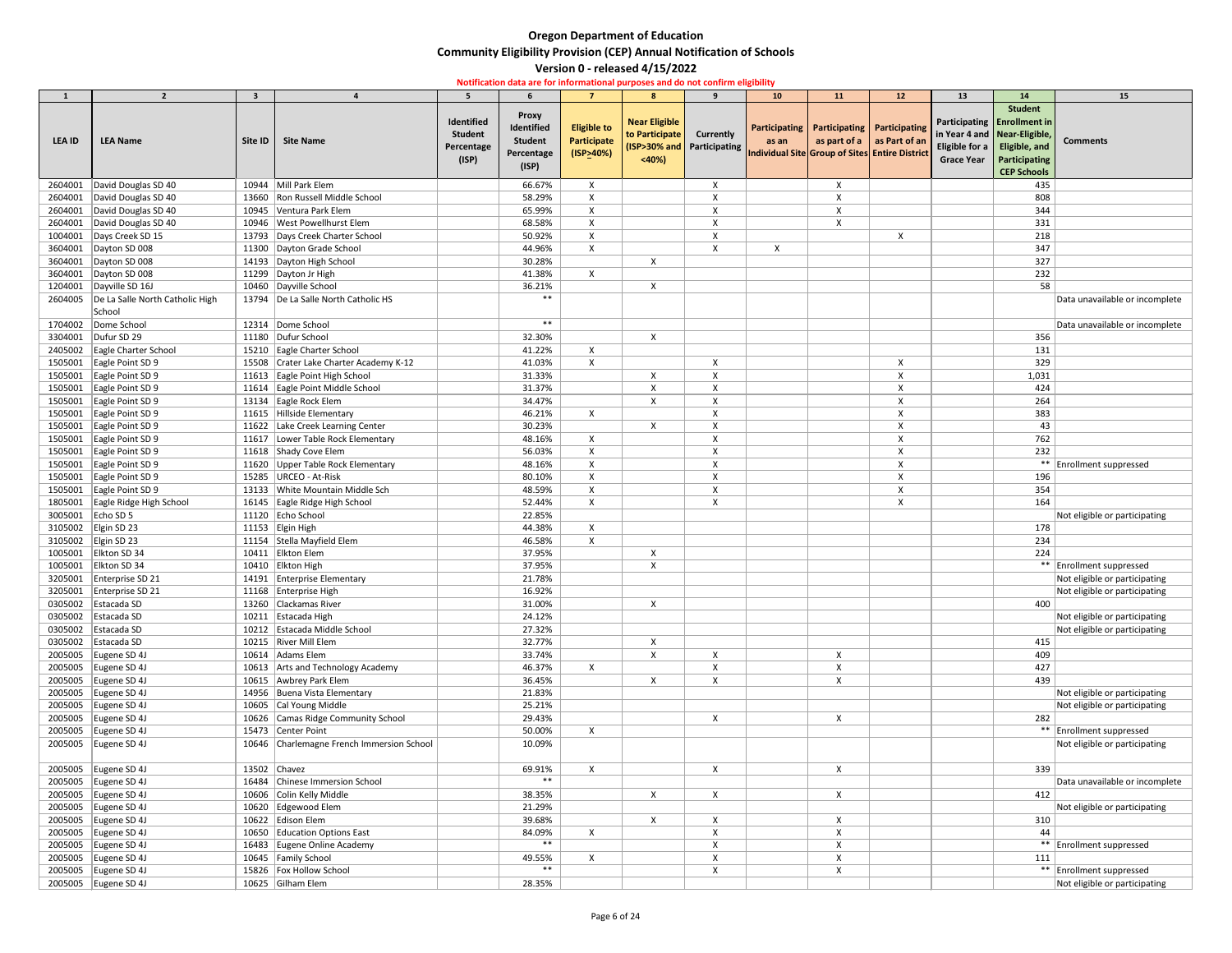# Oregon Department of Education

## Community Eligibility Provision (CEP) Annual Notification of Schools

### Version 0 - released 4/15/2022

**Notification data are for informational purposes and do not confirm eligibility**

| 1 | 2 | 3 | 4 | 5 | 6 | 7 | 8 | 9 | 10 | 11 | 12 | 13 | 14 | 15 |
|---|---|---|---|---|---|---|---|---|---|---|---|---|---|---|
| LEA ID | LEA Name | Site ID | Site Name | Identified Student Percentage (ISP) | Proxy Identified Student Percentage (ISP) | Eligible to Participate (ISP>40%) | Near Eligible to Participate (ISP>30% and <40%) | Currently Participating | Participating as an Individual Site | Participating as part of a Group of Sites | Participating as Part of an Entire District | Participating in Year 4 and Eligible for a Grace Year | Student Enrollment in Near-Eligible, Eligible, and Participating CEP Schools | Comments |
| 2604001 | David Douglas SD 40 | 10944 | Mill Park Elem | | 66.67% | X | | X | | X | | | 435 | |
| 2604001 | David Douglas SD 40 | 13660 | Ron Russell Middle School | | 58.29% | X | | X | | X | | | 808 | |
| 2604001 | David Douglas SD 40 | 10945 | Ventura Park Elem | | 65.99% | X | | X | | X | | | 344 | |
| 2604001 | David Douglas SD 40 | 10946 | West Powellhurst Elem | | 68.58% | X | | X | | X | | | 331 | |
| 1004001 | Days Creek SD 15 | 13793 | Days Creek Charter School | | 50.92% | X | | X | | | X | | 218 | |
| 3604001 | Dayton SD 008 | 11300 | Dayton Grade School | | 44.96% | X | | X | X | | | | 347 | |
| 3604001 | Dayton SD 008 | 14193 | Dayton High School | | 30.28% | | X | | | | | | 327 | |
| 3604001 | Dayton SD 008 | 11299 | Dayton Jr High | | 41.38% | X | | | | | | | 232 | |
| 1204001 | Dayville SD 16J | 10460 | Dayville School | | 36.21% | | X | | | | | | 58 | |
| 2604005 | De La Salle North Catholic High School | 13794 | De La Salle North Catholic HS | | ** | | | | | | | | | Data unavailable or incomplete |
| 1704002 | Dome School | 12314 | Dome School | | ** | | | | | | | | | Data unavailable or incomplete |
| 3304001 | Dufur SD 29 | 11180 | Dufur School | | 32.30% | | X | | | | | | 356 | |
| 2405002 | Eagle Charter School | 15210 | Eagle Charter School | | 41.22% | X | | | | | | | 131 | |
| 1505001 | Eagle Point SD 9 | 15508 | Crater Lake Charter Academy K-12 | | 41.03% | X | | X | | | X | | 329 | |
| 1505001 | Eagle Point SD 9 | 11613 | Eagle Point High School | | 31.33% | | X | X | | | X | | 1,031 | |
| 1505001 | Eagle Point SD 9 | 11614 | Eagle Point Middle School | | 31.37% | | X | X | | | X | | 424 | |
| 1505001 | Eagle Point SD 9 | 13134 | Eagle Rock Elem | | 34.47% | | X | X | | | X | | 264 | |
| 1505001 | Eagle Point SD 9 | 11615 | Hillside Elementary | | 46.21% | X | | X | | | X | | 383 | |
| 1505001 | Eagle Point SD 9 | 11622 | Lake Creek Learning Center | | 30.23% | | X | X | | | X | | 43 | |
| 1505001 | Eagle Point SD 9 | 11617 | Lower Table Rock Elementary | | 48.16% | X | | X | | | X | | 762 | |
| 1505001 | Eagle Point SD 9 | 11618 | Shady Cove Elem | | 56.03% | X | | X | | | X | | 232 | |
| 1505001 | Eagle Point SD 9 | 11620 | Upper Table Rock Elementary | | 48.16% | X | | X | | | X | | ** | Enrollment suppressed |
| 1505001 | Eagle Point SD 9 | 15285 | URCEO - At-Risk | | 80.10% | X | | X | | | X | | 196 | |
| 1505001 | Eagle Point SD 9 | 13133 | White Mountain Middle Sch | | 48.59% | X | | X | | | X | | 354 | |
| 1805001 | Eagle Ridge High School | 16145 | Eagle Ridge High School | | 52.44% | X | | X | | | X | | 164 | |
| 3005001 | Echo SD 5 | 11120 | Echo School | | 22.85% | | | | | | | | | Not eligible or participating |
| 3105002 | Elgin SD 23 | 11153 | Elgin High | | 44.38% | X | | | | | | | 178 | |
| 3105002 | Elgin SD 23 | 11154 | Stella Mayfield Elem | | 46.58% | X | | | | | | | 234 | |
| 1005001 | Elkton SD 34 | 10411 | Elkton Elem | | 37.95% | | X | | | | | | 224 | |
| 1005001 | Elkton SD 34 | 10410 | Elkton High | | 37.95% | | X | | | | | | ** | Enrollment suppressed |
| 3205001 | Enterprise SD 21 | 14191 | Enterprise Elementary | | 21.78% | | | | | | | | | Not eligible or participating |
| 3205001 | Enterprise SD 21 | 11168 | Enterprise High | | 16.92% | | | | | | | | | Not eligible or participating |
| 0305002 | Estacada SD | 13260 | Clackamas River | | 31.00% | | X | | | | | | 400 | |
| 0305002 | Estacada SD | 10211 | Estacada High | | 24.12% | | | | | | | | | Not eligible or participating |
| 0305002 | Estacada SD | 10212 | Estacada Middle School | | 27.32% | | | | | | | | | Not eligible or participating |
| 0305002 | Estacada SD | 10215 | River Mill Elem | | 32.77% | | X | | | | | | 415 | |
| 2005005 | Eugene SD 4J | 10614 | Adams Elem | | 33.74% | | X | X | | X | | | 409 | |
| 2005005 | Eugene SD 4J | 10613 | Arts and Technology Academy | | 46.37% | X | | X | | X | | | 427 | |
| 2005005 | Eugene SD 4J | 10615 | Awbrey Park Elem | | 36.45% | | X | X | | X | | | 439 | |
| 2005005 | Eugene SD 4J | 14956 | Buena Vista Elementary | | 21.83% | | | | | | | | | Not eligible or participating |
| 2005005 | Eugene SD 4J | 10605 | Cal Young Middle | | 25.21% | | | | | | | | | Not eligible or participating |
| 2005005 | Eugene SD 4J | 10626 | Camas Ridge Community School | | 29.43% | | | X | | X | | | 282 | |
| 2005005 | Eugene SD 4J | 15473 | Center Point | | 50.00% | X | | | | | | | ** | Enrollment suppressed |
| 2005005 | Eugene SD 4J | 10646 | Charlemagne French Immersion School | | 10.09% | | | | | | | | | Not eligible or participating |
| 2005005 | Eugene SD 4J | 13502 | Chavez | | 69.91% | X | | X | | X | | | 339 | |
| 2005005 | Eugene SD 4J | 16484 | Chinese Immersion School | | ** | | | | | | | | | Data unavailable or incomplete |
| 2005005 | Eugene SD 4J | 10606 | Colin Kelly Middle | | 38.35% | | X | X | | X | | | 412 | |
| 2005005 | Eugene SD 4J | 10620 | Edgewood Elem | | 21.29% | | | | | | | | | Not eligible or participating |
| 2005005 | Eugene SD 4J | 10622 | Edison Elem | | 39.68% | | X | X | | X | | | 310 | |
| 2005005 | Eugene SD 4J | 10650 | Education Options East | | 84.09% | X | | X | | X | | | 44 | |
| 2005005 | Eugene SD 4J | 16483 | Eugene Online Academy | | ** | | | X | | X | | | ** | Enrollment suppressed |
| 2005005 | Eugene SD 4J | 10645 | Family School | | 49.55% | X | | X | | X | | | 111 | |
| 2005005 | Eugene SD 4J | 15826 | Fox Hollow School | | ** | | | X | | X | | | ** | Enrollment suppressed |
| 2005005 | Eugene SD 4J | 10625 | Gilham Elem | | 28.35% | | | | | | | | | Not eligible or participating |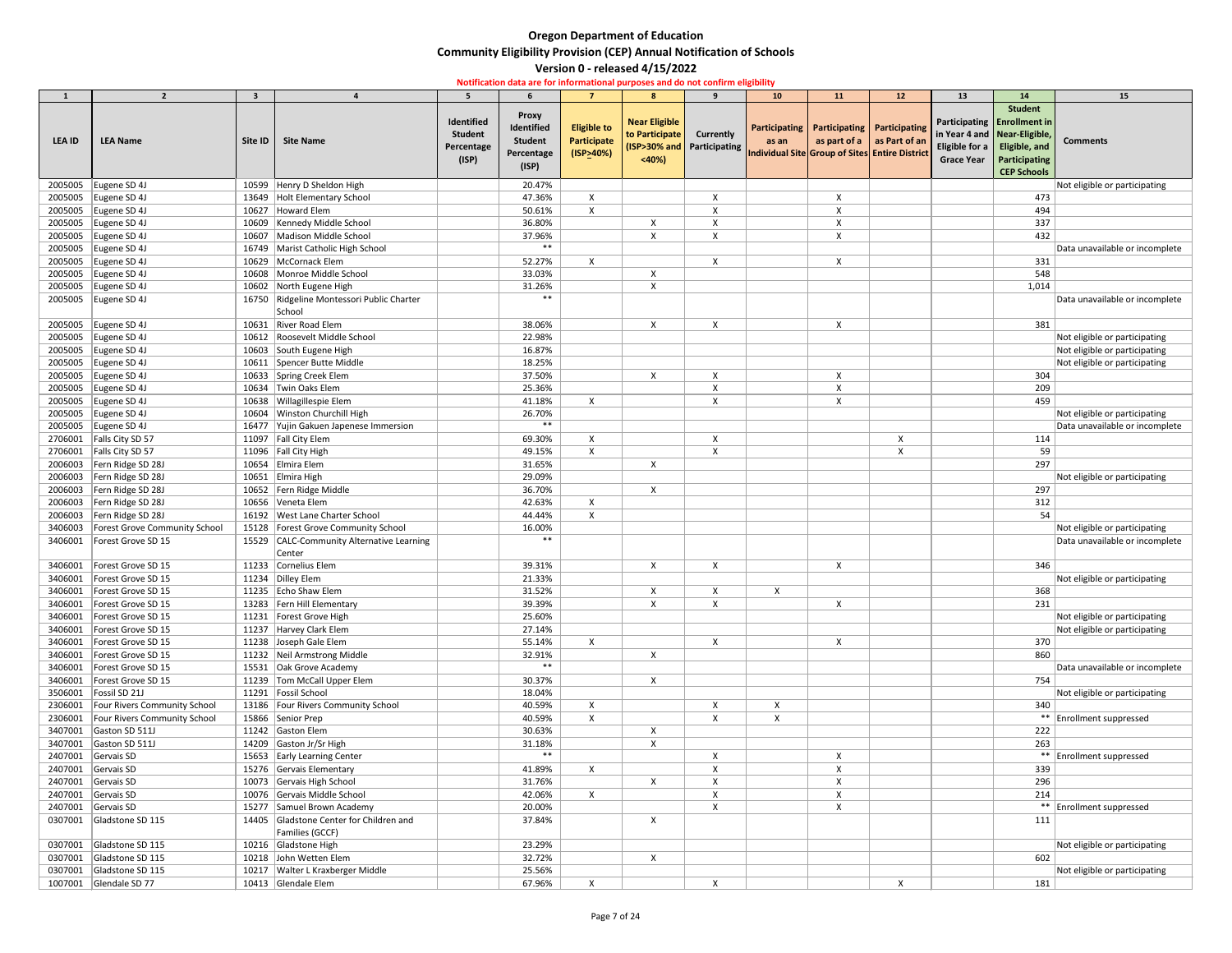# Oregon Department of Education

## Community Eligibility Provision (CEP) Annual Notification of Schools

### Version 0 - released 4/15/2022

**Notification data are for informational purposes and do not confirm eligibility**

| 1 | 2 | 3 | 4 | 5 | 6 | 7 | 8 | 9 | 10 | 11 | 12 | 13 | 14 | 15 |
|---|---|---|---|---|---|---|---|---|---|---|---|---|---|---|
| LEA ID | LEA Name | Site ID | Site Name | Identified Student Percentage (ISP) | Proxy Identified Student Percentage (ISP) | Eligible to Participate (ISP>40%) | Near Eligible to Participate (ISP>30% and <40%) | Currently Participating | Participating as an Individual Site | Participating as part of a Group of Sites | Participating as Part of an Entire District | Participating in Year 4 and Eligible for a Grace Year | Student Enrollment in Near-Eligible, Eligible, and Participating CEP Schools | Comments |
| 2005005 | Eugene SD 4J | 10599 | Henry D Sheldon High | | 20.47% | | | | | | | | | Not eligible or participating |
| 2005005 | Eugene SD 4J | 13649 | Holt Elementary School | | 47.36% | X | | X | | X | | | 473 | |
| 2005005 | Eugene SD 4J | 10627 | Howard Elem | | 50.61% | X | | X | | X | | | 494 | |
| 2005005 | Eugene SD 4J | 10609 | Kennedy Middle School | | 36.80% | | X | X | | X | | | 337 | |
| 2005005 | Eugene SD 4J | 10607 | Madison Middle School | | 37.96% | | X | X | | X | | | 432 | |
| 2005005 | Eugene SD 4J | 16749 | Marist Catholic High School | | ** | | | | | | | | | Data unavailable or incomplete |
| 2005005 | Eugene SD 4J | 10629 | McCornack Elem | | 52.27% | X | | X | | X | | | 331 | |
| 2005005 | Eugene SD 4J | 10608 | Monroe Middle School | | 33.03% | | X | | | | | | 548 | |
| 2005005 | Eugene SD 4J | 10602 | North Eugene High | | 31.26% | | X | | | | | | 1,014 | |
| 2005005 | Eugene SD 4J | 16750 | Ridgeline Montessori Public Charter School | | ** | | | | | | | | | Data unavailable or incomplete |
| 2005005 | Eugene SD 4J | 10631 | River Road Elem | | 38.06% | | X | X | | X | | | 381 | |
| 2005005 | Eugene SD 4J | 10612 | Roosevelt Middle School | | 22.98% | | | | | | | | | Not eligible or participating |
| 2005005 | Eugene SD 4J | 10603 | South Eugene High | | 16.87% | | | | | | | | | Not eligible or participating |
| 2005005 | Eugene SD 4J | 10611 | Spencer Butte Middle | | 18.25% | | | | | | | | | Not eligible or participating |
| 2005005 | Eugene SD 4J | 10633 | Spring Creek Elem | | 37.50% | | X | X | | X | | | 304 | |
| 2005005 | Eugene SD 4J | 10634 | Twin Oaks Elem | | 25.36% | | | X | | X | | | 209 | |
| 2005005 | Eugene SD 4J | 10638 | Willagillespie Elem | | 41.18% | X | | X | | X | | | 459 | |
| 2005005 | Eugene SD 4J | 10604 | Winston Churchill High | | 26.70% | | | | | | | | | Not eligible or participating |
| 2005005 | Eugene SD 4J | 16477 | Yujin Gakuen Japenese Immersion | | ** | | | | | | | | | Data unavailable or incomplete |
| 2706001 | Falls City SD 57 | 11097 | Fall City Elem | | 69.30% | X | | X | | | X | | 114 | |
| 2706001 | Falls City SD 57 | 11096 | Fall City High | | 49.15% | X | | X | | | X | | 59 | |
| 2006003 | Fern Ridge SD 28J | 10654 | Elmira Elem | | 31.65% | | X | | | | | | 297 | |
| 2006003 | Fern Ridge SD 28J | 10651 | Elmira High | | 29.09% | | | | | | | | | Not eligible or participating |
| 2006003 | Fern Ridge SD 28J | 10652 | Fern Ridge Middle | | 36.70% | | X | | | | | | 297 | |
| 2006003 | Fern Ridge SD 28J | 10656 | Veneta Elem | | 42.63% | X | | | | | | | 312 | |
| 2006003 | Fern Ridge SD 28J | 16192 | West Lane Charter School | | 44.44% | X | | | | | | | 54 | |
| 3406003 | Forest Grove Community School | 15128 | Forest Grove Community School | | 16.00% | | | | | | | | | Not eligible or participating |
| 3406001 | Forest Grove SD 15 | 15529 | CALC-Community Alternative Learning Center | | ** | | | | | | | | | Data unavailable or incomplete |
| 3406001 | Forest Grove SD 15 | 11233 | Cornelius Elem | | 39.31% | | X | X | | X | | | 346 | |
| 3406001 | Forest Grove SD 15 | 11234 | Dilley Elem | | 21.33% | | | | | | | | | Not eligible or participating |
| 3406001 | Forest Grove SD 15 | 11235 | Echo Shaw Elem | | 31.52% | | X | X | X | | | | 368 | |
| 3406001 | Forest Grove SD 15 | 13283 | Fern Hill Elementary | | 39.39% | | X | X | | X | | | 231 | |
| 3406001 | Forest Grove SD 15 | 11231 | Forest Grove High | | 25.60% | | | | | | | | | Not eligible or participating |
| 3406001 | Forest Grove SD 15 | 11237 | Harvey Clark Elem | | 27.14% | | | | | | | | | Not eligible or participating |
| 3406001 | Forest Grove SD 15 | 11238 | Joseph Gale Elem | | 55.14% | X | | X | | X | | | 370 | |
| 3406001 | Forest Grove SD 15 | 11232 | Neil Armstrong Middle | | 32.91% | | X | | | | | | 860 | |
| 3406001 | Forest Grove SD 15 | 15531 | Oak Grove Academy | | ** | | | | | | | | | Data unavailable or incomplete |
| 3406001 | Forest Grove SD 15 | 11239 | Tom McCall Upper Elem | | 30.37% | | X | | | | | | 754 | |
| 3506001 | Fossil SD 21J | 11291 | Fossil School | | 18.04% | | | | | | | | | Not eligible or participating |
| 2306001 | Four Rivers Community School | 13186 | Four Rivers Community School | | 40.59% | X | | X | X | | | | 340 | |
| 2306001 | Four Rivers Community School | 15866 | Senior Prep | | 40.59% | X | | X | X | | | | ** | Enrollment suppressed |
| 3407001 | Gaston SD 511J | 11242 | Gaston Elem | | 30.63% | | X | | | | | | 222 | |
| 3407001 | Gaston SD 511J | 14209 | Gaston Jr/Sr High | | 31.18% | | X | | | | | | 263 | |
| 2407001 | Gervais SD | 15653 | Early Learning Center | | ** | | | X | | X | | | ** | Enrollment suppressed |
| 2407001 | Gervais SD | 15276 | Gervais Elementary | | 41.89% | X | | X | | X | | | 339 | |
| 2407001 | Gervais SD | 10073 | Gervais High School | | 31.76% | | X | X | | X | | | 296 | |
| 2407001 | Gervais SD | 10076 | Gervais Middle School | | 42.06% | X | | X | | X | | | 214 | |
| 2407001 | Gervais SD | 15277 | Samuel Brown Academy | | 20.00% | | | X | | X | | | ** | Enrollment suppressed |
| 0307001 | Gladstone SD 115 | 14405 | Gladstone Center for Children and Families (GCCF) | | 37.84% | | X | | | | | | 111 | |
| 0307001 | Gladstone SD 115 | 10216 | Gladstone High | | 23.29% | | | | | | | | | Not eligible or participating |
| 0307001 | Gladstone SD 115 | 10218 | John Wetten Elem | | 32.72% | | X | | | | | | 602 | |
| 0307001 | Gladstone SD 115 | 10217 | Walter L Kraxberger Middle | | 25.56% | | | | | | | | | Not eligible or participating |
| 1007001 | Glendale SD 77 | 10413 | Glendale Elem | | 67.96% | X | | X | | | X | | 181 | |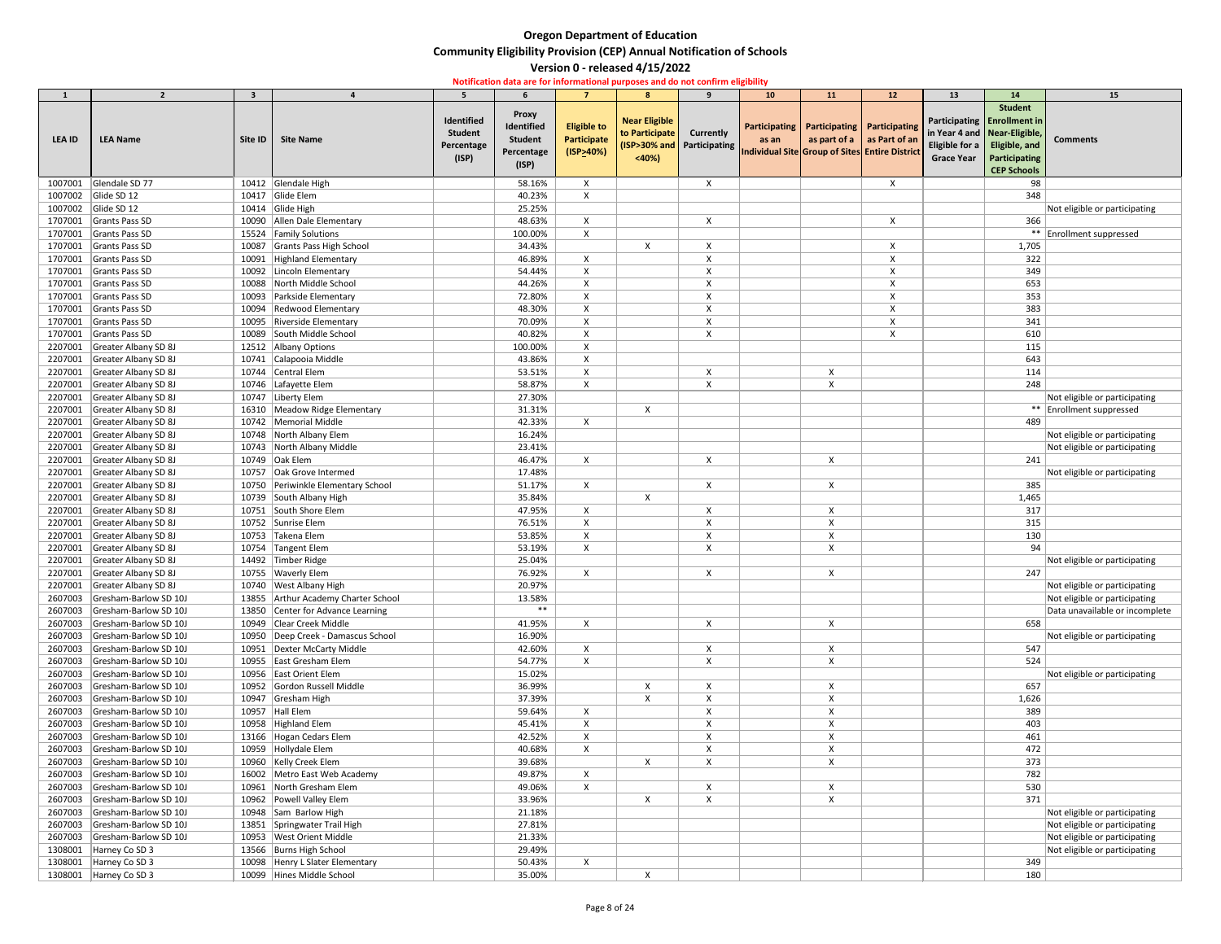# Oregon Department of Education

## Community Eligibility Provision (CEP) Annual Notification of Schools

### Version 0 - released 4/15/2022

**Notification data are for informational purposes and do not confirm eligibility**

| 1 | 2 | 3 | 4 | 5 | 6 | 7 | 8 | 9 | 10 | 11 | 12 | 13 | 14 | 15 |
|---|---|---|---|---|---|---|---|---|---|---|---|---|---|---|
| LEA ID | LEA Name | Site ID | Site Name | Identified Student Percentage (ISP) | Proxy Identified Student Percentage (ISP) | Eligible to Participate (ISP>40%) | Near Eligible to Participate (ISP>30% and <40%) | Currently Participating | Participating as an Individual Site | Participating as part of a Group of Sites | Participating as Part of an Entire District | Participating in Year 4 and Eligible for a Grace Year | Student Enrollment in Near-Eligible, Eligible, and Participating CEP Schools | Comments |
| 1007001 | Glendale SD 77 | 10412 | Glendale High | | 58.16% | X | | X | | | X | | 98 | |
| 1007002 | Glide SD 12 | 10417 | Glide Elem | | 40.23% | X | | | | | | | 348 | |
| 1007002 | Glide SD 12 | 10414 | Glide High | | 25.25% | | | | | | | | | Not eligible or participating |
| 1707001 | Grants Pass SD | 10090 | Allen Dale Elementary | | 48.63% | X | | X | | | X | | 366 | |
| 1707001 | Grants Pass SD | 15524 | Family Solutions | | 100.00% | X | | | | | | | ** | Enrollment suppressed |
| 1707001 | Grants Pass SD | 10087 | Grants Pass High School | | 34.43% | | X | X | | | X | | 1,705 | |
| 1707001 | Grants Pass SD | 10091 | Highland Elementary | | 46.89% | X | | X | | | X | | 322 | |
| 1707001 | Grants Pass SD | 10092 | Lincoln Elementary | | 54.44% | X | | X | | | X | | 349 | |
| 1707001 | Grants Pass SD | 10088 | North Middle School | | 44.26% | X | | X | | | X | | 653 | |
| 1707001 | Grants Pass SD | 10093 | Parkside Elementary | | 72.80% | X | | X | | | X | | 353 | |
| 1707001 | Grants Pass SD | 10094 | Redwood Elementary | | 48.30% | X | | X | | | X | | 383 | |
| 1707001 | Grants Pass SD | 10095 | Riverside Elementary | | 70.09% | X | | X | | | X | | 341 | |
| 1707001 | Grants Pass SD | 10089 | South Middle School | | 40.82% | X | | X | | | X | | 610 | |
| 2207001 | Greater Albany SD 8J | 12512 | Albany Options | | 100.00% | X | | | | | | | 115 | |
| 2207001 | Greater Albany SD 8J | 10741 | Calapooia Middle | | 43.86% | X | | | | | | | 643 | |
| 2207001 | Greater Albany SD 8J | 10744 | Central Elem | | 53.51% | X | | X | | X | | | 114 | |
| 2207001 | Greater Albany SD 8J | 10746 | Lafayette Elem | | 58.87% | X | | X | | X | | | 248 | |
| 2207001 | Greater Albany SD 8J | 10747 | Liberty Elem | | 27.30% | | | | | | | | | Not eligible or participating |
| 2207001 | Greater Albany SD 8J | 16310 | Meadow Ridge Elementary | | 31.31% | | X | | | | | | ** | Enrollment suppressed |
| 2207001 | Greater Albany SD 8J | 10742 | Memorial Middle | | 42.33% | X | | | | | | | 489 | |
| 2207001 | Greater Albany SD 8J | 10748 | North Albany Elem | | 16.24% | | | | | | | | | Not eligible or participating |
| 2207001 | Greater Albany SD 8J | 10743 | North Albany Middle | | 23.41% | | | | | | | | | Not eligible or participating |
| 2207001 | Greater Albany SD 8J | 10749 | Oak Elem | | 46.47% | X | | X | | X | | | 241 | |
| 2207001 | Greater Albany SD 8J | 10757 | Oak Grove Intermed | | 17.48% | | | | | | | | | Not eligible or participating |
| 2207001 | Greater Albany SD 8J | 10750 | Periwinkle Elementary School | | 51.17% | X | | X | | X | | | 385 | |
| 2207001 | Greater Albany SD 8J | 10739 | South Albany High | | 35.84% | | X | | | | | | 1,465 | |
| 2207001 | Greater Albany SD 8J | 10751 | South Shore Elem | | 47.95% | X | | X | | X | | | 317 | |
| 2207001 | Greater Albany SD 8J | 10752 | Sunrise Elem | | 76.51% | X | | X | | X | | | 315 | |
| 2207001 | Greater Albany SD 8J | 10753 | Takena Elem | | 53.85% | X | | X | | X | | | 130 | |
| 2207001 | Greater Albany SD 8J | 10754 | Tangent Elem | | 53.19% | X | | X | | X | | | 94 | |
| 2207001 | Greater Albany SD 8J | 14492 | Timber Ridge | | 25.04% | | | | | | | | | Not eligible or participating |
| 2207001 | Greater Albany SD 8J | 10755 | Waverly Elem | | 76.92% | X | | X | | X | | | 247 | |
| 2207001 | Greater Albany SD 8J | 10740 | West Albany High | | 20.97% | | | | | | | | | Not eligible or participating |
| 2607003 | Gresham-Barlow SD 10J | 13855 | Arthur Academy Charter School | | 13.58% | | | | | | | | | Not eligible or participating |
| 2607003 | Gresham-Barlow SD 10J | 13850 | Center for Advance Learning | | ** | | | | | | | | | Data unavailable or incomplete |
| 2607003 | Gresham-Barlow SD 10J | 10949 | Clear Creek Middle | | 41.95% | X | | X | | X | | | 658 | |
| 2607003 | Gresham-Barlow SD 10J | 10950 | Deep Creek - Damascus School | | 16.90% | | | | | | | | | Not eligible or participating |
| 2607003 | Gresham-Barlow SD 10J | 10951 | Dexter McCarty Middle | | 42.60% | X | | X | | X | | | 547 | |
| 2607003 | Gresham-Barlow SD 10J | 10955 | East Gresham Elem | | 54.77% | X | | X | | X | | | 524 | |
| 2607003 | Gresham-Barlow SD 10J | 10956 | East Orient Elem | | 15.02% | | | | | | | | | Not eligible or participating |
| 2607003 | Gresham-Barlow SD 10J | 10952 | Gordon Russell Middle | | 36.99% | | X | X | | X | | | 657 | |
| 2607003 | Gresham-Barlow SD 10J | 10947 | Gresham High | | 37.39% | | X | X | | X | | | 1,626 | |
| 2607003 | Gresham-Barlow SD 10J | 10957 | Hall Elem | | 59.64% | X | | X | | X | | | 389 | |
| 2607003 | Gresham-Barlow SD 10J | 10958 | Highland Elem | | 45.41% | X | | X | | X | | | 403 | |
| 2607003 | Gresham-Barlow SD 10J | 13166 | Hogan Cedars Elem | | 42.52% | X | | X | | X | | | 461 | |
| 2607003 | Gresham-Barlow SD 10J | 10959 | Hollydale Elem | | 40.68% | X | | X | | X | | | 472 | |
| 2607003 | Gresham-Barlow SD 10J | 10960 | Kelly Creek Elem | | 39.68% | | X | X | | X | | | 373 | |
| 2607003 | Gresham-Barlow SD 10J | 16002 | Metro East Web Academy | | 49.87% | X | | | | | | | 782 | |
| 2607003 | Gresham-Barlow SD 10J | 10961 | North Gresham Elem | | 49.06% | X | | X | | X | | | 530 | |
| 2607003 | Gresham-Barlow SD 10J | 10962 | Powell Valley Elem | | 33.96% | | X | X | | X | | | 371 | |
| 2607003 | Gresham-Barlow SD 10J | 10948 | Sam Barlow High | | 21.18% | | | | | | | | | Not eligible or participating |
| 2607003 | Gresham-Barlow SD 10J | 13851 | Springwater Trail High | | 27.81% | | | | | | | | | Not eligible or participating |
| 2607003 | Gresham-Barlow SD 10J | 10953 | West Orient Middle | | 21.33% | | | | | | | | | Not eligible or participating |
| 1308001 | Harney Co SD 3 | 13566 | Burns High School | | 29.49% | | | | | | | | | Not eligible or participating |
| 1308001 | Harney Co SD 3 | 10098 | Henry L Slater Elementary | | 50.43% | X | | | | | | | 349 | |
| 1308001 | Harney Co SD 3 | 10099 | Hines Middle School | | 35.00% | | X | | | | | | 180 | |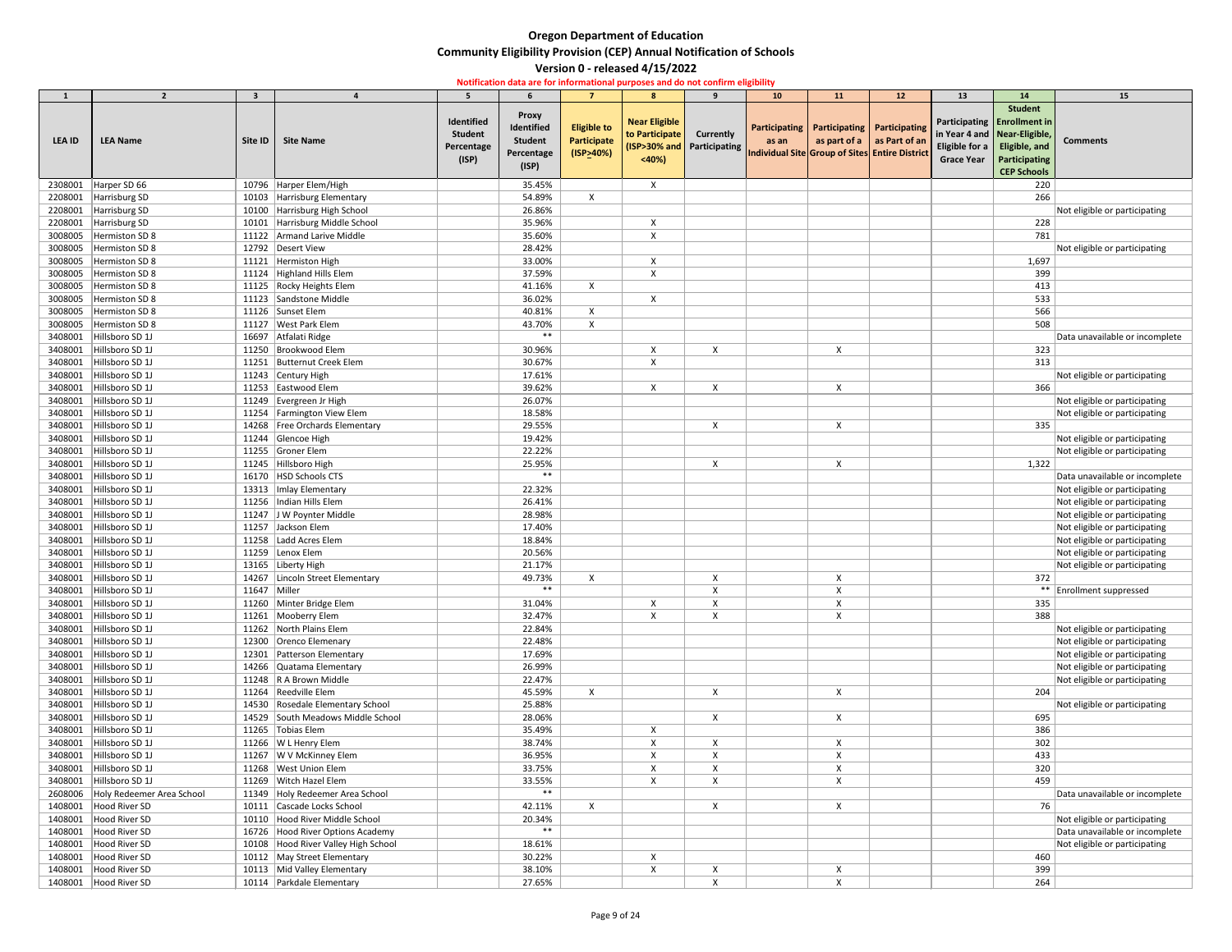# Oregon Department of Education

## Community Eligibility Provision (CEP) Annual Notification of Schools

### Version 0 - released 4/15/2022

**Notification data are for informational purposes and do not confirm eligibility**

| 1 | 2 | 3 | 4 | 5 | 6 | 7 | 8 | 9 | 10 | 11 | 12 | 13 | 14 | 15 |
|---|---|---|---|---|---|---|---|---|---|---|---|---|---|---|
| LEA ID | LEA Name | Site ID | Site Name | Identified Student Percentage (ISP) | Proxy Identified Student Percentage (ISP) | Eligible to Participate (ISP>40%) | Near Eligible to Participate (ISP>30% and <40%) | Currently Participating | Participating as an Individual Site | Participating as part of a Group of Sites | Participating as Part of an Entire District | Participating in Year 4 and Eligible for a Grace Year | Student Enrollment in Near-Eligible, Eligible, and Participating CEP Schools | Comments |
| 2308001 | Harper SD 66 | 10796 | Harper Elem/High | | 35.45% | | X | | | | | | 220 | |
| 2208001 | Harrisburg SD | 10103 | Harrisburg Elementary | | 54.89% | X | | | | | | | 266 | |
| 2208001 | Harrisburg SD | 10100 | Harrisburg High School | | 26.86% | | | | | | | | | Not eligible or participating |
| 2208001 | Harrisburg SD | 10101 | Harrisburg Middle School | | 35.96% | | X | | | | | | 228 | |
| 3008005 | Hermiston SD 8 | 11122 | Armand Larive Middle | | 35.60% | | X | | | | | | 781 | |
| 3008005 | Hermiston SD 8 | 12792 | Desert View | | 28.42% | | | | | | | | | Not eligible or participating |
| 3008005 | Hermiston SD 8 | 11121 | Hermiston High | | 33.00% | | X | | | | | | 1,697 | |
| 3008005 | Hermiston SD 8 | 11124 | Highland Hills Elem | | 37.59% | | X | | | | | | 399 | |
| 3008005 | Hermiston SD 8 | 11125 | Rocky Heights Elem | | 41.16% | X | | | | | | | 413 | |
| 3008005 | Hermiston SD 8 | 11123 | Sandstone Middle | | 36.02% | | X | | | | | | 533 | |
| 3008005 | Hermiston SD 8 | 11126 | Sunset Elem | | 40.81% | X | | | | | | | 566 | |
| 3008005 | Hermiston SD 8 | 11127 | West Park Elem | | 43.70% | X | | | | | | | 508 | |
| 3408001 | Hillsboro SD 1J | 16697 | Atfalati Ridge | | ** | | | | | | | | | Data unavailable or incomplete |
| 3408001 | Hillsboro SD 1J | 11250 | Brookwood Elem | | 30.96% | | X | X | | X | | | 323 | |
| 3408001 | Hillsboro SD 1J | 11251 | Butternut Creek Elem | | 30.67% | | X | | | | | | 313 | |
| 3408001 | Hillsboro SD 1J | 11243 | Century High | | 17.61% | | | | | | | | | Not eligible or participating |
| 3408001 | Hillsboro SD 1J | 11253 | Eastwood Elem | | 39.62% | | X | X | | X | | | 366 | |
| 3408001 | Hillsboro SD 1J | 11249 | Evergreen Jr High | | 26.07% | | | | | | | | | Not eligible or participating |
| 3408001 | Hillsboro SD 1J | 11254 | Farmington View Elem | | 18.58% | | | | | | | | | Not eligible or participating |
| 3408001 | Hillsboro SD 1J | 14268 | Free Orchards Elementary | | 29.55% | | | X | | X | | | 335 | |
| 3408001 | Hillsboro SD 1J | 11244 | Glencoe High | | 19.42% | | | | | | | | | Not eligible or participating |
| 3408001 | Hillsboro SD 1J | 11255 | Groner Elem | | 22.22% | | | | | | | | | Not eligible or participating |
| 3408001 | Hillsboro SD 1J | 11245 | Hillsboro High | | 25.95% | | | X | | X | | | 1,322 | |
| 3408001 | Hillsboro SD 1J | 16170 | HSD Schools CTS | | ** | | | | | | | | | Data unavailable or incomplete |
| 3408001 | Hillsboro SD 1J | 13313 | Imlay Elementary | | 22.32% | | | | | | | | | Not eligible or participating |
| 3408001 | Hillsboro SD 1J | 11256 | Indian Hills Elem | | 26.41% | | | | | | | | | Not eligible or participating |
| 3408001 | Hillsboro SD 1J | 11247 | J W Poynter Middle | | 28.98% | | | | | | | | | Not eligible or participating |
| 3408001 | Hillsboro SD 1J | 11257 | Jackson Elem | | 17.40% | | | | | | | | | Not eligible or participating |
| 3408001 | Hillsboro SD 1J | 11258 | Ladd Acres Elem | | 18.84% | | | | | | | | | Not eligible or participating |
| 3408001 | Hillsboro SD 1J | 11259 | Lenox Elem | | 20.56% | | | | | | | | | Not eligible or participating |
| 3408001 | Hillsboro SD 1J | 13165 | Liberty High | | 21.17% | | | | | | | | | Not eligible or participating |
| 3408001 | Hillsboro SD 1J | 14267 | Lincoln Street Elementary | | 49.73% | X | | X | | X | | | 372 | |
| 3408001 | Hillsboro SD 1J | 11647 | Miller | | ** | | | X | | X | | | ** | Enrollment suppressed |
| 3408001 | Hillsboro SD 1J | 11260 | Minter Bridge Elem | | 31.04% | | X | X | | X | | | 335 | |
| 3408001 | Hillsboro SD 1J | 11261 | Mooberry Elem | | 32.47% | | X | X | | X | | | 388 | |
| 3408001 | Hillsboro SD 1J | 11262 | North Plains Elem | | 22.84% | | | | | | | | | Not eligible or participating |
| 3408001 | Hillsboro SD 1J | 12300 | Orenco Elemenary | | 22.48% | | | | | | | | | Not eligible or participating |
| 3408001 | Hillsboro SD 1J | 12301 | Patterson Elementary | | 17.69% | | | | | | | | | Not eligible or participating |
| 3408001 | Hillsboro SD 1J | 14266 | Quatama Elementary | | 26.99% | | | | | | | | | Not eligible or participating |
| 3408001 | Hillsboro SD 1J | 11248 | R A Brown Middle | | 22.47% | | | | | | | | | Not eligible or participating |
| 3408001 | Hillsboro SD 1J | 11264 | Reedville Elem | | 45.59% | X | | X | | X | | | 204 | |
| 3408001 | Hillsboro SD 1J | 14530 | Rosedale Elementary School | | 25.88% | | | | | | | | | Not eligible or participating |
| 3408001 | Hillsboro SD 1J | 14529 | South Meadows Middle School | | 28.06% | | | X | | X | | | 695 | |
| 3408001 | Hillsboro SD 1J | 11265 | Tobias Elem | | 35.49% | | X | | | | | | 386 | |
| 3408001 | Hillsboro SD 1J | 11266 | W L Henry Elem | | 38.74% | | X | X | | X | | | 302 | |
| 3408001 | Hillsboro SD 1J | 11267 | W V McKinney Elem | | 36.95% | | X | X | | X | | | 433 | |
| 3408001 | Hillsboro SD 1J | 11268 | West Union Elem | | 33.75% | | X | X | | X | | | 320 | |
| 3408001 | Hillsboro SD 1J | 11269 | Witch Hazel Elem | | 33.55% | | X | X | | X | | | 459 | |
| 2608006 | Holy Redeemer Area School | 11349 | Holy Redeemer Area School | | ** | | | | | | | | | Data unavailable or incomplete |
| 1408001 | Hood River SD | 10111 | Cascade Locks School | | 42.11% | X | | X | | X | | | 76 | |
| 1408001 | Hood River SD | 10110 | Hood River Middle School | | 20.34% | | | | | | | | | Not eligible or participating |
| 1408001 | Hood River SD | 16726 | Hood River Options Academy | | ** | | | | | | | | | Data unavailable or incomplete |
| 1408001 | Hood River SD | 10108 | Hood River Valley High School | | 18.61% | | | | | | | | | Not eligible or participating |
| 1408001 | Hood River SD | 10112 | May Street Elementary | | 30.22% | | X | | | | | | 460 | |
| 1408001 | Hood River SD | 10113 | Mid Valley Elementary | | 38.10% | | X | X | | X | | | 399 | |
| 1408001 | Hood River SD | 10114 | Parkdale Elementary | | 27.65% | | | X | | X | | | 264 | |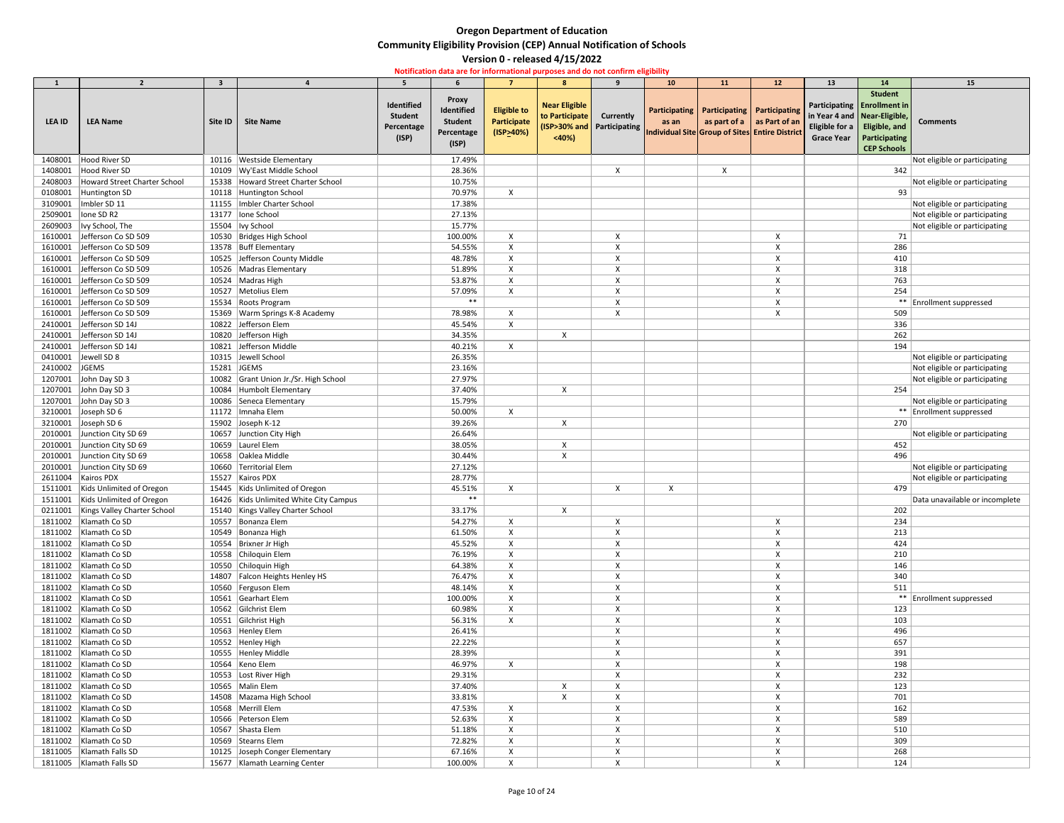# Oregon Department of Education

## Community Eligibility Provision (CEP) Annual Notification of Schools

### Version 0 - released 4/15/2022

**Notification data are for informational purposes and do not confirm eligibility**

| 1 | 2 | 3 | 4 | 5 | 6 | 7 | 8 | 9 | 10 | 11 | 12 | 13 | 14 | 15 |
|---|---|---|---|---|---|---|---|---|---|---|---|---|---|---|
| LEA ID | LEA Name | Site ID | Site Name | Identified Student Percentage (ISP) | Proxy Identified Student Percentage (ISP) | Eligible to Participate (ISP≥40%) | Near Eligible to Participate (ISP>30% and <40%) | Currently Participating | Participating as an Individual Site | Participating as part of a Group of Sites | Participating as Part of an Entire District | Participating in Year 4 and Eligible for a Grace Year | Student Enrollment in Near-Eligible, Eligible, and Participating CEP Schools | Comments |
| 1408001 | Hood River SD | 10116 | Westside Elementary | | 17.49% | | | | | | | | | Not eligible or participating |
| 1408001 | Hood River SD | 10109 | Wy'East Middle School | | 28.36% | | | X | | X | | | 342 | |
| 2408003 | Howard Street Charter School | 15338 | Howard Street Charter School | | 10.75% | | | | | | | | | Not eligible or participating |
| 0108001 | Huntington SD | 10118 | Huntington School | | 70.97% | X | | | | | | | 93 | |
| 3109001 | Imbler SD 11 | 11155 | Imbler Charter School | | 17.38% | | | | | | | | | Not eligible or participating |
| 2509001 | Ione SD R2 | 13177 | Ione School | | 27.13% | | | | | | | | | Not eligible or participating |
| 2609003 | Ivy School, The | 15504 | Ivy School | | 15.77% | | | | | | | | | Not eligible or participating |
| 1610001 | Jefferson Co SD 509 | 10530 | Bridges High School | | 100.00% | X | | X | | | X | | 71 | |
| 1610001 | Jefferson Co SD 509 | 13578 | Buff Elementary | | 54.55% | X | | X | | | X | | 286 | |
| 1610001 | Jefferson Co SD 509 | 10525 | Jefferson County Middle | | 48.78% | X | | X | | | X | | 410 | |
| 1610001 | Jefferson Co SD 509 | 10526 | Madras Elementary | | 51.89% | X | | X | | | X | | 318 | |
| 1610001 | Jefferson Co SD 509 | 10524 | Madras High | | 53.87% | X | | X | | | X | | 763 | |
| 1610001 | Jefferson Co SD 509 | 10527 | Metolius Elem | | 57.09% | X | | X | | | X | | 254 | |
| 1610001 | Jefferson Co SD 509 | 15534 | Roots Program | | ** | | | X | | | X | | ** | Enrollment suppressed |
| 1610001 | Jefferson Co SD 509 | 15369 | Warm Springs K-8 Academy | | 78.98% | X | | X | | | X | | 509 | |
| 2410001 | Jefferson SD 14J | 10822 | Jefferson Elem | | 45.54% | X | | | | | | | 336 | |
| 2410001 | Jefferson SD 14J | 10820 | Jefferson High | | 34.35% | | X | | | | | | 262 | |
| 2410001 | Jefferson SD 14J | 10821 | Jefferson Middle | | 40.21% | X | | | | | | | 194 | |
| 0410001 | Jewell SD 8 | 10315 | Jewell School | | 26.35% | | | | | | | | | Not eligible or participating |
| 2410002 | JGEMS | 15281 | JGEMS | | 23.16% | | | | | | | | | Not eligible or participating |
| 1207001 | John Day SD 3 | 10082 | Grant Union Jr./Sr. High School | | 27.97% | | | | | | | | | Not eligible or participating |
| 1207001 | John Day SD 3 | 10084 | Humbolt Elementary | | 37.40% | | X | | | | | | 254 | |
| 1207001 | John Day SD 3 | 10086 | Seneca Elementary | | 15.79% | | | | | | | | | Not eligible or participating |
| 3210001 | Joseph SD 6 | 11172 | Imnaha Elem | | 50.00% | X | | | | | | | ** | Enrollment suppressed |
| 3210001 | Joseph SD 6 | 15902 | Joseph K-12 | | 39.26% | | X | | | | | | 270 | |
| 2010001 | Junction City SD 69 | 10657 | Junction City High | | 26.64% | | | | | | | | | Not eligible or participating |
| 2010001 | Junction City SD 69 | 10659 | Laurel Elem | | 38.05% | | X | | | | | | 452 | |
| 2010001 | Junction City SD 69 | 10658 | Oaklea Middle | | 30.44% | | X | | | | | | 496 | |
| 2010001 | Junction City SD 69 | 10660 | Territorial Elem | | 27.12% | | | | | | | | | Not eligible or participating |
| 2611004 | Kairos PDX | 15527 | Kairos PDX | | 28.77% | | | | | | | | | Not eligible or participating |
| 1511001 | Kids Unlimited of Oregon | 15445 | Kids Unlimited of Oregon | | 45.51% | X | | X | X | | | | 479 | |
| 1511001 | Kids Unlimited of Oregon | 16426 | Kids Unlimited White City Campus | | ** | | | | | | | | | Data unavailable or incomplete |
| 0211001 | Kings Valley Charter School | 15140 | Kings Valley Charter School | | 33.17% | | X | | | | | | 202 | |
| 1811002 | Klamath Co SD | 10557 | Bonanza Elem | | 54.27% | X | | X | | | X | | 234 | |
| 1811002 | Klamath Co SD | 10549 | Bonanza High | | 61.50% | X | | X | | | X | | 213 | |
| 1811002 | Klamath Co SD | 10554 | Brixner Jr High | | 45.52% | X | | X | | | X | | 424 | |
| 1811002 | Klamath Co SD | 10558 | Chiloquin Elem | | 76.19% | X | | X | | | X | | 210 | |
| 1811002 | Klamath Co SD | 10550 | Chiloquin High | | 64.38% | X | | X | | | X | | 146 | |
| 1811002 | Klamath Co SD | 14807 | Falcon Heights Henley HS | | 76.47% | X | | X | | | X | | 340 | |
| 1811002 | Klamath Co SD | 10560 | Ferguson Elem | | 48.14% | X | | X | | | X | | 511 | |
| 1811002 | Klamath Co SD | 10561 | Gearhart Elem | | 100.00% | X | | X | | | X | | ** | Enrollment suppressed |
| 1811002 | Klamath Co SD | 10562 | Gilchrist Elem | | 60.98% | X | | X | | | X | | 123 | |
| 1811002 | Klamath Co SD | 10551 | Gilchrist High | | 56.31% | X | | X | | | X | | 103 | |
| 1811002 | Klamath Co SD | 10563 | Henley Elem | | 26.41% | | | X | | | X | | 496 | |
| 1811002 | Klamath Co SD | 10552 | Henley High | | 22.22% | | | X | | | X | | 657 | |
| 1811002 | Klamath Co SD | 10555 | Henley Middle | | 28.39% | | | X | | | X | | 391 | |
| 1811002 | Klamath Co SD | 10564 | Keno Elem | | 46.97% | X | | X | | | X | | 198 | |
| 1811002 | Klamath Co SD | 10553 | Lost River High | | 29.31% | | | X | | | X | | 232 | |
| 1811002 | Klamath Co SD | 10565 | Malin Elem | | 37.40% | | X | X | | | X | | 123 | |
| 1811002 | Klamath Co SD | 14508 | Mazama High School | | 33.81% | | X | X | | | X | | 701 | |
| 1811002 | Klamath Co SD | 10568 | Merrill Elem | | 47.53% | X | | X | | | X | | 162 | |
| 1811002 | Klamath Co SD | 10566 | Peterson Elem | | 52.63% | X | | X | | | X | | 589 | |
| 1811002 | Klamath Co SD | 10567 | Shasta Elem | | 51.18% | X | | X | | | X | | 510 | |
| 1811002 | Klamath Co SD | 10569 | Stearns Elem | | 72.82% | X | | X | | | X | | 309 | |
| 1811005 | Klamath Falls SD | 10125 | Joseph Conger Elementary | | 67.16% | X | | X | | | X | | 268 | |
| 1811005 | Klamath Falls SD | 15677 | Klamath Learning Center | | 100.00% | X | | X | | | X | | 124 | |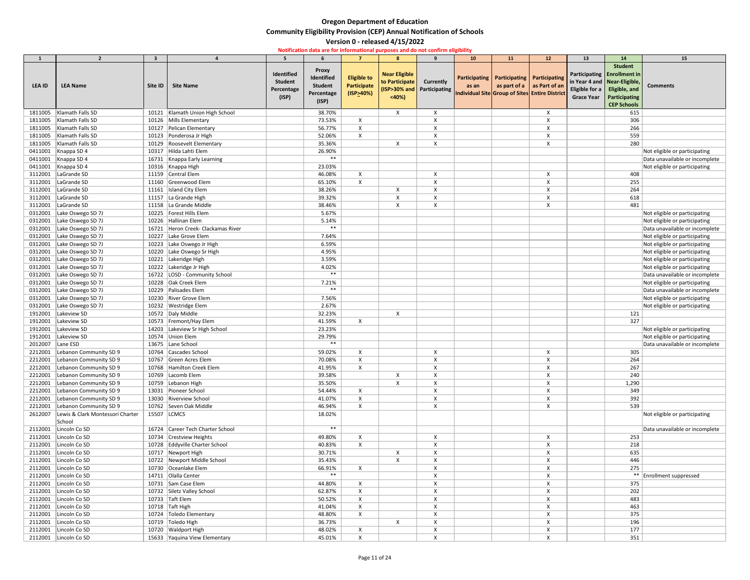# Oregon Department of Education

## Community Eligibility Provision (CEP) Annual Notification of Schools

### Version 0 - released 4/15/2022

**Notification data are for informational purposes and do not confirm eligibility**

| 1 | 2 | 3 | 4 | 5 | 6 | 7 | 8 | 9 | 10 | 11 | 12 | 13 | 14 | 15 |
|---|---|---|---|---|---|---|---|---|---|---|---|---|---|---|
| LEA ID | LEA Name | Site ID | Site Name | Identified Student Percentage (ISP) | Proxy Identified Student Percentage (ISP) | Eligible to Participate (ISP≥40%) | Near Eligible to Participate (ISP>30% and <40%) | Currently Participating | Participating as an Individual Site | Participating as part of a Group of Sites | Participating as Part of an Entire District | Participating in Year 4 and Eligible for a Grace Year | Student Enrollment in Near-Eligible, Eligible, and Participating CEP Schools | Comments |
| 1811005 | Klamath Falls SD | 10121 | Klamath Union High School | | 38.70% | | X | X | | | X | | 615 | |
| 1811005 | Klamath Falls SD | 10126 | Mills Elementary | | 73.53% | X | | X | | | X | | 306 | |
| 1811005 | Klamath Falls SD | 10127 | Pelican Elementary | | 56.77% | X | | X | | | X | | 266 | |
| 1811005 | Klamath Falls SD | 10123 | Ponderosa Jr High | | 52.06% | X | | X | | | X | | 559 | |
| 1811005 | Klamath Falls SD | 10129 | Roosevelt Elementary | | 35.36% | | X | X | | | X | | 280 | |
| 0411001 | Knappa SD 4 | 10317 | Hilda Lahti Elem | | 26.90% | | | | | | | | | Not eligible or participating |
| 0411001 | Knappa SD 4 | 16731 | Knappa Early Learning | | ** | | | | | | | | | Data unavailable or incomplete |
| 0411001 | Knappa SD 4 | 10316 | Knappa High | | 23.03% | | | | | | | | | Not eligible or participating |
| 3112001 | LaGrande SD | 11159 | Central Elem | | 46.08% | X | | X | | | X | | 408 | |
| 3112001 | LaGrande SD | 11160 | Greenwood Elem | | 65.10% | X | | X | | | X | | 255 | |
| 3112001 | LaGrande SD | 11161 | Island City Elem | | 38.26% | | X | X | | | X | | 264 | |
| 3112001 | LaGrande SD | 11157 | La Grande High | | 39.32% | | X | X | | | X | | 618 | |
| 3112001 | LaGrande SD | 11158 | La Grande Middle | | 38.46% | | X | X | | | X | | 481 | |
| 0312001 | Lake Oswego SD 7J | 10225 | Forest Hills Elem | | 5.67% | | | | | | | | | Not eligible or participating |
| 0312001 | Lake Oswego SD 7J | 10226 | Hallinan Elem | | 5.14% | | | | | | | | | Not eligible or participating |
| 0312001 | Lake Oswego SD 7J | 16721 | Heron Creek- Clackamas River | | ** | | | | | | | | | Data unavailable or incomplete |
| 0312001 | Lake Oswego SD 7J | 10227 | Lake Grove Elem | | 7.64% | | | | | | | | | Not eligible or participating |
| 0312001 | Lake Oswego SD 7J | 10223 | Lake Oswego Jr High | | 6.59% | | | | | | | | | Not eligible or participating |
| 0312001 | Lake Oswego SD 7J | 10220 | Lake Oswego Sr High | | 4.95% | | | | | | | | | Not eligible or participating |
| 0312001 | Lake Oswego SD 7J | 10221 | Lakeridge High | | 3.59% | | | | | | | | | Not eligible or participating |
| 0312001 | Lake Oswego SD 7J | 10222 | Lakeridge Jr High | | 4.02% | | | | | | | | | Not eligible or participating |
| 0312001 | Lake Oswego SD 7J | 16722 | LOSD - Community School | | ** | | | | | | | | | Data unavailable or incomplete |
| 0312001 | Lake Oswego SD 7J | 10228 | Oak Creek Elem | | 7.21% | | | | | | | | | Not eligible or participating |
| 0312001 | Lake Oswego SD 7J | 10229 | Palisades Elem | | ** | | | | | | | | | Data unavailable or incomplete |
| 0312001 | Lake Oswego SD 7J | 10230 | River Grove Elem | | 7.56% | | | | | | | | | Not eligible or participating |
| 0312001 | Lake Oswego SD 7J | 10232 | Westridge Elem | | 2.67% | | | | | | | | | Not eligible or participating |
| 1912001 | Lakeview SD | 10572 | Daly Middle | | 32.23% | | X | | | | | | 121 | |
| 1912001 | Lakeview SD | 10573 | Fremont/Hay Elem | | 41.59% | X | | | | | | | 327 | |
| 1912001 | Lakeview SD | 14203 | Lakeview Sr High School | | 23.23% | | | | | | | | | Not eligible or participating |
| 1912001 | Lakeview SD | 10574 | Union Elem | | 29.79% | | | | | | | | | Not eligible or participating |
| 2012007 | Lane ESD | 13675 | Lane School | | ** | | | | | | | | | Data unavailable or incomplete |
| 2212001 | Lebanon Community SD 9 | 10764 | Cascades School | | 59.02% | X | | X | | | X | | 305 | |
| 2212001 | Lebanon Community SD 9 | 10767 | Green Acres Elem | | 70.08% | X | | X | | | X | | 264 | |
| 2212001 | Lebanon Community SD 9 | 10768 | Hamilton Creek Elem | | 41.95% | X | | X | | | X | | 267 | |
| 2212001 | Lebanon Community SD 9 | 10769 | Lacomb Elem | | 39.58% | | X | X | | | X | | 240 | |
| 2212001 | Lebanon Community SD 9 | 10759 | Lebanon High | | 35.50% | | X | X | | | X | | 1,290 | |
| 2212001 | Lebanon Community SD 9 | 13031 | Pioneer School | | 54.44% | X | | X | | | X | | 349 | |
| 2212001 | Lebanon Community SD 9 | 13030 | Riverview School | | 41.07% | X | | X | | | X | | 392 | |
| 2212001 | Lebanon Community SD 9 | 10762 | Seven Oak Middle | | 46.94% | X | | X | | | X | | 539 | |
| 2612007 | Lewis & Clark Montessori Charter School | 15507 | LCMCS | | 18.02% | | | | | | | | | Not eligible or participating |
| 2112001 | Lincoln Co SD | 16724 | Career Tech Charter School | | ** | | | | | | | | | Data unavailable or incomplete |
| 2112001 | Lincoln Co SD | 10734 | Crestview Heights | | 49.80% | X | | X | | | X | | 253 | |
| 2112001 | Lincoln Co SD | 10728 | Eddyville Charter School | | 40.83% | X | | X | | | X | | 218 | |
| 2112001 | Lincoln Co SD | 10717 | Newport High | | 30.71% | | X | X | | | X | | 635 | |
| 2112001 | Lincoln Co SD | 10722 | Newport Middle School | | 35.43% | | X | X | | | X | | 446 | |
| 2112001 | Lincoln Co SD | 10730 | Oceanlake Elem | | 66.91% | X | | X | | | X | | 275 | |
| 2112001 | Lincoln Co SD | 14711 | Olalla Center | | ** | | | X | | | X | | ** | Enrollment suppressed |
| 2112001 | Lincoln Co SD | 10731 | Sam Case Elem | | 44.80% | X | | X | | | X | | 375 | |
| 2112001 | Lincoln Co SD | 10732 | Siletz Valley School | | 62.87% | X | | X | | | X | | 202 | |
| 2112001 | Lincoln Co SD | 10733 | Taft Elem | | 50.52% | X | | X | | | X | | 483 | |
| 2112001 | Lincoln Co SD | 10718 | Taft High | | 41.04% | X | | X | | | X | | 463 | |
| 2112001 | Lincoln Co SD | 10724 | Toledo Elementary | | 48.80% | X | | X | | | X | | 375 | |
| 2112001 | Lincoln Co SD | 10719 | Toledo High | | 36.73% | | X | X | | | X | | 196 | |
| 2112001 | Lincoln Co SD | 10720 | Waldport High | | 48.02% | X | | X | | | X | | 177 | |
| 2112001 | Lincoln Co SD | 15633 | Yaquina View Elementary | | 45.01% | X | | X | | | X | | 351 | |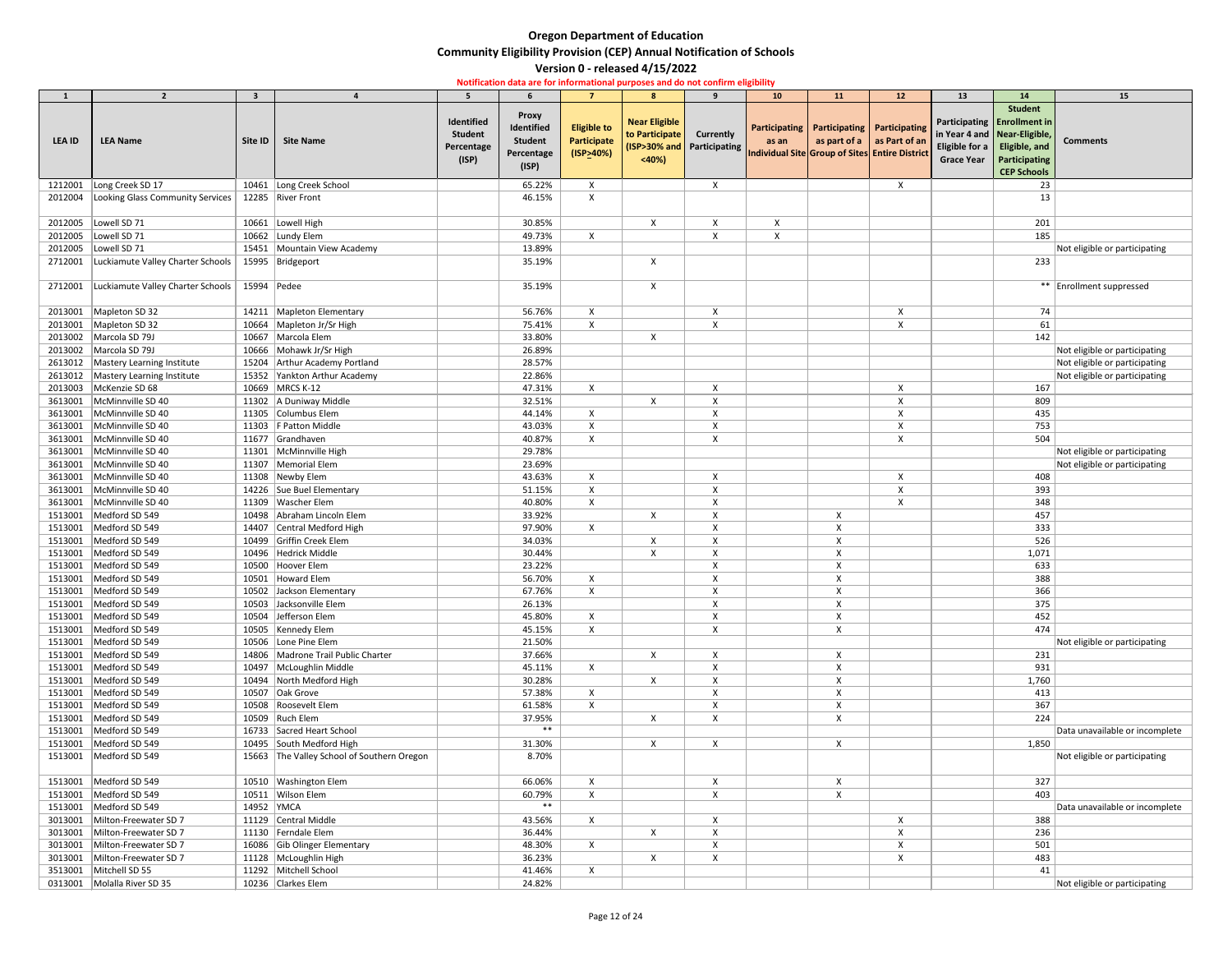# Oregon Department of Education
## Community Eligibility Provision (CEP) Annual Notification of Schools
### Version 0 - released 4/15/2022

**Notification data are for informational purposes and do not confirm eligibility**

| 1 | 2 | 3 | 4 | 5 | 6 | 7 | 8 | 9 | 10 | 11 | 12 | 13 | 14 | 15 |
|---|---|---|---|---|---|---|---|---|---|---|---|---|---|---|
| LEA ID | LEA Name | Site ID | Site Name | Identified Student Percentage (ISP) | Proxy Identified Student Percentage (ISP) | Eligible to Participate (ISP>40%) | Near Eligible to Participate (ISP>30% and <40%) | Currently Participating | Participating as an Individual Site | Participating as part of a Group of Sites | Participating as Part of an Entire District | Participating in Year 4 and Eligible for a Grace Year | Student Enrollment in Near-Eligible, Eligible, and Participating CEP Schools | Comments |
| 1212001 | Long Creek SD 17 | 10461 | Long Creek School | | 65.22% | X | | X | | | X | | 23 | |
| 2012004 | Looking Glass Community Services | 12285 | River Front | | 46.15% | X | | | | | | | 13 | |
| 2012005 | Lowell SD 71 | 10661 | Lowell High | | 30.85% | | X | X | X | | | | 201 | |
| 2012005 | Lowell SD 71 | 10662 | Lundy Elem | | 49.73% | X | | X | X | | | | 185 | |
| 2012005 | Lowell SD 71 | 15451 | Mountain View Academy | | 13.89% | | | | | | | | | Not eligible or participating |
| 2712001 | Luckiamute Valley Charter Schools | 15995 | Bridgeport | | 35.19% | | X | | | | | | 233 | |
| 2712001 | Luckiamute Valley Charter Schools | 15994 | Pedee | | 35.19% | | X | | | | | | ** | Enrollment suppressed |
| 2013001 | Mapleton SD 32 | 14211 | Mapleton Elementary | | 56.76% | X | | X | | | X | | 74 | |
| 2013001 | Mapleton SD 32 | 10664 | Mapleton Jr/Sr High | | 75.41% | X | | X | | | X | | 61 | |
| 2013002 | Marcola SD 79J | 10667 | Marcola Elem | | 33.80% | | X | | | | | | 142 | |
| 2013002 | Marcola SD 79J | 10666 | Mohawk Jr/Sr High | | 26.89% | | | | | | | | | Not eligible or participating |
| 2613012 | Mastery Learning Institute | 15204 | Arthur Academy Portland | | 28.57% | | | | | | | | | Not eligible or participating |
| 2613012 | Mastery Learning Institute | 15352 | Yankton Arthur Academy | | 22.86% | | | | | | | | | Not eligible or participating |
| 2013003 | McKenzie SD 68 | 10669 | MRCS K-12 | | 47.31% | X | | X | | | X | | 167 | |
| 3613001 | McMinnville SD 40 | 11302 | A Duniway Middle | | 32.51% | | X | X | | | X | | 809 | |
| 3613001 | McMinnville SD 40 | 11305 | Columbus Elem | | 44.14% | X | | X | | | X | | 435 | |
| 3613001 | McMinnville SD 40 | 11303 | F Patton Middle | | 43.03% | X | | X | | | X | | 753 | |
| 3613001 | McMinnville SD 40 | 11677 | Grandhaven | | 40.87% | X | | X | | | X | | 504 | |
| 3613001 | McMinnville SD 40 | 11301 | McMinnville High | | 29.78% | | | | | | | | | Not eligible or participating |
| 3613001 | McMinnville SD 40 | 11307 | Memorial Elem | | 23.69% | | | | | | | | | Not eligible or participating |
| 3613001 | McMinnville SD 40 | 11308 | Newby Elem | | 43.63% | X | | X | | | X | | 408 | |
| 3613001 | McMinnville SD 40 | 14226 | Sue Buel Elementary | | 51.15% | X | | X | | | X | | 393 | |
| 3613001 | McMinnville SD 40 | 11309 | Wascher Elem | | 40.80% | X | | X | | | X | | 348 | |
| 1513001 | Medford SD 549 | 10498 | Abraham Lincoln Elem | | 33.92% | | X | X | | X | | | 457 | |
| 1513001 | Medford SD 549 | 14407 | Central Medford High | | 97.90% | X | | X | | X | | | 333 | |
| 1513001 | Medford SD 549 | 10499 | Griffin Creek Elem | | 34.03% | | X | X | | X | | | 526 | |
| 1513001 | Medford SD 549 | 10496 | Hedrick Middle | | 30.44% | | X | X | | X | | | 1,071 | |
| 1513001 | Medford SD 549 | 10500 | Hoover Elem | | 23.22% | | | X | | X | | | 633 | |
| 1513001 | Medford SD 549 | 10501 | Howard Elem | | 56.70% | X | | X | | X | | | 388 | |
| 1513001 | Medford SD 549 | 10502 | Jackson Elementary | | 67.76% | X | | X | | X | | | 366 | |
| 1513001 | Medford SD 549 | 10503 | Jacksonville Elem | | 26.13% | | | X | | X | | | 375 | |
| 1513001 | Medford SD 549 | 10504 | Jefferson Elem | | 45.80% | X | | X | | X | | | 452 | |
| 1513001 | Medford SD 549 | 10505 | Kennedy Elem | | 45.15% | X | | X | | X | | | 474 | |
| 1513001 | Medford SD 549 | 10506 | Lone Pine Elem | | 21.50% | | | | | | | | | Not eligible or participating |
| 1513001 | Medford SD 549 | 14806 | Madrone Trail Public Charter | | 37.66% | | X | X | | X | | | 231 | |
| 1513001 | Medford SD 549 | 10497 | McLoughlin Middle | | 45.11% | X | | X | | X | | | 931 | |
| 1513001 | Medford SD 549 | 10494 | North Medford High | | 30.28% | | X | X | | X | | | 1,760 | |
| 1513001 | Medford SD 549 | 10507 | Oak Grove | | 57.38% | X | | X | | X | | | 413 | |
| 1513001 | Medford SD 549 | 10508 | Roosevelt Elem | | 61.58% | X | | X | | X | | | 367 | |
| 1513001 | Medford SD 549 | 10509 | Ruch Elem | | 37.95% | | X | X | | X | | | 224 | |
| 1513001 | Medford SD 549 | 16733 | Sacred Heart School | | ** | | | | | | | | | Data unavailable or incomplete |
| 1513001 | Medford SD 549 | 10495 | South Medford High | | 31.30% | | X | X | | X | | | 1,850 | |
| 1513001 | Medford SD 549 | 15663 | The Valley School of Southern Oregon | | 8.70% | | | | | | | | | Not eligible or participating |
| 1513001 | Medford SD 549 | 10510 | Washington Elem | | 66.06% | X | | X | | X | | | 327 | |
| 1513001 | Medford SD 549 | 10511 | Wilson Elem | | 60.79% | X | | X | | X | | | 403 | |
| 1513001 | Medford SD 549 | 14952 | YMCA | | ** | | | | | | | | | Data unavailable or incomplete |
| 3013001 | Milton-Freewater SD 7 | 11129 | Central Middle | | 43.56% | X | | X | | | X | | 388 | |
| 3013001 | Milton-Freewater SD 7 | 11130 | Ferndale Elem | | 36.44% | | X | X | | | X | | 236 | |
| 3013001 | Milton-Freewater SD 7 | 16086 | Gib Olinger Elementary | | 48.30% | X | | X | | | X | | 501 | |
| 3013001 | Milton-Freewater SD 7 | 11128 | McLoughlin High | | 36.23% | | X | X | | | X | | 483 | |
| 3513001 | Mitchell SD 55 | 11292 | Mitchell School | | 41.46% | X | | | | | | | 41 | |
| 0313001 | Molalla River SD 35 | 10236 | Clarkes Elem | | 24.82% | | | | | | | | | Not eligible or participating |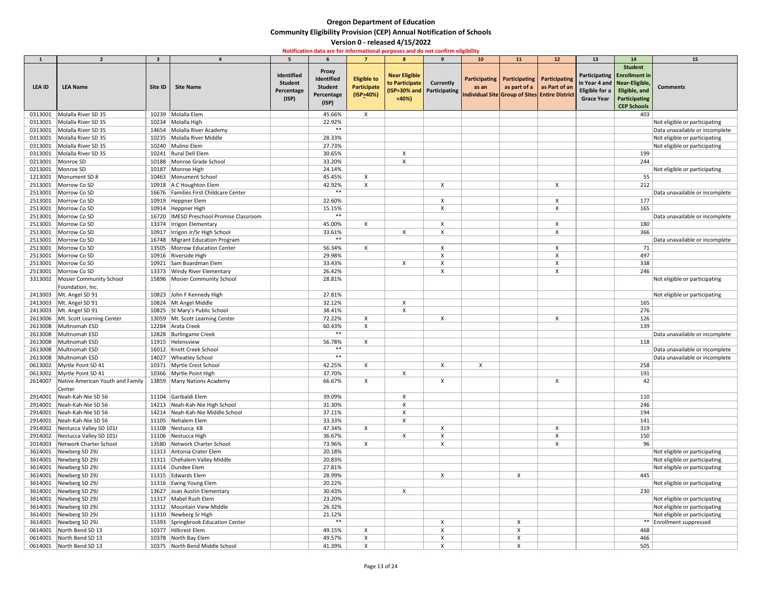# Oregon Department of Education

## Community Eligibility Provision (CEP) Annual Notification of Schools

### Version 0 - released 4/15/2022

**Notification data are for informational purposes and do not confirm eligibility**

| 1 | 2 | 3 | 4 | 5 | 6 | 7 | 8 | 9 | 10 | 11 | 12 | 13 | 14 | 15 |
|---|---|---|---|---|---|---|---|---|---|---|---|---|---|---|
| LEA ID | LEA Name | Site ID | Site Name | Identified Student Percentage (ISP) | Proxy Identified Student Percentage (ISP) | Eligible to Participate (ISP≥40%) | Near Eligible to Participate (ISP>30% and <40%) | Currently Participating | Participating as an Individual Site | Participating as part of a Group of Sites | Participating as Part of an Entire District | Participating in Year 4 and Eligible for a Grace Year | Student Enrollment in Near-Eligible, Eligible, and Participating CEP Schools | Comments |
| 0313001 | Molalla River SD 35 | 10239 | Molalla Elem | | 45.66% | X | | | | | | | 403 | |
| 0313001 | Molalla River SD 35 | 10234 | Molalla High | | 22.92% | | | | | | | | | Not eligible or participating |
| 0313001 | Molalla River SD 35 | 14654 | Molalla River Academy | | ** | | | | | | | | | Data unavailable or incomplete |
| 0313001 | Molalla River SD 35 | 10235 | Molalla River Middle | | 28.33% | | | | | | | | | Not eligible or participating |
| 0313001 | Molalla River SD 35 | 10240 | Mulino Elem | | 27.73% | | | | | | | | | Not eligible or participating |
| 0313001 | Molalla River SD 35 | 10241 | Rural Dell Elem | | 30.65% | | X | | | | | | 199 | |
| 0213001 | Monroe SD | 10188 | Monroe Grade School | | 33.20% | | X | | | | | | 244 | |
| 0213001 | Monroe SD | 10187 | Monroe High | | 24.14% | | | | | | | | | Not eligible or participating |
| 1213001 | Monument SD 8 | 10463 | Monument School | | 45.45% | X | | | | | | | 55 | |
| 2513001 | Morrow Co SD | 10918 | A C Houghton Elem | | 42.92% | X | | X | | | X | | 212 | |
| 2513001 | Morrow Co SD | 16676 | Families First Childcare Center | | ** | | | | | | | | | Data unavailable or incomplete |
| 2513001 | Morrow Co SD | 10919 | Heppner Elem | | 22.60% | | | X | | | X | | 177 | |
| 2513001 | Morrow Co SD | 10914 | Heppner High | | 15.15% | | | X | | | X | | 165 | |
| 2513001 | Morrow Co SD | 16720 | IMESD Preschool Promise Classroom | | ** | | | | | | | | | Data unavailable or incomplete |
| 2513001 | Morrow Co SD | 13374 | Irrigon Elementary | | 45.00% | X | | X | | | X | | 180 | |
| 2513001 | Morrow Co SD | 10917 | Irrigon Jr/Sr High School | | 33.61% | | X | X | | | X | | 366 | |
| 2513001 | Morrow Co SD | 16748 | Migrant Education Program | | ** | | | | | | | | | Data unavailable or incomplete |
| 2513001 | Morrow Co SD | 13505 | Morrow Education Center | | 56.34% | X | | X | | | X | | 71 | |
| 2513001 | Morrow Co SD | 10916 | Riverside High | | 29.98% | | | X | | | X | | 497 | |
| 2513001 | Morrow Co SD | 10921 | Sam Boardman Elem | | 33.43% | | X | X | | | X | | 338 | |
| 2513001 | Morrow Co SD | 13373 | Windy River Elementary | | 26.42% | | | X | | | X | | 246 | |
| 3313002 | Mosier Community School Foundation, Inc. | 15896 | Mosier Community School | | 28.81% | | | | | | | | | Not eligible or participating |
| 2413003 | Mt. Angel SD 91 | 10823 | John F Kennedy High | | 27.81% | | | | | | | | | Not eligible or participating |
| 2413003 | Mt. Angel SD 91 | 10824 | Mt Angel Middle | | 32.12% | | X | | | | | | 165 | |
| 2413003 | Mt. Angel SD 91 | 10825 | St Mary's Public School | | 38.41% | | X | | | | | | 276 | |
| 2613006 | Mt. Scott Learning Center | 13059 | Mt. Scott Learning Center | | 72.22% | X | | X | | | X | | 126 | |
| 2613008 | Multnomah ESD | 12284 | Arata Creek | | 60.43% | X | | | | | | | 139 | |
| 2613008 | Multnomah ESD | 12828 | Burlingame Creek | | ** | | | | | | | | | Data unavailable or incomplete |
| 2613008 | Multnomah ESD | 11915 | Helensview | | 56.78% | X | | | | | | | 118 | |
| 2613008 | Multnomah ESD | 16012 | Knott Creek School | | ** | | | | | | | | | Data unavailable or incomplete |
| 2613008 | Multnomah ESD | 14027 | Wheatley School | | ** | | | | | | | | | Data unavailable or incomplete |
| 0613002 | Myrtle Point SD 41 | 10371 | Myrtle Crest School | | 42.25% | X | | X | X | | | | 258 | |
| 0613002 | Myrtle Point SD 41 | 10366 | Myrtle Point High | | 37.70% | | X | | | | | | 191 | |
| 2614007 | Native American Youth and Family Center | 13859 | Many Nations Academy | | 66.67% | X | | X | | | X | | 42 | |
| 2914001 | Neah-Kah-Nie SD 56 | 11104 | Garibaldi Elem | | 39.09% | | X | | | | | | 110 | |
| 2914001 | Neah-Kah-Nie SD 56 | 14213 | Neah-Kah-Nie High School | | 31.30% | | X | | | | | | 246 | |
| 2914001 | Neah-Kah-Nie SD 56 | 14214 | Neah-Kah-Nie Middle School | | 37.11% | | X | | | | | | 194 | |
| 2914001 | Neah-Kah-Nie SD 56 | 11105 | Nehalem Elem | | 33.33% | | X | | | | | | 141 | |
| 2914002 | Nestucca Valley SD 101J | 11108 | Nestucca K8 | | 47.34% | X | | X | | | X | | 319 | |
| 2914002 | Nestucca Valley SD 101J | 11106 | Nestucca High | | 36.67% | | X | X | | | X | | 150 | |
| 2014003 | Network Charter School | 13580 | Network Charter School | | 73.96% | X | | X | | | X | | 96 | |
| 3614001 | Newberg SD 29J | 11313 | Antonia Crater Elem | | 20.18% | | | | | | | | | Not eligible or participating |
| 3614001 | Newberg SD 29J | 11311 | Chehalem Valley Middle | | 20.83% | | | | | | | | | Not eligible or participating |
| 3614001 | Newberg SD 29J | 11314 | Dundee Elem | | 27.81% | | | | | | | | | Not eligible or participating |
| 3614001 | Newberg SD 29J | 11315 | Edwards Elem | | 28.99% | | | X | | X | | | 445 | |
| 3614001 | Newberg SD 29J | 11316 | Ewing Young Elem | | 20.22% | | | | | | | | | Not eligible or participating |
| 3614001 | Newberg SD 29J | 13627 | Joan Austin Elementary | | 30.43% | | X | | | | | | 230 | |
| 3614001 | Newberg SD 29J | 11317 | Mabel Rush Elem | | 23.20% | | | | | | | | | Not eligible or participating |
| 3614001 | Newberg SD 29J | 11312 | Mountain View Middle | | 26.32% | | | | | | | | | Not eligible or participating |
| 3614001 | Newberg SD 29J | 11310 | Newberg Sr High | | 21.12% | | | | | | | | | Not eligible or participating |
| 3614001 | Newberg SD 29J | 15393 | Springbrook Education Center | | ** | | | X | | X | | | ** | Enrollment suppressed |
| 0614001 | North Bend SD 13 | 10377 | Hillcrest Elem | | 49.15% | X | | X | | X | | | 468 | |
| 0614001 | North Bend SD 13 | 10378 | North Bay Elem | | 49.57% | X | | X | | X | | | 466 | |
| 0614001 | North Bend SD 13 | 10375 | North Bend Middle School | | 41.39% | X | | X | | X | | | 505 | |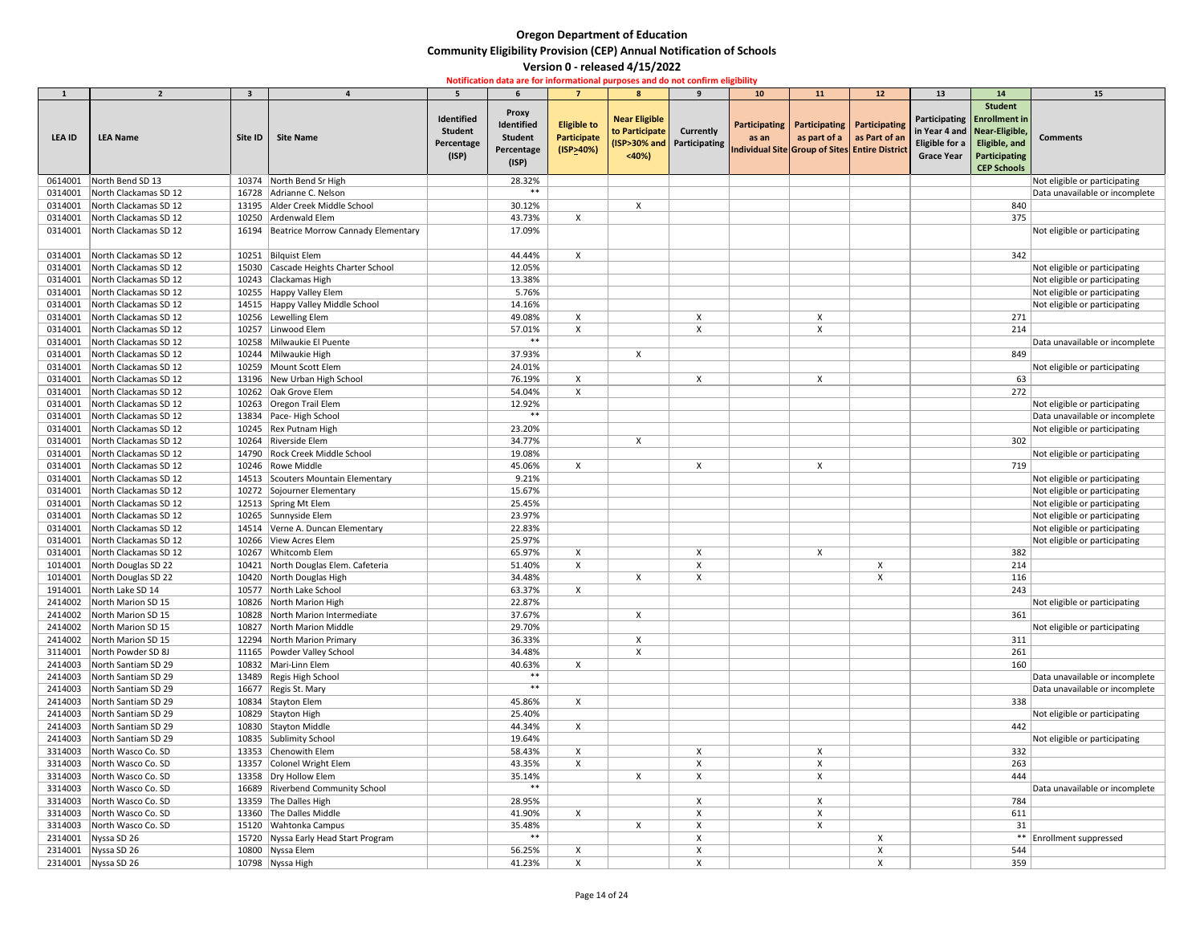# Oregon Department of Education

## Community Eligibility Provision (CEP) Annual Notification of Schools

### Version 0 - released 4/15/2022

**Notification data are for informational purposes and do not confirm eligibility**

| 1 | 2 | 3 | 4 | 5 | 6 | 7 | 8 | 9 | 10 | 11 | 12 | 13 | 14 | 15 |
|---|---|---|---|---|---|---|---|---|---|---|---|---|---|---|
| LEA ID | LEA Name | Site ID | Site Name | Identified Student Percentage (ISP) | Proxy Identified Student Percentage (ISP) | Eligible to Participate (ISP≥40%) | Near Eligible to Participate (ISP>30% and <40%) | Currently Participating | Participating as an Individual Site | Participating as part of a Group of Sites | Participating as Part of an Entire District | Participating in Year 4 and Eligible for a Grace Year | Student Enrollment in Near-Eligible, Eligible, and Participating CEP Schools | Comments |
| 0614001 | North Bend SD 13 | 10374 | North Bend Sr High | | 28.32% | | | | | | | | | Not eligible or participating |
| 0314001 | North Clackamas SD 12 | 16728 | Adrianne C. Nelson | | ** | | | | | | | | | Data unavailable or incomplete |
| 0314001 | North Clackamas SD 12 | 13195 | Alder Creek Middle School | | 30.12% | | X | | | | | | 840 | |
| 0314001 | North Clackamas SD 12 | 10250 | Ardenwald Elem | | 43.73% | X | | | | | | | 375 | |
| 0314001 | North Clackamas SD 12 | 16194 | Beatrice Morrow Cannady Elementary | | 17.09% | | | | | | | | | Not eligible or participating |
| 0314001 | North Clackamas SD 12 | 10251 | Bilquist Elem | | 44.44% | X | | | | | | | 342 | |
| 0314001 | North Clackamas SD 12 | 15030 | Cascade Heights Charter School | | 12.05% | | | | | | | | | Not eligible or participating |
| 0314001 | North Clackamas SD 12 | 10243 | Clackamas High | | 13.38% | | | | | | | | | Not eligible or participating |
| 0314001 | North Clackamas SD 12 | 10255 | Happy Valley Elem | | 5.76% | | | | | | | | | Not eligible or participating |
| 0314001 | North Clackamas SD 12 | 14515 | Happy Valley Middle School | | 14.16% | | | | | | | | | Not eligible or participating |
| 0314001 | North Clackamas SD 12 | 10256 | Lewelling Elem | | 49.08% | X | | X | | X | | | 271 | |
| 0314001 | North Clackamas SD 12 | 10257 | Linwood Elem | | 57.01% | X | | X | | X | | | 214 | |
| 0314001 | North Clackamas SD 12 | 10258 | Milwaukie El Puente | | ** | | | | | | | | | Data unavailable or incomplete |
| 0314001 | North Clackamas SD 12 | 10244 | Milwaukie High | | 37.93% | | X | | | | | | 849 | |
| 0314001 | North Clackamas SD 12 | 10259 | Mount Scott Elem | | 24.01% | | | | | | | | | Not eligible or participating |
| 0314001 | North Clackamas SD 12 | 13196 | New Urban High School | | 76.19% | X | | X | | X | | | 63 | |
| 0314001 | North Clackamas SD 12 | 10262 | Oak Grove Elem | | 54.04% | X | | | | | | | 272 | |
| 0314001 | North Clackamas SD 12 | 10263 | Oregon Trail Elem | | 12.92% | | | | | | | | | Not eligible or participating |
| 0314001 | North Clackamas SD 12 | 13834 | Pace- High School | | ** | | | | | | | | | Data unavailable or incomplete |
| 0314001 | North Clackamas SD 12 | 10245 | Rex Putnam High | | 23.20% | | | | | | | | | Not eligible or participating |
| 0314001 | North Clackamas SD 12 | 10264 | Riverside Elem | | 34.77% | | X | | | | | | 302 | |
| 0314001 | North Clackamas SD 12 | 14790 | Rock Creek Middle School | | 19.08% | | | | | | | | | Not eligible or participating |
| 0314001 | North Clackamas SD 12 | 10246 | Rowe Middle | | 45.06% | X | | X | | X | | | 719 | |
| 0314001 | North Clackamas SD 12 | 14513 | Scouters Mountain Elementary | | 9.21% | | | | | | | | | Not eligible or participating |
| 0314001 | North Clackamas SD 12 | 10272 | Sojourner Elementary | | 15.67% | | | | | | | | | Not eligible or participating |
| 0314001 | North Clackamas SD 12 | 12513 | Spring Mt Elem | | 25.45% | | | | | | | | | Not eligible or participating |
| 0314001 | North Clackamas SD 12 | 10265 | Sunnyside Elem | | 23.97% | | | | | | | | | Not eligible or participating |
| 0314001 | North Clackamas SD 12 | 14514 | Verne A. Duncan Elementary | | 22.83% | | | | | | | | | Not eligible or participating |
| 0314001 | North Clackamas SD 12 | 10266 | View Acres Elem | | 25.97% | | | | | | | | | Not eligible or participating |
| 0314001 | North Clackamas SD 12 | 10267 | Whitcomb Elem | | 65.97% | X | | X | | X | | | 382 | |
| 1014001 | North Douglas SD 22 | 10421 | North Douglas Elem. Cafeteria | | 51.40% | X | | X | | | X | | 214 | |
| 1014001 | North Douglas SD 22 | 10420 | North Douglas High | | 34.48% | | X | X | | | X | | 116 | |
| 1914001 | North Lake SD 14 | 10577 | North Lake School | | 63.37% | X | | | | | | | 243 | |
| 2414002 | North Marion SD 15 | 10826 | North Marion High | | 22.87% | | | | | | | | | Not eligible or participating |
| 2414002 | North Marion SD 15 | 10828 | North Marion Intermediate | | 37.67% | | X | | | | | | 361 | |
| 2414002 | North Marion SD 15 | 10827 | North Marion Middle | | 29.70% | | | | | | | | | Not eligible or participating |
| 2414002 | North Marion SD 15 | 12294 | North Marion Primary | | 36.33% | | X | | | | | | 311 | |
| 3114001 | North Powder SD 8J | 11165 | Powder Valley School | | 34.48% | | X | | | | | | 261 | |
| 2414003 | North Santiam SD 29 | 10832 | Mari-Linn Elem | | 40.63% | X | | | | | | | 160 | |
| 2414003 | North Santiam SD 29 | 13489 | Regis High School | | ** | | | | | | | | | Data unavailable or incomplete |
| 2414003 | North Santiam SD 29 | 16677 | Regis St. Mary | | ** | | | | | | | | | Data unavailable or incomplete |
| 2414003 | North Santiam SD 29 | 10834 | Stayton Elem | | 45.86% | X | | | | | | | 338 | |
| 2414003 | North Santiam SD 29 | 10829 | Stayton High | | 25.40% | | | | | | | | | Not eligible or participating |
| 2414003 | North Santiam SD 29 | 10830 | Stayton Middle | | 44.34% | X | | | | | | | 442 | |
| 2414003 | North Santiam SD 29 | 10835 | Sublimity School | | 19.64% | | | | | | | | | Not eligible or participating |
| 3314003 | North Wasco Co. SD | 13353 | Chenowith Elem | | 58.43% | X | | X | | X | | | 332 | |
| 3314003 | North Wasco Co. SD | 13357 | Colonel Wright Elem | | 43.35% | X | | X | | X | | | 263 | |
| 3314003 | North Wasco Co. SD | 13358 | Dry Hollow Elem | | 35.14% | | X | X | | X | | | 444 | |
| 3314003 | North Wasco Co. SD | 16689 | Riverbend Community School | | ** | | | | | | | | | Data unavailable or incomplete |
| 3314003 | North Wasco Co. SD | 13359 | The Dalles High | | 28.95% | | | X | | X | | | 784 | |
| 3314003 | North Wasco Co. SD | 13360 | The Dalles Middle | | 41.90% | X | | X | | X | | | 611 | |
| 3314003 | North Wasco Co. SD | 15120 | Wahtonka Campus | | 35.48% | | X | X | | X | | | 31 | |
| 2314001 | Nyssa SD 26 | 15720 | Nyssa Early Head Start Program | | ** | | | X | | | X | | ** | Enrollment suppressed |
| 2314001 | Nyssa SD 26 | 10800 | Nyssa Elem | | 56.25% | X | | X | | | X | | 544 | |
| 2314001 | Nyssa SD 26 | 10798 | Nyssa High | | 41.23% | X | | X | | | X | | 359 | |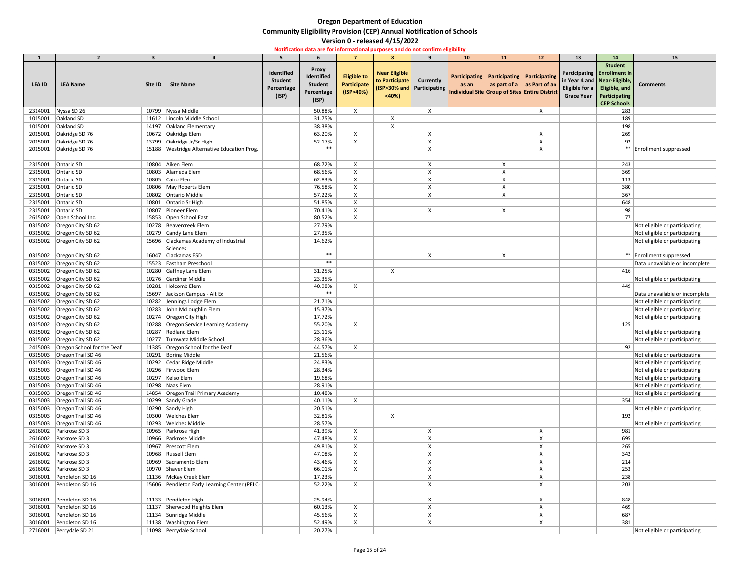# Oregon Department of Education
## Community Eligibility Provision (CEP) Annual Notification of Schools
### Version 0 - released 4/15/2022

**Notification data are for informational purposes and do not confirm eligibility**

| 1 | 2 | 3 | 4 | 5 | 6 | 7 | 8 | 9 | 10 | 11 | 12 | 13 | 14 | 15 |
|---|---|---|---|---|---|---|---|---|---|---|---|---|---|---|
| LEA ID | LEA Name | Site ID | Site Name | Identified Student Percentage (ISP) | Proxy Identified Student Percentage (ISP) | Eligible to Participate (ISP>40%) | Near Eligible to Participate (ISP>30% and <40%) | Currently Participating | Participating as an Individual Site | Participating as part of a Group of Sites | Participating as Part of an Entire District | Participating in Year 4 and Eligible for a Grace Year | Student Enrollment in Near-Eligible, Eligible, and Participating CEP Schools | Comments |
| 2314001 | Nyssa SD 26 | 10799 | Nyssa Middle | | 50.88% | X | | X | | | X | | 283 | |
| 1015001 | Oakland SD | 11612 | Lincoln Middle School | | 31.75% | | X | | | | | | 189 | |
| 1015001 | Oakland SD | 14197 | Oakland Elementary | | 38.38% | | X | | | | | | 198 | |
| 2015001 | Oakridge SD 76 | 10672 | Oakridge Elem | | 63.20% | X | | X | | | X | | 269 | |
| 2015001 | Oakridge SD 76 | 13799 | Oakridge Jr/Sr High | | 52.17% | X | | X | | | X | | 92 | |
| 2015001 | Oakridge SD 76 | 15188 | Westridge Alternative Education Prog. | | ** | | | X | | | X | | ** | Enrollment suppressed |
| 2315001 | Ontario SD | 10804 | Aiken Elem | | 68.72% | X | | X | | X | | | 243 | |
| 2315001 | Ontario SD | 10803 | Alameda Elem | | 68.56% | X | | X | | X | | | 369 | |
| 2315001 | Ontario SD | 10805 | Cairo Elem | | 62.83% | X | | X | | X | | | 113 | |
| 2315001 | Ontario SD | 10806 | May Roberts Elem | | 76.58% | X | | X | | X | | | 380 | |
| 2315001 | Ontario SD | 10802 | Ontario Middle | | 57.22% | X | | X | | X | | | 367 | |
| 2315001 | Ontario SD | 10801 | Ontario Sr High | | 51.85% | X | | | | | | | 648 | |
| 2315001 | Ontario SD | 10807 | Pioneer Elem | | 70.41% | X | | X | | X | | | 98 | |
| 2615002 | Open School Inc. | 15853 | Open School East | | 80.52% | X | | | | | | | 77 | |
| 0315002 | Oregon City SD 62 | 10278 | Beavercreek Elem | | 27.79% | | | | | | | | | Not eligible or participating |
| 0315002 | Oregon City SD 62 | 10279 | Candy Lane Elem | | 27.35% | | | | | | | | | Not eligible or participating |
| 0315002 | Oregon City SD 62 | 15696 | Clackamas Academy of Industrial Sciences | | 14.62% | | | | | | | | | Not eligible or participating |
| 0315002 | Oregon City SD 62 | 16047 | Clackamas ESD | | ** | | | X | | X | | | ** | Enrollment suppressed |
| 0315002 | Oregon City SD 62 | 15523 | Eastham Preschool | | ** | | | | | | | | | Data unavailable or incomplete |
| 0315002 | Oregon City SD 62 | 10280 | Gaffney Lane Elem | | 31.25% | | X | | | | | | 416 | |
| 0315002 | Oregon City SD 62 | 10276 | Gardiner Middle | | 23.35% | | | | | | | | | Not eligible or participating |
| 0315002 | Oregon City SD 62 | 10281 | Holcomb Elem | | 40.98% | X | | | | | | | 449 | |
| 0315002 | Oregon City SD 62 | 15697 | Jackson Campus - Alt Ed | | ** | | | | | | | | | Data unavailable or incomplete |
| 0315002 | Oregon City SD 62 | 10282 | Jennings Lodge Elem | | 21.71% | | | | | | | | | Not eligible or participating |
| 0315002 | Oregon City SD 62 | 10283 | John McLoughlin Elem | | 15.37% | | | | | | | | | Not eligible or participating |
| 0315002 | Oregon City SD 62 | 10274 | Oregon City High | | 17.72% | | | | | | | | | Not eligible or participating |
| 0315002 | Oregon City SD 62 | 10288 | Oregon Service Learning Academy | | 55.20% | X | | | | | | | 125 | |
| 0315002 | Oregon City SD 62 | 10287 | Redland Elem | | 23.11% | | | | | | | | | Not eligible or participating |
| 0315002 | Oregon City SD 62 | 10277 | Tumwata Middle School | | 28.36% | | | | | | | | | Not eligible or participating |
| 2415003 | Oregon School for the Deaf | 11385 | Oregon School for the Deaf | | 44.57% | X | | | | | | | 92 | |
| 0315003 | Oregon Trail SD 46 | 10291 | Boring Middle | | 21.56% | | | | | | | | | Not eligible or participating |
| 0315003 | Oregon Trail SD 46 | 10292 | Cedar Ridge Middle | | 24.83% | | | | | | | | | Not eligible or participating |
| 0315003 | Oregon Trail SD 46 | 10296 | Firwood Elem | | 28.34% | | | | | | | | | Not eligible or participating |
| 0315003 | Oregon Trail SD 46 | 10297 | Kelso Elem | | 19.68% | | | | | | | | | Not eligible or participating |
| 0315003 | Oregon Trail SD 46 | 10298 | Naas Elem | | 28.91% | | | | | | | | | Not eligible or participating |
| 0315003 | Oregon Trail SD 46 | 14854 | Oregon Trail Primary Academy | | 10.48% | | | | | | | | | Not eligible or participating |
| 0315003 | Oregon Trail SD 46 | 10299 | Sandy Grade | | 40.11% | X | | | | | | | 354 | |
| 0315003 | Oregon Trail SD 46 | 10290 | Sandy High | | 20.51% | | | | | | | | | Not eligible or participating |
| 0315003 | Oregon Trail SD 46 | 10300 | Welches Elem | | 32.81% | | X | | | | | | 192 | |
| 0315003 | Oregon Trail SD 46 | 10293 | Welches Middle | | 28.57% | | | | | | | | | Not eligible or participating |
| 2616002 | Parkrose SD 3 | 10965 | Parkrose High | | 41.39% | X | | X | | | X | | 981 | |
| 2616002 | Parkrose SD 3 | 10966 | Parkrose Middle | | 47.48% | X | | X | | | X | | 695 | |
| 2616002 | Parkrose SD 3 | 10967 | Prescott Elem | | 49.81% | X | | X | | | X | | 265 | |
| 2616002 | Parkrose SD 3 | 10968 | Russell Elem | | 47.08% | X | | X | | | X | | 342 | |
| 2616002 | Parkrose SD 3 | 10969 | Sacramento Elem | | 43.46% | X | | X | | | X | | 214 | |
| 2616002 | Parkrose SD 3 | 10970 | Shaver Elem | | 66.01% | X | | X | | | X | | 253 | |
| 3016001 | Pendleton SD 16 | 11136 | McKay Creek Elem | | 17.23% | | | X | | | X | | 238 | |
| 3016001 | Pendleton SD 16 | 15606 | Pendleton Early Learning Center (PELC) | | 52.22% | X | | X | | | X | | 203 | |
| 3016001 | Pendleton SD 16 | 11133 | Pendleton High | | 25.94% | | | X | | | X | | 848 | |
| 3016001 | Pendleton SD 16 | 11137 | Sherwood Heights Elem | | 60.13% | X | | X | | | X | | 469 | |
| 3016001 | Pendleton SD 16 | 11134 | Sunridge Middle | | 45.56% | X | | X | | | X | | 687 | |
| 3016001 | Pendleton SD 16 | 11138 | Washington Elem | | 52.49% | X | | X | | | X | | 381 | |
| 2716001 | Perrydale SD 21 | 11098 | Perrydale School | | 20.27% | | | | | | | | | Not eligible or participating |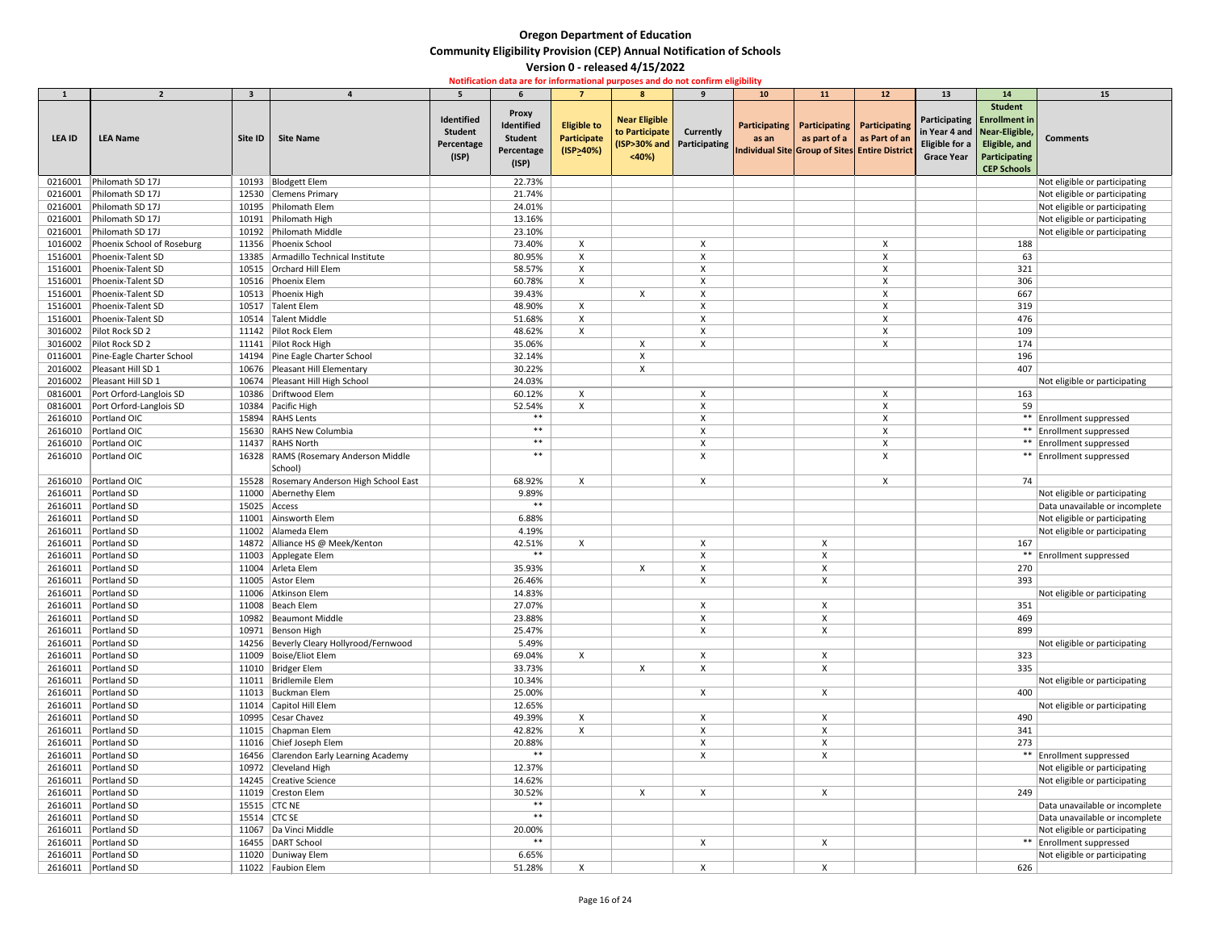# Oregon Department of Education

## Community Eligibility Provision (CEP) Annual Notification of Schools

### Version 0 - released 4/15/2022

**Notification data are for informational purposes and do not confirm eligibility**

| 1 | 2 | 3 | 4 | 5 | 6 | 7 | 8 | 9 | 10 | 11 | 12 | 13 | 14 | 15 |
|---|---|---|---|---|---|---|---|---|---|---|---|---|---|---|
| LEA ID | LEA Name | Site ID | Site Name | Identified Student Percentage (ISP) | Proxy Identified Student Percentage (ISP) | Eligible to Participate (ISP>40%) | Near Eligible to Participate (ISP>30% and <40%) | Currently Participating | Participating as an Individual Site | Participating as part of a Group of Sites | Participating as Part of an Entire District | Participating in Year 4 and Eligible for a Grace Year | Student Enrollment in Near-Eligible, Eligible, and Participating CEP Schools | Comments |
| 0216001 | Philomath SD 17J | 10193 | Blodgett Elem | | 22.73% | | | | | | | | | Not eligible or participating |
| 0216001 | Philomath SD 17J | 12530 | Clemens Primary | | 21.74% | | | | | | | | | Not eligible or participating |
| 0216001 | Philomath SD 17J | 10195 | Philomath Elem | | 24.01% | | | | | | | | | Not eligible or participating |
| 0216001 | Philomath SD 17J | 10191 | Philomath High | | 13.16% | | | | | | | | | Not eligible or participating |
| 0216001 | Philomath SD 17J | 10192 | Philomath Middle | | 23.10% | | | | | | | | | Not eligible or participating |
| 1016002 | Phoenix School of Roseburg | 11356 | Phoenix School | | 73.40% | X | | X | | | X | | 188 | |
| 1516001 | Phoenix-Talent SD | 13385 | Armadillo Technical Institute | | 80.95% | X | | X | | | X | | 63 | |
| 1516001 | Phoenix-Talent SD | 10515 | Orchard Hill Elem | | 58.57% | X | | X | | | X | | 321 | |
| 1516001 | Phoenix-Talent SD | 10516 | Phoenix Elem | | 60.78% | X | | X | | | X | | 306 | |
| 1516001 | Phoenix-Talent SD | 10513 | Phoenix High | | 39.43% | | X | X | | | X | | 667 | |
| 1516001 | Phoenix-Talent SD | 10517 | Talent Elem | | 48.90% | X | | X | | | X | | 319 | |
| 1516001 | Phoenix-Talent SD | 10514 | Talent Middle | | 51.68% | X | | X | | | X | | 476 | |
| 3016002 | Pilot Rock SD 2 | 11142 | Pilot Rock Elem | | 48.62% | X | | X | | | X | | 109 | |
| 3016002 | Pilot Rock SD 2 | 11141 | Pilot Rock High | | 35.06% | | X | X | | | X | | 174 | |
| 0116001 | Pine-Eagle Charter School | 14194 | Pine Eagle Charter School | | 32.14% | | X | | | | | | 196 | |
| 2016002 | Pleasant Hill SD 1 | 10676 | Pleasant Hill Elementary | | 30.22% | | X | | | | | | 407 | |
| 2016002 | Pleasant Hill SD 1 | 10674 | Pleasant Hill High School | | 24.03% | | | | | | | | | Not eligible or participating |
| 0816001 | Port Orford-Langlois SD | 10386 | Driftwood Elem | | 60.12% | X | | X | | | X | | 163 | |
| 0816001 | Port Orford-Langlois SD | 10384 | Pacific High | | 52.54% | X | | X | | | X | | 59 | |
| 2616010 | Portland OIC | 15894 | RAHS Lents | | ** | | | X | | | X | | ** | Enrollment suppressed |
| 2616010 | Portland OIC | 15630 | RAHS New Columbia | | ** | | | X | | | X | | ** | Enrollment suppressed |
| 2616010 | Portland OIC | 11437 | RAHS North | | ** | | | X | | | X | | ** | Enrollment suppressed |
| 2616010 | Portland OIC | 16328 | RAMS (Rosemary Anderson Middle School) | | ** | | | X | | | X | | ** | Enrollment suppressed |
| 2616010 | Portland OIC | 15528 | Rosemary Anderson High School East | | 68.92% | X | | X | | | X | | 74 | |
| 2616011 | Portland SD | 11000 | Abernethy Elem | | 9.89% | | | | | | | | | Not eligible or participating |
| 2616011 | Portland SD | 15025 | Access | | ** | | | | | | | | | Data unavailable or incomplete |
| 2616011 | Portland SD | 11001 | Ainsworth Elem | | 6.88% | | | | | | | | | Not eligible or participating |
| 2616011 | Portland SD | 11002 | Alameda Elem | | 4.19% | | | | | | | | | Not eligible or participating |
| 2616011 | Portland SD | 14872 | Alliance HS @ Meek/Kenton | | 42.51% | X | | X | | X | | | 167 | |
| 2616011 | Portland SD | 11003 | Applegate Elem | | ** | | | X | | X | | | ** | Enrollment suppressed |
| 2616011 | Portland SD | 11004 | Arleta Elem | | 35.93% | | X | X | | X | | | 270 | |
| 2616011 | Portland SD | 11005 | Astor Elem | | 26.46% | | | X | | X | | | 393 | |
| 2616011 | Portland SD | 11006 | Atkinson Elem | | 14.83% | | | | | | | | | Not eligible or participating |
| 2616011 | Portland SD | 11008 | Beach Elem | | 27.07% | | | X | | X | | | 351 | |
| 2616011 | Portland SD | 10982 | Beaumont Middle | | 23.88% | | | X | | X | | | 469 | |
| 2616011 | Portland SD | 10971 | Benson High | | 25.47% | | | X | | X | | | 899 | |
| 2616011 | Portland SD | 14256 | Beverly Cleary Hollyrood/Fernwood | | 5.49% | | | | | | | | | Not eligible or participating |
| 2616011 | Portland SD | 11009 | Boise/Eliot Elem | | 69.04% | X | | X | | X | | | 323 | |
| 2616011 | Portland SD | 11010 | Bridger Elem | | 33.73% | | X | X | | X | | | 335 | |
| 2616011 | Portland SD | 11011 | Bridlemile Elem | | 10.34% | | | | | | | | | Not eligible or participating |
| 2616011 | Portland SD | 11013 | Buckman Elem | | 25.00% | | | X | | X | | | 400 | |
| 2616011 | Portland SD | 11014 | Capitol Hill Elem | | 12.65% | | | | | | | | | Not eligible or participating |
| 2616011 | Portland SD | 10995 | Cesar Chavez | | 49.39% | X | | X | | X | | | 490 | |
| 2616011 | Portland SD | 11015 | Chapman Elem | | 42.82% | X | | X | | X | | | 341 | |
| 2616011 | Portland SD | 11016 | Chief Joseph Elem | | 20.88% | | | X | | X | | | 273 | |
| 2616011 | Portland SD | 16456 | Clarendon Early Learning Academy | | ** | | | X | | X | | | ** | Enrollment suppressed |
| 2616011 | Portland SD | 10972 | Cleveland High | | 12.37% | | | | | | | | | Not eligible or participating |
| 2616011 | Portland SD | 14245 | Creative Science | | 14.62% | | | | | | | | | Not eligible or participating |
| 2616011 | Portland SD | 11019 | Creston Elem | | 30.52% | | X | X | | X | | | 249 | |
| 2616011 | Portland SD | 15515 | CTC NE | | ** | | | | | | | | | Data unavailable or incomplete |
| 2616011 | Portland SD | 15514 | CTC SE | | ** | | | | | | | | | Data unavailable or incomplete |
| 2616011 | Portland SD | 11067 | Da Vinci Middle | | 20.00% | | | | | | | | | Not eligible or participating |
| 2616011 | Portland SD | 16455 | DART School | | ** | | | X | | X | | | ** | Enrollment suppressed |
| 2616011 | Portland SD | 11020 | Duniway Elem | | 6.65% | | | | | | | | | Not eligible or participating |
| 2616011 | Portland SD | 11022 | Faubion Elem | | 51.28% | X | | X | | X | | | 626 | |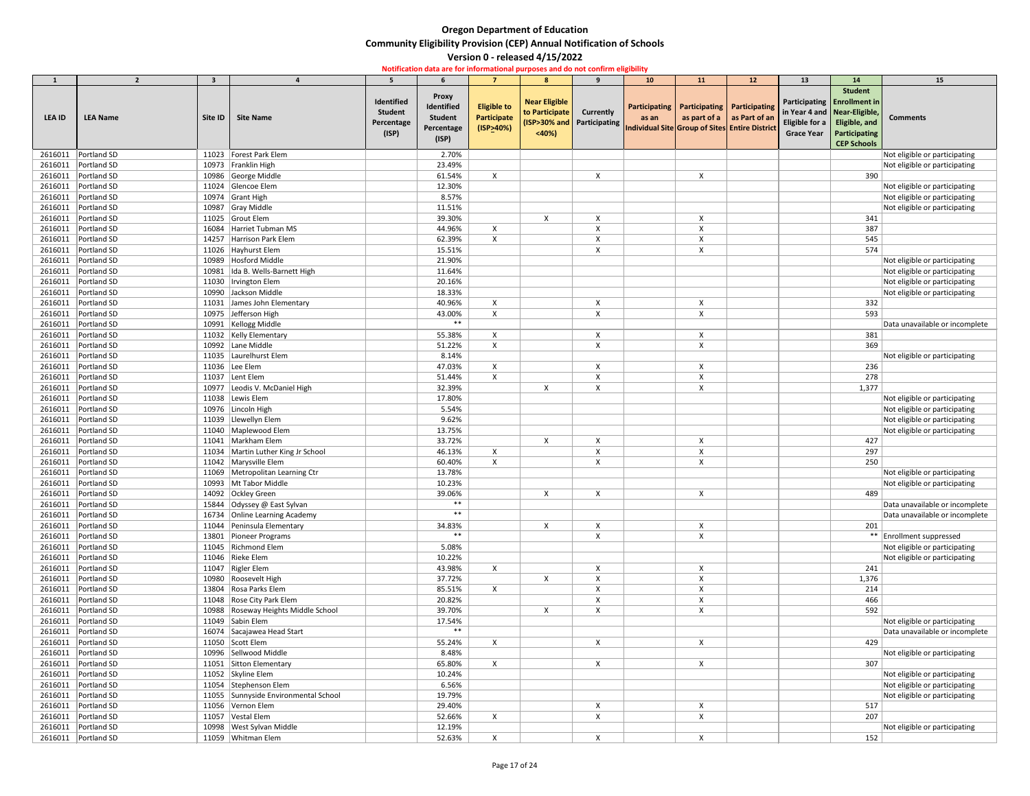# Oregon Department of Education

## Community Eligibility Provision (CEP) Annual Notification of Schools

### Version 0 - released 4/15/2022

**Notification data are for informational purposes and do not confirm eligibility**

| 1 | 2 | 3 | 4 | 5 | 6 | 7 | 8 | 9 | 10 | 11 | 12 | 13 | 14 | 15 |
|---|---|---|---|---|---|---|---|---|---|---|---|---|---|---|
| LEA ID | LEA Name | Site ID | Site Name | Identified Student Percentage (ISP) | Proxy Identified Student Percentage (ISP) | Eligible to Participate (ISP>40%) | Near Eligible to Participate (ISP>30% and <40%) | Currently Participating | Participating as an Individual Site | Participating as part of a Group of Sites | Participating as Part of an Entire District | Participating in Year 4 and Eligible for a Grace Year | Student Enrollment in Near-Eligible, Eligible, and Participating CEP Schools | Comments |
| 2616011 | Portland SD | 11023 | Forest Park Elem | | 2.70% | | | | | | | | | Not eligible or participating |
| 2616011 | Portland SD | 10973 | Franklin High | | 23.49% | | | | | | | | | Not eligible or participating |
| 2616011 | Portland SD | 10986 | George Middle | | 61.54% | X | | X | | X | | | 390 | |
| 2616011 | Portland SD | 11024 | Glencoe Elem | | 12.30% | | | | | | | | | Not eligible or participating |
| 2616011 | Portland SD | 10974 | Grant High | | 8.57% | | | | | | | | | Not eligible or participating |
| 2616011 | Portland SD | 10987 | Gray Middle | | 11.51% | | | | | | | | | Not eligible or participating |
| 2616011 | Portland SD | 11025 | Grout Elem | | 39.30% | | X | X | | X | | | 341 | |
| 2616011 | Portland SD | 16084 | Harriet Tubman MS | | 44.96% | X | | X | | X | | | 387 | |
| 2616011 | Portland SD | 14257 | Harrison Park Elem | | 62.39% | X | | X | | X | | | 545 | |
| 2616011 | Portland SD | 11026 | Hayhurst Elem | | 15.51% | | | X | | X | | | 574 | |
| 2616011 | Portland SD | 10989 | Hosford Middle | | 21.90% | | | | | | | | | Not eligible or participating |
| 2616011 | Portland SD | 10981 | Ida B. Wells-Barnett High | | 11.64% | | | | | | | | | Not eligible or participating |
| 2616011 | Portland SD | 11030 | Irvington Elem | | 20.16% | | | | | | | | | Not eligible or participating |
| 2616011 | Portland SD | 10990 | Jackson Middle | | 18.33% | | | | | | | | | Not eligible or participating |
| 2616011 | Portland SD | 11031 | James John Elementary | | 40.96% | X | | X | | X | | | 332 | |
| 2616011 | Portland SD | 10975 | Jefferson High | | 43.00% | X | | X | | X | | | 593 | |
| 2616011 | Portland SD | 10991 | Kellogg Middle | | ** | | | | | | | | | Data unavailable or incomplete |
| 2616011 | Portland SD | 11032 | Kelly Elementary | | 55.38% | X | | X | | X | | | 381 | |
| 2616011 | Portland SD | 10992 | Lane Middle | | 51.22% | X | | X | | X | | | 369 | |
| 2616011 | Portland SD | 11035 | Laurelhurst Elem | | 8.14% | | | | | | | | | Not eligible or participating |
| 2616011 | Portland SD | 11036 | Lee Elem | | 47.03% | X | | X | | X | | | 236 | |
| 2616011 | Portland SD | 11037 | Lent Elem | | 51.44% | X | | X | | X | | | 278 | |
| 2616011 | Portland SD | 10977 | Leodis V. McDaniel High | | 32.39% | | X | X | | X | | | 1,377 | |
| 2616011 | Portland SD | 11038 | Lewis Elem | | 17.80% | | | | | | | | | Not eligible or participating |
| 2616011 | Portland SD | 10976 | Lincoln High | | 5.54% | | | | | | | | | Not eligible or participating |
| 2616011 | Portland SD | 11039 | Llewellyn Elem | | 9.62% | | | | | | | | | Not eligible or participating |
| 2616011 | Portland SD | 11040 | Maplewood Elem | | 13.75% | | | | | | | | | Not eligible or participating |
| 2616011 | Portland SD | 11041 | Markham Elem | | 33.72% | | X | X | | X | | | 427 | |
| 2616011 | Portland SD | 11034 | Martin Luther King Jr School | | 46.13% | X | | X | | X | | | 297 | |
| 2616011 | Portland SD | 11042 | Marysville Elem | | 60.40% | X | | X | | X | | | 250 | |
| 2616011 | Portland SD | 11069 | Metropolitan Learning Ctr | | 13.78% | | | | | | | | | Not eligible or participating |
| 2616011 | Portland SD | 10993 | Mt Tabor Middle | | 10.23% | | | | | | | | | Not eligible or participating |
| 2616011 | Portland SD | 14092 | Ockley Green | | 39.06% | | X | X | | X | | | 489 | |
| 2616011 | Portland SD | 15844 | Odyssey @ East Sylvan | | ** | | | | | | | | | Data unavailable or incomplete |
| 2616011 | Portland SD | 16734 | Online Learning Academy | | ** | | | | | | | | | Data unavailable or incomplete |
| 2616011 | Portland SD | 11044 | Peninsula Elementary | | 34.83% | | X | X | | X | | | 201 | |
| 2616011 | Portland SD | 13801 | Pioneer Programs | | ** | | | X | | X | | | ** | Enrollment suppressed |
| 2616011 | Portland SD | 11045 | Richmond Elem | | 5.08% | | | | | | | | | Not eligible or participating |
| 2616011 | Portland SD | 11046 | Rieke Elem | | 10.22% | | | | | | | | | Not eligible or participating |
| 2616011 | Portland SD | 11047 | Rigler Elem | | 43.98% | X | | X | | X | | | 241 | |
| 2616011 | Portland SD | 10980 | Roosevelt High | | 37.72% | | X | X | | X | | | 1,376 | |
| 2616011 | Portland SD | 13804 | Rosa Parks Elem | | 85.51% | X | | X | | X | | | 214 | |
| 2616011 | Portland SD | 11048 | Rose City Park Elem | | 20.82% | | | X | | X | | | 466 | |
| 2616011 | Portland SD | 10988 | Roseway Heights Middle School | | 39.70% | | X | X | | X | | | 592 | |
| 2616011 | Portland SD | 11049 | Sabin Elem | | 17.54% | | | | | | | | | Not eligible or participating |
| 2616011 | Portland SD | 16074 | Sacajawea Head Start | | ** | | | | | | | | | Data unavailable or incomplete |
| 2616011 | Portland SD | 11050 | Scott Elem | | 55.24% | X | | X | | X | | | 429 | |
| 2616011 | Portland SD | 10996 | Sellwood Middle | | 8.48% | | | | | | | | | Not eligible or participating |
| 2616011 | Portland SD | 11051 | Sitton Elementary | | 65.80% | X | | X | | X | | | 307 | |
| 2616011 | Portland SD | 11052 | Skyline Elem | | 10.24% | | | | | | | | | Not eligible or participating |
| 2616011 | Portland SD | 11054 | Stephenson Elem | | 6.56% | | | | | | | | | Not eligible or participating |
| 2616011 | Portland SD | 11055 | Sunnyside Environmental School | | 19.79% | | | | | | | | | Not eligible or participating |
| 2616011 | Portland SD | 11056 | Vernon Elem | | 29.40% | | | X | | X | | | 517 | |
| 2616011 | Portland SD | 11057 | Vestal Elem | | 52.66% | X | | X | | X | | | 207 | |
| 2616011 | Portland SD | 10998 | West Sylvan Middle | | 12.19% | | | | | | | | | Not eligible or participating |
| 2616011 | Portland SD | 11059 | Whitman Elem | | 52.63% | X | | X | | X | | | 152 | |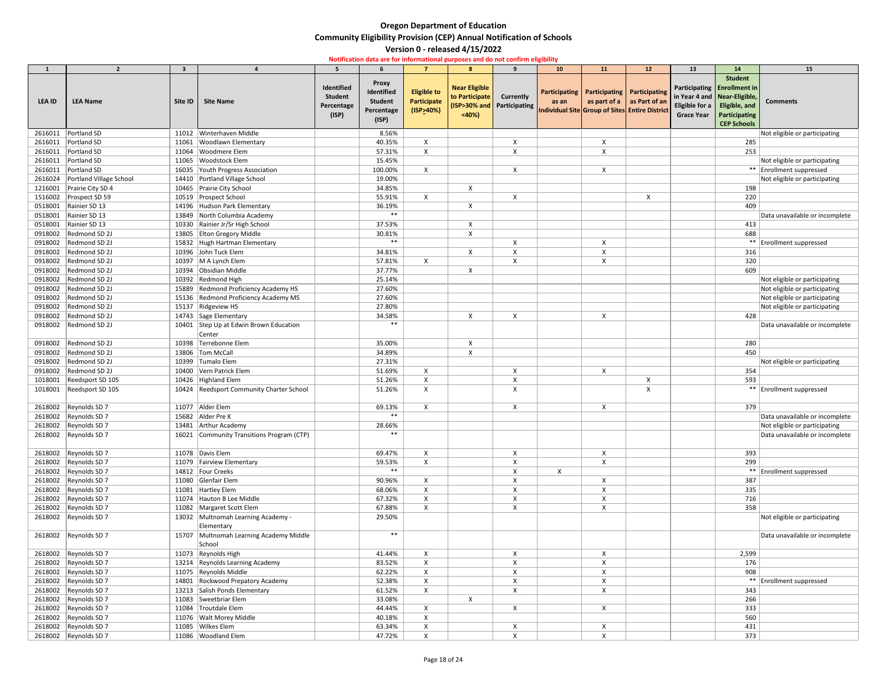# Oregon Department of Education

## Community Eligibility Provision (CEP) Annual Notification of Schools

### Version 0 - released 4/15/2022

**Notification data are for informational purposes and do not confirm eligibility**

| 1 | 2 | 3 | 4 | 5 | 6 | 7 | 8 | 9 | 10 | 11 | 12 | 13 | 14 | 15 |
|---|---|---|---|---|---|---|---|---|---|---|---|---|---|---|
| LEA ID | LEA Name | Site ID | Site Name | Identified Student Percentage (ISP) | Proxy Identified Student Percentage (ISP) | Eligible to Participate (ISP≥40%) | Near Eligible to Participate (ISP>30% and <40%) | Currently Participating | Participating as an Individual Site | Participating as part of a Group of Sites | Participating as Part of an Entire District | Participating in Year 4 and Eligible for a Grace Year | Student Enrollment in Near-Eligible, Eligible, and Participating CEP Schools | Comments |
| 2616011 | Portland SD | 11012 | Winterhaven Middle | | 8.56% | | | | | | | | | Not eligible or participating |
| 2616011 | Portland SD | 11061 | Woodlawn Elementary | | 40.35% | X | | X | | X | | | 285 | |
| 2616011 | Portland SD | 11064 | Woodmere Elem | | 57.31% | X | | X | | X | | | 253 | |
| 2616011 | Portland SD | 11065 | Woodstock Elem | | 15.45% | | | | | | | | | Not eligible or participating |
| 2616011 | Portland SD | 16035 | Youth Progress Association | | 100.00% | X | | X | | X | | | ** | Enrollment suppressed |
| 2616024 | Portland Village School | 14410 | Portland Village School | | 19.00% | | | | | | | | | Not eligible or participating |
| 1216001 | Prairie City SD 4 | 10465 | Prairie City School | | 34.85% | | X | | | | | | 198 | |
| 1516002 | Prospect SD 59 | 10519 | Prospect School | | 55.91% | X | | X | | | X | | 220 | |
| 0518001 | Rainier SD 13 | 14196 | Hudson Park Elementary | | 36.19% | | X | | | | | | 409 | |
| 0518001 | Rainier SD 13 | 13849 | North Columbia Academy | | ** | | | | | | | | | Data unavailable or incomplete |
| 0518001 | Rainier SD 13 | 10330 | Rainier Jr/Sr High School | | 37.53% | | X | | | | | | 413 | |
| 0918002 | Redmond SD 2J | 13805 | Elton Gregory Middle | | 30.81% | | X | | | | | | 688 | |
| 0918002 | Redmond SD 2J | 15832 | Hugh Hartman Elementary | | ** | | | X | | X | | | ** | Enrollment suppressed |
| 0918002 | Redmond SD 2J | 10396 | John Tuck Elem | | 34.81% | | X | X | | X | | | 316 | |
| 0918002 | Redmond SD 2J | 10397 | M A Lynch Elem | | 57.81% | X | | X | | X | | | 320 | |
| 0918002 | Redmond SD 2J | 10394 | Obsidian Middle | | 37.77% | | X | | | | | | 609 | |
| 0918002 | Redmond SD 2J | 10392 | Redmond High | | 25.14% | | | | | | | | | Not eligible or participating |
| 0918002 | Redmond SD 2J | 15889 | Redmond Proficiency Academy HS | | 27.60% | | | | | | | | | Not eligible or participating |
| 0918002 | Redmond SD 2J | 15136 | Redmond Proficiency Academy MS | | 27.60% | | | | | | | | | Not eligible or participating |
| 0918002 | Redmond SD 2J | 15137 | Ridgeview HS | | 27.80% | | | | | | | | | Not eligible or participating |
| 0918002 | Redmond SD 2J | 14743 | Sage Elementary | | 34.58% | | X | X | | X | | | 428 | |
| 0918002 | Redmond SD 2J | 10401 | Step Up at Edwin Brown Education Center | | ** | | | | | | | | | Data unavailable or incomplete |
| 0918002 | Redmond SD 2J | 10398 | Terrebonne Elem | | 35.00% | | X | | | | | | 280 | |
| 0918002 | Redmond SD 2J | 13806 | Tom McCall | | 34.89% | | X | | | | | | 450 | |
| 0918002 | Redmond SD 2J | 10399 | Tumalo Elem | | 27.31% | | | | | | | | | Not eligible or participating |
| 0918002 | Redmond SD 2J | 10400 | Vern Patrick Elem | | 51.69% | X | | X | | X | | | 354 | |
| 1018001 | Reedsport SD 105 | 10426 | Highland Elem | | 51.26% | X | | X | | | X | | 593 | |
| 1018001 | Reedsport SD 105 | 10424 | Reedsport Community Charter School | | 51.26% | X | | X | | | X | | ** | Enrollment suppressed |
| 2618002 | Reynolds SD 7 | 11077 | Alder Elem | | 69.13% | X | | X | | X | | | 379 | |
| 2618002 | Reynolds SD 7 | 15682 | Alder Pre K | | ** | | | | | | | | | Data unavailable or incomplete |
| 2618002 | Reynolds SD 7 | 13481 | Arthur Academy | | 28.66% | | | | | | | | | Not eligible or participating |
| 2618002 | Reynolds SD 7 | 16021 | Community Transitions Program (CTP) | | ** | | | | | | | | | Data unavailable or incomplete |
| 2618002 | Reynolds SD 7 | 11078 | Davis Elem | | 69.47% | X | | X | | X | | | 393 | |
| 2618002 | Reynolds SD 7 | 11079 | Fairview Elementary | | 59.53% | X | | X | | X | | | 299 | |
| 2618002 | Reynolds SD 7 | 14812 | Four Creeks | | ** | | | X | X | | | | ** | Enrollment suppressed |
| 2618002 | Reynolds SD 7 | 11080 | Glenfair Elem | | 90.96% | X | | X | | X | | | 387 | |
| 2618002 | Reynolds SD 7 | 11081 | Hartley Elem | | 68.06% | X | | X | | X | | | 335 | |
| 2618002 | Reynolds SD 7 | 11074 | Hauton B Lee Middle | | 67.32% | X | | X | | X | | | 716 | |
| 2618002 | Reynolds SD 7 | 11082 | Margaret Scott Elem | | 67.88% | X | | X | | X | | | 358 | |
| 2618002 | Reynolds SD 7 | 13032 | Multnomah Learning Academy - Elementary | | 29.50% | | | | | | | | | Not eligible or participating |
| 2618002 | Reynolds SD 7 | 15707 | Multnomah Learning Academy Middle School | | ** | | | | | | | | | Data unavailable or incomplete |
| 2618002 | Reynolds SD 7 | 11073 | Reynolds High | | 41.44% | X | | X | | X | | | 2,599 | |
| 2618002 | Reynolds SD 7 | 13214 | Reynolds Learning Academy | | 83.52% | X | | X | | X | | | 176 | |
| 2618002 | Reynolds SD 7 | 11075 | Reynolds Middle | | 62.22% | X | | X | | X | | | 908 | |
| 2618002 | Reynolds SD 7 | 14801 | Rockwood Prepatory Academy | | 52.38% | X | | X | | X | | | ** | Enrollment suppressed |
| 2618002 | Reynolds SD 7 | 13213 | Salish Ponds Elementary | | 61.52% | X | | X | | X | | | 343 | |
| 2618002 | Reynolds SD 7 | 11083 | Sweetbriar Elem | | 33.08% | | X | | | | | | 266 | |
| 2618002 | Reynolds SD 7 | 11084 | Troutdale Elem | | 44.44% | X | | X | | X | | | 333 | |
| 2618002 | Reynolds SD 7 | 11076 | Walt Morey Middle | | 40.18% | X | | | | | | | 560 | |
| 2618002 | Reynolds SD 7 | 11085 | Wilkes Elem | | 63.34% | X | | X | | X | | | 431 | |
| 2618002 | Reynolds SD 7 | 11086 | Woodland Elem | | 47.72% | X | | X | | X | | | 373 | |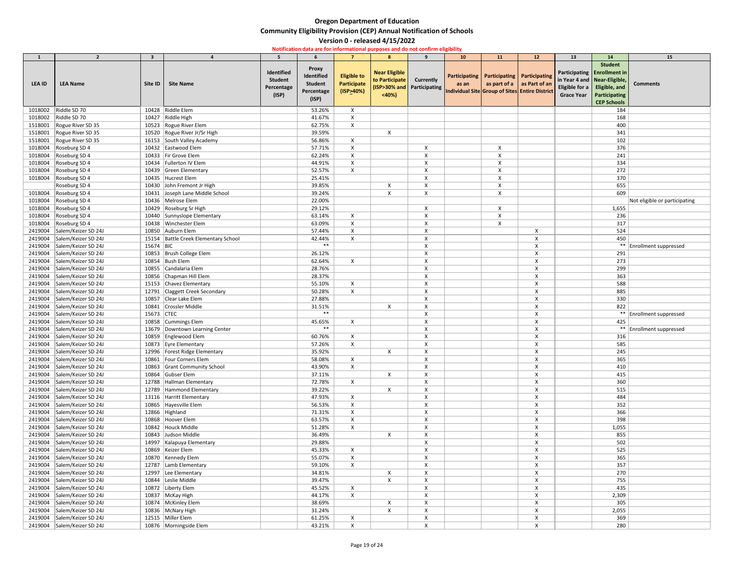# Oregon Department of Education

## Community Eligibility Provision (CEP) Annual Notification of Schools

### Version 0 - released 4/15/2022

**Notification data are for informational purposes and do not confirm eligibility**

| 1 | 2 | 3 | 4 | 5 | 6 | 7 | 8 | 9 | 10 | 11 | 12 | 13 | 14 | 15 |
|---|---|---|---|---|---|---|---|---|---|---|---|---|---|---|
| LEA ID | LEA Name | Site ID | Site Name | Identified Student Percentage (ISP) | Proxy Identified Student Percentage (ISP) | Eligible to Participate (ISP≥40%) | Near Eligible to Participate (ISP>30% and <40%) | Currently Participating | Participating as an Individual Site | Participating as part of a Group of Sites | Participating as Part of an Entire District | Participating in Year 4 and Eligible for a Grace Year | Student Enrollment in Near-Eligible, Eligible, and Participating CEP Schools | Comments |
| 1018002 | Riddle SD 70 | 10428 | Riddle Elem | | 53.26% | X | | | | | | | 184 | |
| 1018002 | Riddle SD 70 | 10427 | Riddle High | | 41.67% | X | | | | | | | 168 | |
| 1518001 | Rogue River SD 35 | 10523 | Rogue River Elem | | 62.75% | X | | | | | | | 400 | |
| 1518001 | Rogue River SD 35 | 10520 | Rogue River Jr/Sr High | | 39.59% | | X | | | | | | 341 | |
| 1518001 | Rogue River SD 35 | 16153 | South Valley Academy | | 56.86% | X | | | | | | | 102 | |
| 1018004 | Roseburg SD 4 | 10432 | Eastwood Elem | | 57.71% | X | | X | | X | | | 376 | |
| 1018004 | Roseburg SD 4 | 10433 | Fir Grove Elem | | 62.24% | X | | X | | X | | | 241 | |
| 1018004 | Roseburg SD 4 | 10434 | Fullerton IV Elem | | 44.91% | X | | X | | X | | | 334 | |
| 1018004 | Roseburg SD 4 | 10439 | Green Elementary | | 52.57% | X | | X | | X | | | 272 | |
| 1018004 | Roseburg SD 4 | 10435 | Hucrest Elem | | 25.41% | | | X | | X | | | 370 | |
| | Roseburg SD 4 | 10430 | John Fremont Jr High | | 39.85% | | X | X | | X | | | 655 | |
| 1018004 | Roseburg SD 4 | 10431 | Joseph Lane Middle School | | 39.24% | | X | X | | X | | | 609 | |
| 1018004 | Roseburg SD 4 | 10436 | Melrose Elem | | 22.00% | | | | | | | | | Not eligible or participating |
| 1018004 | Roseburg SD 4 | 10429 | Roseburg Sr High | | 29.12% | | | X | | X | | | 1,655 | |
| 1018004 | Roseburg SD 4 | 10440 | Sunnyslope Elementary | | 63.14% | X | | X | | X | | | 236 | |
| 1018004 | Roseburg SD 4 | 10438 | Winchester Elem | | 63.09% | X | | X | | X | | | 317 | |
| 2419004 | Salem/Keizer SD 24J | 10850 | Auburn Elem | | 57.44% | X | | X | | | X | | 524 | |
| 2419004 | Salem/Keizer SD 24J | 15154 | Battle Creek Elementary School | | 42.44% | X | | X | | | X | | 450 | |
| 2419004 | Salem/Keizer SD 24J | 15674 | BIC | | ** | | | X | | | X | | ** | Enrollment suppressed |
| 2419004 | Salem/Keizer SD 24J | 10853 | Brush College Elem | | 26.12% | | | X | | | X | | 291 | |
| 2419004 | Salem/Keizer SD 24J | 10854 | Bush Elem | | 62.64% | X | | X | | | X | | 273 | |
| 2419004 | Salem/Keizer SD 24J | 10855 | Candalaria Elem | | 28.76% | | | X | | | X | | 299 | |
| 2419004 | Salem/Keizer SD 24J | 10856 | Chapman Hill Elem | | 28.37% | | | X | | | X | | 363 | |
| 2419004 | Salem/Keizer SD 24J | 15153 | Chavez Elementary | | 55.10% | X | | X | | | X | | 588 | |
| 2419004 | Salem/Keizer SD 24J | 12791 | Claggett Creek Secondary | | 50.28% | X | | X | | | X | | 885 | |
| 2419004 | Salem/Keizer SD 24J | 10857 | Clear Lake Elem | | 27.88% | | | X | | | X | | 330 | |
| 2419004 | Salem/Keizer SD 24J | 10841 | Crossler Middle | | 31.51% | | X | X | | | X | | 822 | |
| 2419004 | Salem/Keizer SD 24J | 15673 | CTEC | | ** | | | X | | | X | | ** | Enrollment suppressed |
| 2419004 | Salem/Keizer SD 24J | 10858 | Cummings Elem | | 45.65% | X | | X | | | X | | 425 | |
| 2419004 | Salem/Keizer SD 24J | 13679 | Downtown Learning Center | | ** | | | X | | | X | | ** | Enrollment suppressed |
| 2419004 | Salem/Keizer SD 24J | 10859 | Englewood Elem | | 60.76% | X | | X | | | X | | 316 | |
| 2419004 | Salem/Keizer SD 24J | 10873 | Eyre Elementary | | 57.26% | X | | X | | | X | | 585 | |
| 2419004 | Salem/Keizer SD 24J | 12996 | Forest Ridge Elementary | | 35.92% | | X | X | | | X | | 245 | |
| 2419004 | Salem/Keizer SD 24J | 10861 | Four Corners Elem | | 58.08% | X | | X | | | X | | 365 | |
| 2419004 | Salem/Keizer SD 24J | 10863 | Grant Community School | | 43.90% | X | | X | | | X | | 410 | |
| 2419004 | Salem/Keizer SD 24J | 10864 | Gubser Elem | | 37.11% | | X | X | | | X | | 415 | |
| 2419004 | Salem/Keizer SD 24J | 12788 | Hallman Elementary | | 72.78% | X | | X | | | X | | 360 | |
| 2419004 | Salem/Keizer SD 24J | 12789 | Hammond Elementary | | 39.22% | | X | X | | | X | | 515 | |
| 2419004 | Salem/Keizer SD 24J | 13116 | Harritt Elementary | | 47.93% | X | | X | | | X | | 484 | |
| 2419004 | Salem/Keizer SD 24J | 10865 | Hayesville Elem | | 56.53% | X | | X | | | X | | 352 | |
| 2419004 | Salem/Keizer SD 24J | 12866 | Highland | | 71.31% | X | | X | | | X | | 366 | |
| 2419004 | Salem/Keizer SD 24J | 10868 | Hoover Elem | | 63.57% | X | | X | | | X | | 398 | |
| 2419004 | Salem/Keizer SD 24J | 10842 | Houck Middle | | 51.28% | X | | X | | | X | | 1,055 | |
| 2419004 | Salem/Keizer SD 24J | 10843 | Judson Middle | | 36.49% | | X | X | | | X | | 855 | |
| 2419004 | Salem/Keizer SD 24J | 14997 | Kalapuya Elementary | | 29.88% | | | X | | | X | | 502 | |
| 2419004 | Salem/Keizer SD 24J | 10869 | Keizer Elem | | 45.33% | X | | X | | | X | | 525 | |
| 2419004 | Salem/Keizer SD 24J | 10870 | Kennedy Elem | | 55.07% | X | | X | | | X | | 365 | |
| 2419004 | Salem/Keizer SD 24J | 12787 | Lamb Elementary | | 59.10% | X | | X | | | X | | 357 | |
| 2419004 | Salem/Keizer SD 24J | 12997 | Lee Elementary | | 34.81% | | X | X | | | X | | 270 | |
| 2419004 | Salem/Keizer SD 24J | 10844 | Leslie Middle | | 39.47% | | X | X | | | X | | 755 | |
| 2419004 | Salem/Keizer SD 24J | 10872 | Liberty Elem | | 45.52% | X | | X | | | X | | 435 | |
| 2419004 | Salem/Keizer SD 24J | 10837 | McKay High | | 44.17% | X | | X | | | X | | 2,309 | |
| 2419004 | Salem/Keizer SD 24J | 10874 | McKinley Elem | | 38.69% | | X | X | | | X | | 305 | |
| 2419004 | Salem/Keizer SD 24J | 10836 | McNary High | | 31.24% | | X | X | | | X | | 2,055 | |
| 2419004 | Salem/Keizer SD 24J | 12515 | Miller Elem | | 61.25% | X | | X | | | X | | 369 | |
| 2419004 | Salem/Keizer SD 24J | 10876 | Morningside Elem | | 43.21% | X | | X | | | X | | 280 | |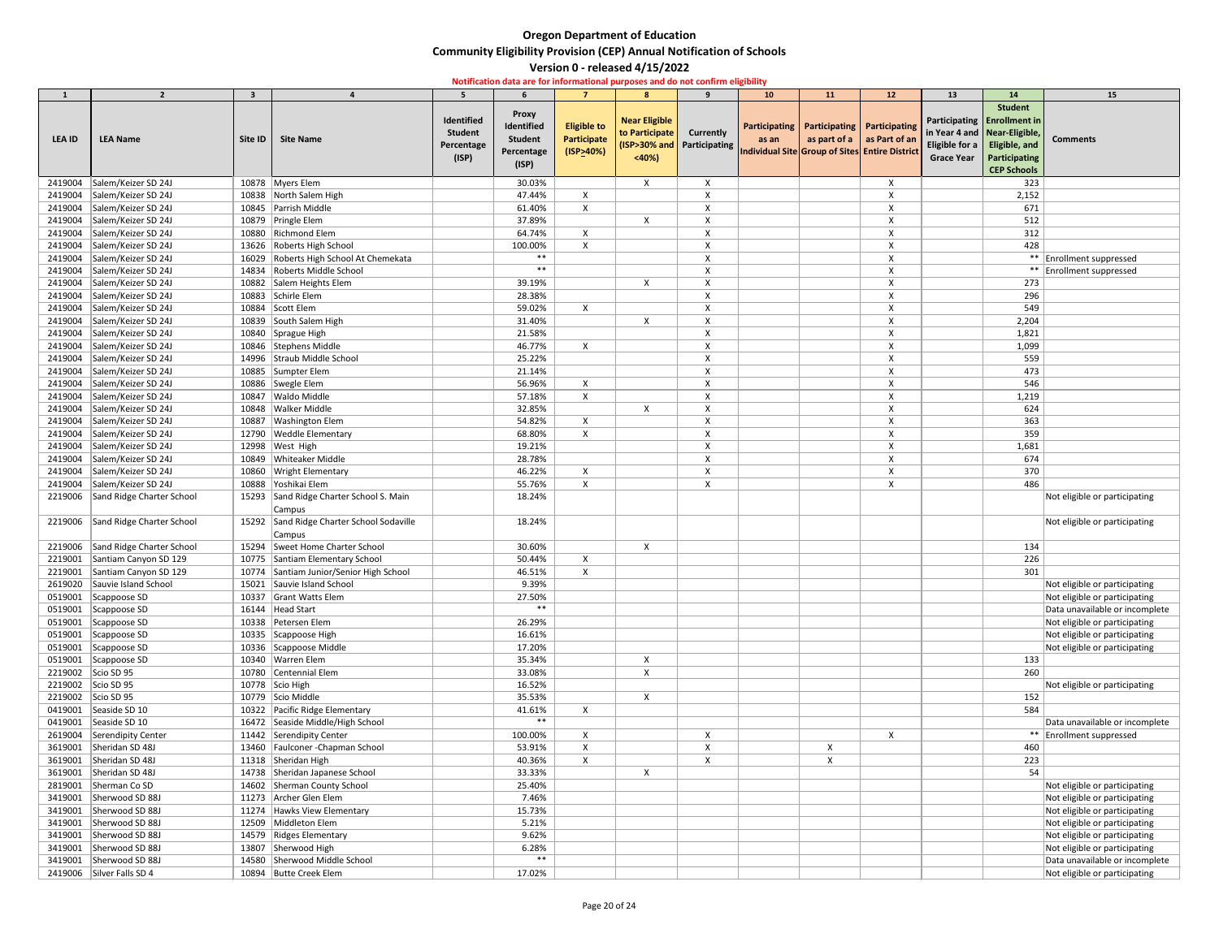# Oregon Department of Education

## Community Eligibility Provision (CEP) Annual Notification of Schools

### Version 0 - released 4/15/2022

**Notification data are for informational purposes and do not confirm eligibility**

| 1 | 2 | 3 | 4 | 5 | 6 | 7 | 8 | 9 | 10 | 11 | 12 | 13 | 14 | 15 |
|---|---|---|---|---|---|---|---|---|---|---|---|---|---|---|
| LEA ID | LEA Name | Site ID | Site Name | Identified Student Percentage (ISP) | Proxy Identified Student Percentage (ISP) | Eligible to Participate (ISP≥40%) | Near Eligible to Participate (ISP>30% and <40%) | Currently Participating | Participating as an Individual Site | Participating as part of a Group of Sites | Participating as Part of an Entire District | Participating in Year 4 and Eligible for a Grace Year | Student Enrollment in Near-Eligible, Eligible, and Participating CEP Schools | Comments |
| 2419004 | Salem/Keizer SD 24J | 10878 | Myers Elem | | 30.03% | | X | X | | | X | | 323 | |
| 2419004 | Salem/Keizer SD 24J | 10838 | North Salem High | | 47.44% | X | | X | | | X | | 2,152 | |
| 2419004 | Salem/Keizer SD 24J | 10845 | Parrish Middle | | 61.40% | X | | X | | | X | | 671 | |
| 2419004 | Salem/Keizer SD 24J | 10879 | Pringle Elem | | 37.89% | | X | X | | | X | | 512 | |
| 2419004 | Salem/Keizer SD 24J | 10880 | Richmond Elem | | 64.74% | X | | X | | | X | | 312 | |
| 2419004 | Salem/Keizer SD 24J | 13626 | Roberts High School | | 100.00% | X | | X | | | X | | 428 | |
| 2419004 | Salem/Keizer SD 24J | 16029 | Roberts High School At Chemekata | | ** | | | X | | | X | | ** | Enrollment suppressed |
| 2419004 | Salem/Keizer SD 24J | 14834 | Roberts Middle School | | ** | | | X | | | X | | ** | Enrollment suppressed |
| 2419004 | Salem/Keizer SD 24J | 10882 | Salem Heights Elem | | 39.19% | | X | X | | | X | | 273 | |
| 2419004 | Salem/Keizer SD 24J | 10883 | Schirle Elem | | 28.38% | | | X | | | X | | 296 | |
| 2419004 | Salem/Keizer SD 24J | 10884 | Scott Elem | | 59.02% | X | | X | | | X | | 549 | |
| 2419004 | Salem/Keizer SD 24J | 10839 | South Salem High | | 31.40% | | X | X | | | X | | 2,204 | |
| 2419004 | Salem/Keizer SD 24J | 10840 | Sprague High | | 21.58% | | | X | | | X | | 1,821 | |
| 2419004 | Salem/Keizer SD 24J | 10846 | Stephens Middle | | 46.77% | X | | X | | | X | | 1,099 | |
| 2419004 | Salem/Keizer SD 24J | 14996 | Straub Middle School | | 25.22% | | | X | | | X | | 559 | |
| 2419004 | Salem/Keizer SD 24J | 10885 | Sumpter Elem | | 21.14% | | | X | | | X | | 473 | |
| 2419004 | Salem/Keizer SD 24J | 10886 | Swegle Elem | | 56.96% | X | | X | | | X | | 546 | |
| 2419004 | Salem/Keizer SD 24J | 10847 | Waldo Middle | | 57.18% | X | | X | | | X | | 1,219 | |
| 2419004 | Salem/Keizer SD 24J | 10848 | Walker Middle | | 32.85% | | X | X | | | X | | 624 | |
| 2419004 | Salem/Keizer SD 24J | 10887 | Washington Elem | | 54.82% | X | | X | | | X | | 363 | |
| 2419004 | Salem/Keizer SD 24J | 12790 | Weddle Elementary | | 68.80% | X | | X | | | X | | 359 | |
| 2419004 | Salem/Keizer SD 24J | 12998 | West High | | 19.21% | | | X | | | X | | 1,681 | |
| 2419004 | Salem/Keizer SD 24J | 10849 | Whiteaker Middle | | 28.78% | | | X | | | X | | 674 | |
| 2419004 | Salem/Keizer SD 24J | 10860 | Wright Elementary | | 46.22% | X | | X | | | X | | 370 | |
| 2419004 | Salem/Keizer SD 24J | 10888 | Yoshikai Elem | | 55.76% | X | | X | | | X | | 486 | |
| 2219006 | Sand Ridge Charter School | 15293 | Sand Ridge Charter School S. Main Campus | | 18.24% | | | | | | | | | Not eligible or participating |
| 2219006 | Sand Ridge Charter School | 15292 | Sand Ridge Charter School Sodaville Campus | | 18.24% | | | | | | | | | Not eligible or participating |
| 2219006 | Sand Ridge Charter School | 15294 | Sweet Home Charter School | | 30.60% | | X | | | | | | 134 | |
| 2219001 | Santiam Canyon SD 129 | 10775 | Santiam Elementary School | | 50.44% | X | | | | | | | 226 | |
| 2219001 | Santiam Canyon SD 129 | 10774 | Santiam Junior/Senior High School | | 46.51% | X | | | | | | | 301 | |
| 2619020 | Sauvie Island School | 15021 | Sauvie Island School | | 9.39% | | | | | | | | | Not eligible or participating |
| 0519001 | Scappoose SD | 10337 | Grant Watts Elem | | 27.50% | | | | | | | | | Not eligible or participating |
| 0519001 | Scappoose SD | 16144 | Head Start | | ** | | | | | | | | | Data unavailable or incomplete |
| 0519001 | Scappoose SD | 10338 | Petersen Elem | | 26.29% | | | | | | | | | Not eligible or participating |
| 0519001 | Scappoose SD | 10335 | Scappoose High | | 16.61% | | | | | | | | | Not eligible or participating |
| 0519001 | Scappoose SD | 10336 | Scappoose Middle | | 17.20% | | | | | | | | | Not eligible or participating |
| 0519001 | Scappoose SD | 10340 | Warren Elem | | 35.34% | | X | | | | | | 133 | |
| 2219002 | Scio SD 95 | 10780 | Centennial Elem | | 33.08% | | X | | | | | | 260 | |
| 2219002 | Scio SD 95 | 10778 | Scio High | | 16.52% | | | | | | | | | Not eligible or participating |
| 2219002 | Scio SD 95 | 10779 | Scio Middle | | 35.53% | | X | | | | | | 152 | |
| 0419001 | Seaside SD 10 | 10322 | Pacific Ridge Elementary | | 41.61% | X | | | | | | | 584 | |
| 0419001 | Seaside SD 10 | 16472 | Seaside Middle/High School | | ** | | | | | | | | | Data unavailable or incomplete |
| 2619004 | Serendipity Center | 11442 | Serendipity Center | | 100.00% | X | | X | | | X | | ** | Enrollment suppressed |
| 3619001 | Sheridan SD 48J | 13460 | Faulconer -Chapman School | | 53.91% | X | | X | | X | | | 460 | |
| 3619001 | Sheridan SD 48J | 11318 | Sheridan High | | 40.36% | X | | X | | X | | | 223 | |
| 3619001 | Sheridan SD 48J | 14738 | Sheridan Japanese School | | 33.33% | | X | | | | | | 54 | |
| 2819001 | Sherman Co SD | 14602 | Sherman County School | | 25.40% | | | | | | | | | Not eligible or participating |
| 3419001 | Sherwood SD 88J | 11273 | Archer Glen Elem | | 7.46% | | | | | | | | | Not eligible or participating |
| 3419001 | Sherwood SD 88J | 11274 | Hawks View Elementary | | 15.73% | | | | | | | | | Not eligible or participating |
| 3419001 | Sherwood SD 88J | 12509 | Middleton Elem | | 5.21% | | | | | | | | | Not eligible or participating |
| 3419001 | Sherwood SD 88J | 14579 | Ridges Elementary | | 9.62% | | | | | | | | | Not eligible or participating |
| 3419001 | Sherwood SD 88J | 13807 | Sherwood High | | 6.28% | | | | | | | | | Not eligible or participating |
| 3419001 | Sherwood SD 88J | 14580 | Sherwood Middle School | | ** | | | | | | | | | Data unavailable or incomplete |
| 2419006 | Silver Falls SD 4 | 10894 | Butte Creek Elem | | 17.02% | | | | | | | | | Not eligible or participating |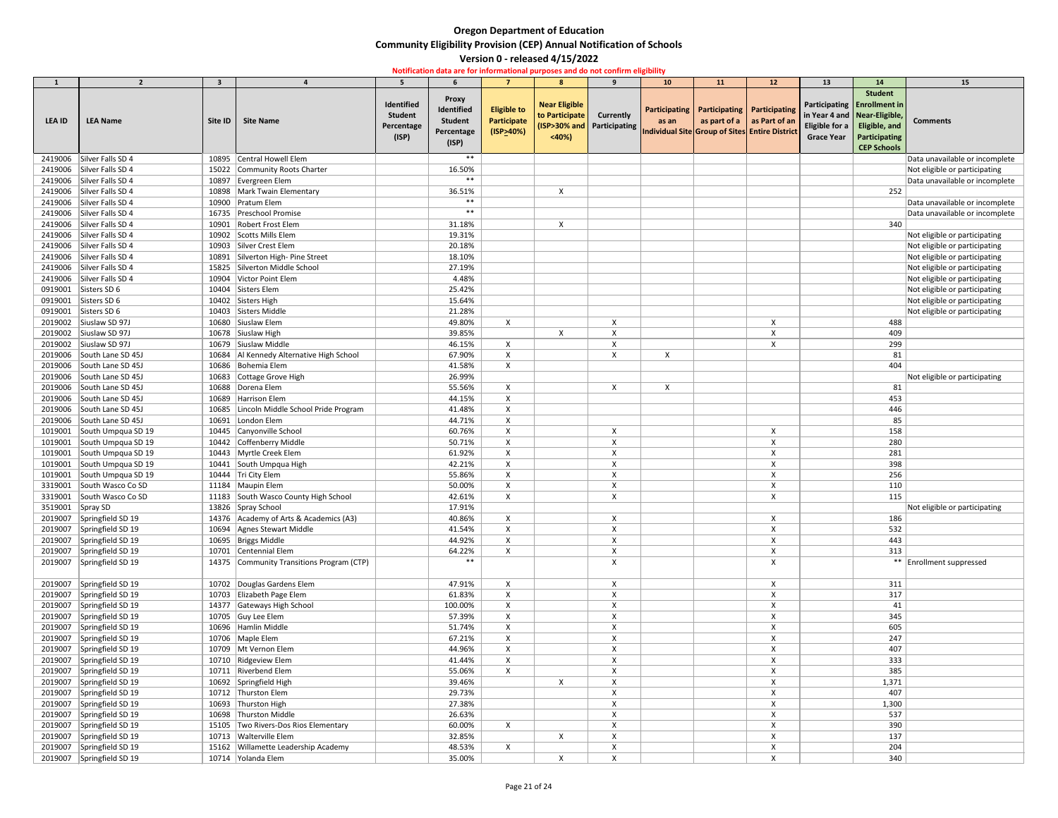# Oregon Department of Education

## Community Eligibility Provision (CEP) Annual Notification of Schools

### Version 0 - released 4/15/2022

**Notification data are for informational purposes and do not confirm eligibility**

| 1 | 2 | 3 | 4 | 5 | 6 | 7 | 8 | 9 | 10 | 11 | 12 | 13 | 14 | 15 |
|---|---|---|---|---|---|---|---|---|---|---|---|---|---|---|
| LEA ID | LEA Name | Site ID | Site Name | Identified Student Percentage (ISP) | Proxy Identified Student Percentage (ISP) | Eligible to Participate (ISP≥40%) | Near Eligible to Participate (ISP>30% and <40%) | Currently Participating | Participating as an Individual Site | Participating as part of a Group of Sites | Participating as Part of an Entire District | Participating in Year 4 and Eligible for a Grace Year | Student Enrollment in Near-Eligible, Eligible, and Participating CEP Schools | Comments |
| 2419006 | Silver Falls SD 4 | 10895 | Central Howell Elem | | ** | | | | | | | | | Data unavailable or incomplete |
| 2419006 | Silver Falls SD 4 | 15022 | Community Roots Charter | | 16.50% | | | | | | | | | Not eligible or participating |
| 2419006 | Silver Falls SD 4 | 10897 | Evergreen Elem | | ** | | | | | | | | | Data unavailable or incomplete |
| 2419006 | Silver Falls SD 4 | 10898 | Mark Twain Elementary | | 36.51% | | X | | | | | | 252 | |
| 2419006 | Silver Falls SD 4 | 10900 | Pratum Elem | | ** | | | | | | | | | Data unavailable or incomplete |
| 2419006 | Silver Falls SD 4 | 16735 | Preschool Promise | | ** | | | | | | | | | Data unavailable or incomplete |
| 2419006 | Silver Falls SD 4 | 10901 | Robert Frost Elem | | 31.18% | | X | | | | | | 340 | |
| 2419006 | Silver Falls SD 4 | 10902 | Scotts Mills Elem | | 19.31% | | | | | | | | | Not eligible or participating |
| 2419006 | Silver Falls SD 4 | 10903 | Silver Crest Elem | | 20.18% | | | | | | | | | Not eligible or participating |
| 2419006 | Silver Falls SD 4 | 10891 | Silverton High- Pine Street | | 18.10% | | | | | | | | | Not eligible or participating |
| 2419006 | Silver Falls SD 4 | 15825 | Silverton Middle School | | 27.19% | | | | | | | | | Not eligible or participating |
| 2419006 | Silver Falls SD 4 | 10904 | Victor Point Elem | | 4.48% | | | | | | | | | Not eligible or participating |
| 0919001 | Sisters SD 6 | 10404 | Sisters Elem | | 25.42% | | | | | | | | | Not eligible or participating |
| 0919001 | Sisters SD 6 | 10402 | Sisters High | | 15.64% | | | | | | | | | Not eligible or participating |
| 0919001 | Sisters SD 6 | 10403 | Sisters Middle | | 21.28% | | | | | | | | | Not eligible or participating |
| 2019002 | Siuslaw SD 97J | 10680 | Siuslaw Elem | | 49.80% | X | | X | | | X | | 488 | |
| 2019002 | Siuslaw SD 97J | 10678 | Siuslaw High | | 39.85% | | X | X | | | X | | 409 | |
| 2019002 | Siuslaw SD 97J | 10679 | Siuslaw Middle | | 46.15% | X | | X | | | X | | 299 | |
| 2019006 | South Lane SD 45J | 10684 | Al Kennedy Alternative High School | | 67.90% | X | | X | X | | | | 81 | |
| 2019006 | South Lane SD 45J | 10686 | Bohemia Elem | | 41.58% | X | | | | | | | 404 | |
| 2019006 | South Lane SD 45J | 10683 | Cottage Grove High | | 26.99% | | | | | | | | | Not eligible or participating |
| 2019006 | South Lane SD 45J | 10688 | Dorena Elem | | 55.56% | X | | X | X | | | | 81 | |
| 2019006 | South Lane SD 45J | 10689 | Harrison Elem | | 44.15% | X | | | | | | | 453 | |
| 2019006 | South Lane SD 45J | 10685 | Lincoln Middle School Pride Program | | 41.48% | X | | | | | | | 446 | |
| 2019006 | South Lane SD 45J | 10691 | London Elem | | 44.71% | X | | | | | | | 85 | |
| 1019001 | South Umpqua SD 19 | 10445 | Canyonville School | | 60.76% | X | | X | | | X | | 158 | |
| 1019001 | South Umpqua SD 19 | 10442 | Coffenberry Middle | | 50.71% | X | | X | | | X | | 280 | |
| 1019001 | South Umpqua SD 19 | 10443 | Myrtle Creek Elem | | 61.92% | X | | X | | | X | | 281 | |
| 1019001 | South Umpqua SD 19 | 10441 | South Umpqua High | | 42.21% | X | | X | | | X | | 398 | |
| 1019001 | South Umpqua SD 19 | 10444 | Tri City Elem | | 55.86% | X | | X | | | X | | 256 | |
| 3319001 | South Wasco Co SD | 11184 | Maupin Elem | | 50.00% | X | | X | | | X | | 110 | |
| 3319001 | South Wasco Co SD | 11183 | South Wasco County High School | | 42.61% | X | | X | | | X | | 115 | |
| 3519001 | Spray SD | 13826 | Spray School | | 17.91% | | | | | | | | | Not eligible or participating |
| 2019007 | Springfield SD 19 | 14376 | Academy of Arts & Academics (A3) | | 40.86% | X | | X | | | X | | 186 | |
| 2019007 | Springfield SD 19 | 10694 | Agnes Stewart Middle | | 41.54% | X | | X | | | X | | 532 | |
| 2019007 | Springfield SD 19 | 10695 | Briggs Middle | | 44.92% | X | | X | | | X | | 443 | |
| 2019007 | Springfield SD 19 | 10701 | Centennial Elem | | 64.22% | X | | X | | | X | | 313 | |
| 2019007 | Springfield SD 19 | 14375 | Community Transitions Program (CTP) | | ** | | | X | | | X | | ** | Enrollment suppressed |
| 2019007 | Springfield SD 19 | 10702 | Douglas Gardens Elem | | 47.91% | X | | X | | | X | | 311 | |
| 2019007 | Springfield SD 19 | 10703 | Elizabeth Page Elem | | 61.83% | X | | X | | | X | | 317 | |
| 2019007 | Springfield SD 19 | 14377 | Gateways High School | | 100.00% | X | | X | | | X | | 41 | |
| 2019007 | Springfield SD 19 | 10705 | Guy Lee Elem | | 57.39% | X | | X | | | X | | 345 | |
| 2019007 | Springfield SD 19 | 10696 | Hamlin Middle | | 51.74% | X | | X | | | X | | 605 | |
| 2019007 | Springfield SD 19 | 10706 | Maple Elem | | 67.21% | X | | X | | | X | | 247 | |
| 2019007 | Springfield SD 19 | 10709 | Mt Vernon Elem | | 44.96% | X | | X | | | X | | 407 | |
| 2019007 | Springfield SD 19 | 10710 | Ridgeview Elem | | 41.44% | X | | X | | | X | | 333 | |
| 2019007 | Springfield SD 19 | 10711 | Riverbend Elem | | 55.06% | X | | X | | | X | | 385 | |
| 2019007 | Springfield SD 19 | 10692 | Springfield High | | 39.46% | | X | X | | | X | | 1,371 | |
| 2019007 | Springfield SD 19 | 10712 | Thurston Elem | | 29.73% | | | X | | | X | | 407 | |
| 2019007 | Springfield SD 19 | 10693 | Thurston High | | 27.38% | | | X | | | X | | 1,300 | |
| 2019007 | Springfield SD 19 | 10698 | Thurston Middle | | 26.63% | | | X | | | X | | 537 | |
| 2019007 | Springfield SD 19 | 15105 | Two Rivers-Dos Rios Elementary | | 60.00% | X | | X | | | X | | 390 | |
| 2019007 | Springfield SD 19 | 10713 | Walterville Elem | | 32.85% | | X | X | | | X | | 137 | |
| 2019007 | Springfield SD 19 | 15162 | Willamette Leadership Academy | | 48.53% | X | | X | | | X | | 204 | |
| 2019007 | Springfield SD 19 | 10714 | Yolanda Elem | | 35.00% | | X | X | | | X | | 340 | |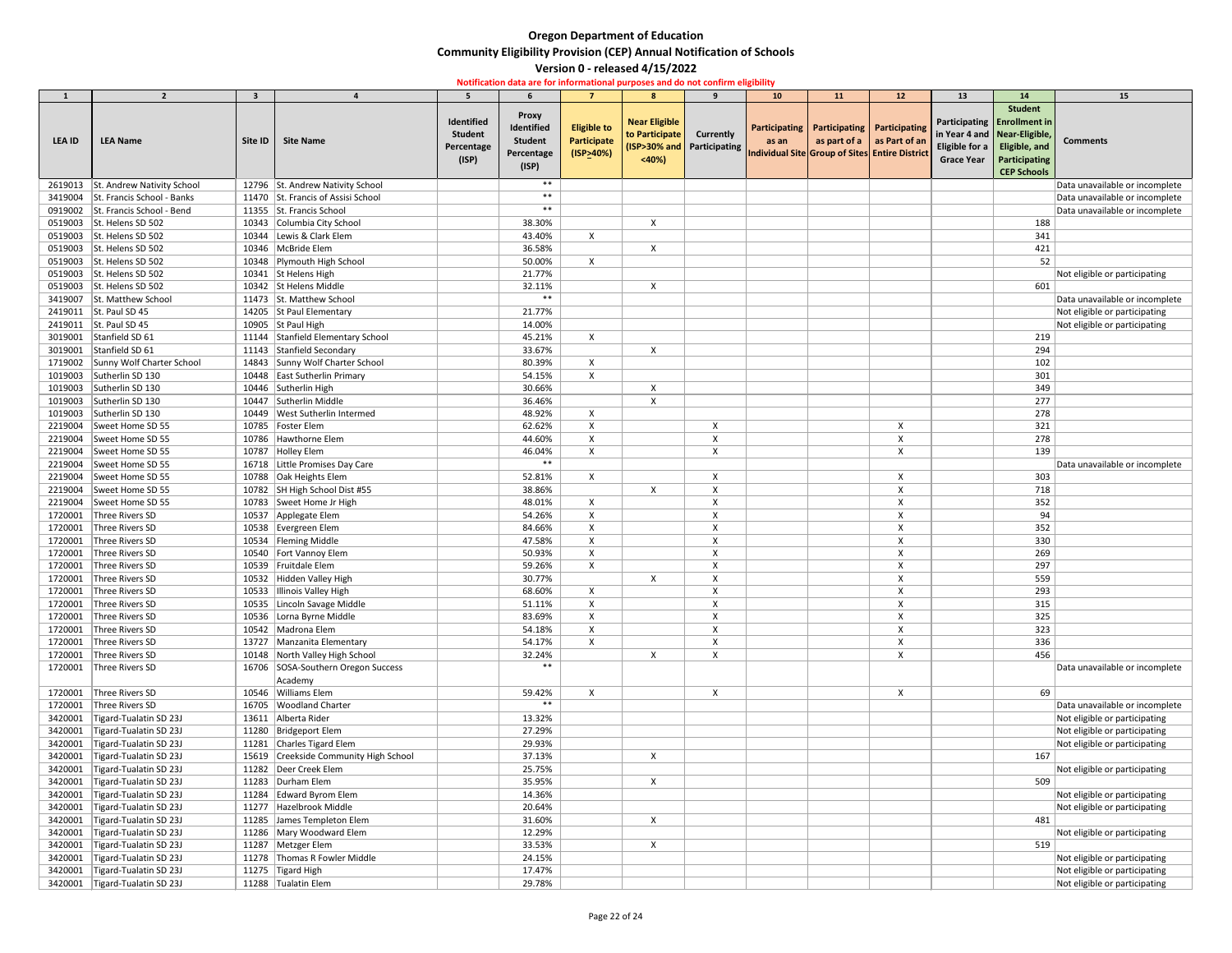# Oregon Department of Education

## Community Eligibility Provision (CEP) Annual Notification of Schools

### Version 0 - released 4/15/2022

**Notification data are for informational purposes and do not confirm eligibility**

| 1 | 2 | 3 | 4 | 5 | 6 | 7 | 8 | 9 | 10 | 11 | 12 | 13 | 14 | 15 |
|---|---|---|---|---|---|---|---|---|---|---|---|---|---|---|
| LEA ID | LEA Name | Site ID | Site Name | Identified Student Percentage (ISP) | Proxy Identified Student Percentage (ISP) | Eligible to Participate (ISP≥40%) | Near Eligible to Participate (ISP>30% and <40%) | Currently Participating | Participating as an Individual Site | Participating as part of a Group of Sites | Participating as Part of an Entire District | Participating in Year 4 and Eligible for a Grace Year | Student Enrollment in Near-Eligible, Eligible, and Participating CEP Schools | Comments |
| 2619013 | St. Andrew Nativity School | 12796 | St. Andrew Nativity School | | ** | | | | | | | | | Data unavailable or incomplete |
| 3419004 | St. Francis School - Banks | 11470 | St. Francis of Assisi School | | ** | | | | | | | | | Data unavailable or incomplete |
| 0919002 | St. Francis School - Bend | 11355 | St. Francis School | | ** | | | | | | | | | Data unavailable or incomplete |
| 0519003 | St. Helens SD 502 | 10343 | Columbia City School | | 38.30% | | X | | | | | | 188 | |
| 0519003 | St. Helens SD 502 | 10344 | Lewis & Clark Elem | | 43.40% | X | | | | | | | 341 | |
| 0519003 | St. Helens SD 502 | 10346 | McBride Elem | | 36.58% | | X | | | | | | 421 | |
| 0519003 | St. Helens SD 502 | 10348 | Plymouth High School | | 50.00% | X | | | | | | | 52 | |
| 0519003 | St. Helens SD 502 | 10341 | St Helens High | | 21.77% | | | | | | | | | Not eligible or participating |
| 0519003 | St. Helens SD 502 | 10342 | St Helens Middle | | 32.11% | | X | | | | | | 601 | |
| 3419007 | St. Matthew School | 11473 | St. Matthew School | | ** | | | | | | | | | Data unavailable or incomplete |
| 2419011 | St. Paul SD 45 | 14205 | St Paul Elementary | | 21.77% | | | | | | | | | Not eligible or participating |
| 2419011 | St. Paul SD 45 | 10905 | St Paul High | | 14.00% | | | | | | | | | Not eligible or participating |
| 3019001 | Stanfield SD 61 | 11144 | Stanfield Elementary School | | 45.21% | X | | | | | | | 219 | |
| 3019001 | Stanfield SD 61 | 11143 | Stanfield Secondary | | 33.67% | | X | | | | | | 294 | |
| 1719002 | Sunny Wolf Charter School | 14843 | Sunny Wolf Charter School | | 80.39% | X | | | | | | | 102 | |
| 1019003 | Sutherlin SD 130 | 10448 | East Sutherlin Primary | | 54.15% | X | | | | | | | 301 | |
| 1019003 | Sutherlin SD 130 | 10446 | Sutherlin High | | 30.66% | | X | | | | | | 349 | |
| 1019003 | Sutherlin SD 130 | 10447 | Sutherlin Middle | | 36.46% | | X | | | | | | 277 | |
| 1019003 | Sutherlin SD 130 | 10449 | West Sutherlin Intermed | | 48.92% | X | | | | | | | 278 | |
| 2219004 | Sweet Home SD 55 | 10785 | Foster Elem | | 62.62% | X | | X | | | X | | 321 | |
| 2219004 | Sweet Home SD 55 | 10786 | Hawthorne Elem | | 44.60% | X | | X | | | X | | 278 | |
| 2219004 | Sweet Home SD 55 | 10787 | Holley Elem | | 46.04% | X | | X | | | X | | 139 | |
| 2219004 | Sweet Home SD 55 | 16718 | Little Promises Day Care | | ** | | | | | | | | | Data unavailable or incomplete |
| 2219004 | Sweet Home SD 55 | 10788 | Oak Heights Elem | | 52.81% | X | | X | | | X | | 303 | |
| 2219004 | Sweet Home SD 55 | 10782 | SH High School Dist #55 | | 38.86% | | X | X | | | X | | 718 | |
| 2219004 | Sweet Home SD 55 | 10783 | Sweet Home Jr High | | 48.01% | X | | X | | | X | | 352 | |
| 1720001 | Three Rivers SD | 10537 | Applegate Elem | | 54.26% | X | | X | | | X | | 94 | |
| 1720001 | Three Rivers SD | 10538 | Evergreen Elem | | 84.66% | X | | X | | | X | | 352 | |
| 1720001 | Three Rivers SD | 10534 | Fleming Middle | | 47.58% | X | | X | | | X | | 330 | |
| 1720001 | Three Rivers SD | 10540 | Fort Vannoy Elem | | 50.93% | X | | X | | | X | | 269 | |
| 1720001 | Three Rivers SD | 10539 | Fruitdale Elem | | 59.26% | X | | X | | | X | | 297 | |
| 1720001 | Three Rivers SD | 10532 | Hidden Valley High | | 30.77% | | X | X | | | X | | 559 | |
| 1720001 | Three Rivers SD | 10533 | Illinois Valley High | | 68.60% | X | | X | | | X | | 293 | |
| 1720001 | Three Rivers SD | 10535 | Lincoln Savage Middle | | 51.11% | X | | X | | | X | | 315 | |
| 1720001 | Three Rivers SD | 10536 | Lorna Byrne Middle | | 83.69% | X | | X | | | X | | 325 | |
| 1720001 | Three Rivers SD | 10542 | Madrona Elem | | 54.18% | X | | X | | | X | | 323 | |
| 1720001 | Three Rivers SD | 13727 | Manzanita Elementary | | 54.17% | X | | X | | | X | | 336 | |
| 1720001 | Three Rivers SD | 10148 | North Valley High School | | 32.24% | | X | X | | | X | | 456 | |
| 1720001 | Three Rivers SD | 16706 | SOSA-Southern Oregon Success Academy | | ** | | | | | | | | | Data unavailable or incomplete |
| 1720001 | Three Rivers SD | 10546 | Williams Elem | | 59.42% | X | | X | | | X | | 69 | |
| 1720001 | Three Rivers SD | 16705 | Woodland Charter | | ** | | | | | | | | | Data unavailable or incomplete |
| 3420001 | Tigard-Tualatin SD 23J | 13611 | Alberta Rider | | 13.32% | | | | | | | | | Not eligible or participating |
| 3420001 | Tigard-Tualatin SD 23J | 11280 | Bridgeport Elem | | 27.29% | | | | | | | | | Not eligible or participating |
| 3420001 | Tigard-Tualatin SD 23J | 11281 | Charles Tigard Elem | | 29.93% | | | | | | | | | Not eligible or participating |
| 3420001 | Tigard-Tualatin SD 23J | 15619 | Creekside Community High School | | 37.13% | | X | | | | | | 167 | |
| 3420001 | Tigard-Tualatin SD 23J | 11282 | Deer Creek Elem | | 25.75% | | | | | | | | | Not eligible or participating |
| 3420001 | Tigard-Tualatin SD 23J | 11283 | Durham Elem | | 35.95% | | X | | | | | | 509 | |
| 3420001 | Tigard-Tualatin SD 23J | 11284 | Edward Byrom Elem | | 14.36% | | | | | | | | | Not eligible or participating |
| 3420001 | Tigard-Tualatin SD 23J | 11277 | Hazelbrook Middle | | 20.64% | | | | | | | | | Not eligible or participating |
| 3420001 | Tigard-Tualatin SD 23J | 11285 | James Templeton Elem | | 31.60% | | X | | | | | | 481 | |
| 3420001 | Tigard-Tualatin SD 23J | 11286 | Mary Woodward Elem | | 12.29% | | | | | | | | | Not eligible or participating |
| 3420001 | Tigard-Tualatin SD 23J | 11287 | Metzger Elem | | 33.53% | | X | | | | | | 519 | |
| 3420001 | Tigard-Tualatin SD 23J | 11278 | Thomas R Fowler Middle | | 24.15% | | | | | | | | | Not eligible or participating |
| 3420001 | Tigard-Tualatin SD 23J | 11275 | Tigard High | | 17.47% | | | | | | | | | Not eligible or participating |
| 3420001 | Tigard-Tualatin SD 23J | 11288 | Tualatin Elem | | 29.78% | | | | | | | | | Not eligible or participating |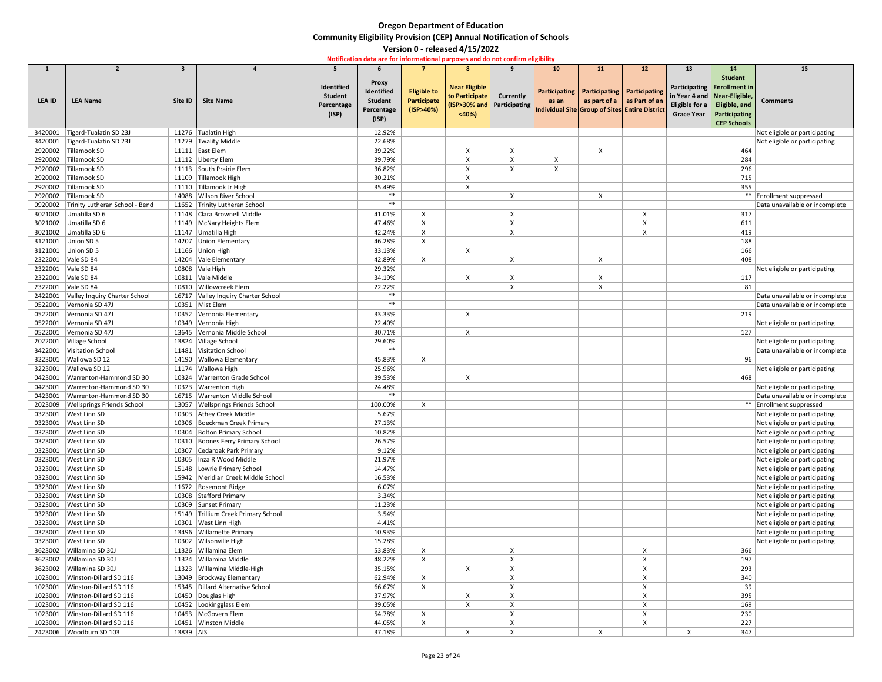# Oregon Department of Education
## Community Eligibility Provision (CEP) Annual Notification of Schools
### Version 0 - released 4/15/2022

**Notification data are for informational purposes and do not confirm eligibility**

| 1 | 2 | 3 | 4 | 5 | 6 | 7 | 8 | 9 | 10 | 11 | 12 | 13 | 14 | 15 |
|---|---|---|---|---|---|---|---|---|---|---|---|---|---|---|
| LEA ID | LEA Name | Site ID | Site Name | Identified Student Percentage (ISP) | Proxy Identified Student Percentage (ISP) | Eligible to Participate (ISP≥40%) | Near Eligible to Participate (ISP>30% and <40%) | Currently Participating | Participating as an Individual Site | Participating as part of a Group of Sites | Participating as Part of an Entire District | Participating in Year 4 and Eligible for a Grace Year | Student Enrollment in Near-Eligible, Eligible, and Participating CEP Schools | Comments |
| 3420001 | Tigard-Tualatin SD 23J | 11276 | Tualatin High | | 12.92% | | | | | | | | | Not eligible or participating |
| 3420001 | Tigard-Tualatin SD 23J | 11279 | Twality Middle | | 22.68% | | | | | | | | | Not eligible or participating |
| 2920002 | Tillamook SD | 11111 | East Elem | | 39.22% | | X | X | | X | | | 464 | |
| 2920002 | Tillamook SD | 11112 | Liberty Elem | | 39.79% | | X | X | X | | | | 284 | |
| 2920002 | Tillamook SD | 11113 | South Prairie Elem | | 36.82% | | X | X | X | | | | 296 | |
| 2920002 | Tillamook SD | 11109 | Tillamook High | | 30.21% | | X | | | | | | 715 | |
| 2920002 | Tillamook SD | 11110 | Tillamook Jr High | | 35.49% | | X | | | | | | 355 | |
| 2920002 | Tillamook SD | 14088 | Wilson River School | | ** | | | X | | X | | | ** | Enrollment suppressed |
| 0920002 | Trinity Lutheran School - Bend | 11652 | Trinity Lutheran School | | ** | | | | | | | | | Data unavailable or incomplete |
| 3021002 | Umatilla SD 6 | 11148 | Clara Brownell Middle | | 41.01% | X | | X | | | X | | 317 | |
| 3021002 | Umatilla SD 6 | 11149 | McNary Heights Elem | | 47.46% | X | | X | | | X | | 611 | |
| 3021002 | Umatilla SD 6 | 11147 | Umatilla High | | 42.24% | X | | X | | | X | | 419 | |
| 3121001 | Union SD 5 | 14207 | Union Elementary | | 46.28% | X | | | | | | | 188 | |
| 3121001 | Union SD 5 | 11166 | Union High | | 33.13% | | X | | | | | | 166 | |
| 2322001 | Vale SD 84 | 14204 | Vale Elementary | | 42.89% | X | | X | | X | | | 408 | |
| 2322001 | Vale SD 84 | 10808 | Vale High | | 29.32% | | | | | | | | | Not eligible or participating |
| 2322001 | Vale SD 84 | 10811 | Vale Middle | | 34.19% | | X | X | | X | | | 117 | |
| 2322001 | Vale SD 84 | 10810 | Willowcreek Elem | | 22.22% | | | X | | X | | | 81 | |
| 2422001 | Valley Inquiry Charter School | 16717 | Valley Inquiry Charter School | | ** | | | | | | | | | Data unavailable or incomplete |
| 0522001 | Vernonia SD 47J | 10351 | Mist Elem | | ** | | | | | | | | | Data unavailable or incomplete |
| 0522001 | Vernonia SD 47J | 10352 | Vernonia Elementary | | 33.33% | | X | | | | | | 219 | |
| 0522001 | Vernonia SD 47J | 10349 | Vernonia High | | 22.40% | | | | | | | | | Not eligible or participating |
| 0522001 | Vernonia SD 47J | 13645 | Vernonia Middle School | | 30.71% | | X | | | | | | 127 | |
| 2022001 | Village School | 13824 | Village School | | 29.60% | | | | | | | | | Not eligible or participating |
| 3422001 | Visitation School | 11481 | Visitation School | | ** | | | | | | | | | Data unavailable or incomplete |
| 3223001 | Wallowa SD 12 | 14190 | Wallowa Elementary | | 45.83% | X | | | | | | | 96 | |
| 3223001 | Wallowa SD 12 | 11174 | Wallowa High | | 25.96% | | | | | | | | | Not eligible or participating |
| 0423001 | Warrenton-Hammond SD 30 | 10324 | Warrenton Grade School | | 39.53% | | X | | | | | | 468 | |
| 0423001 | Warrenton-Hammond SD 30 | 10323 | Warrenton High | | 24.48% | | | | | | | | | Not eligible or participating |
| 0423001 | Warrenton-Hammond SD 30 | 16715 | Warrenton Middle School | | ** | | | | | | | | | Data unavailable or incomplete |
| 2023009 | Wellsprings Friends School | 13057 | Wellsprings Friends School | | 100.00% | X | | | | | | | ** | Enrollment suppressed |
| 0323001 | West Linn SD | 10303 | Athey Creek Middle | | 5.67% | | | | | | | | | Not eligible or participating |
| 0323001 | West Linn SD | 10306 | Boeckman Creek Primary | | 27.13% | | | | | | | | | Not eligible or participating |
| 0323001 | West Linn SD | 10304 | Bolton Primary School | | 10.82% | | | | | | | | | Not eligible or participating |
| 0323001 | West Linn SD | 10310 | Boones Ferry Primary School | | 26.57% | | | | | | | | | Not eligible or participating |
| 0323001 | West Linn SD | 10307 | Cedaroak Park Primary | | 9.12% | | | | | | | | | Not eligible or participating |
| 0323001 | West Linn SD | 10305 | Inza R Wood Middle | | 21.97% | | | | | | | | | Not eligible or participating |
| 0323001 | West Linn SD | 15148 | Lowrie Primary School | | 14.47% | | | | | | | | | Not eligible or participating |
| 0323001 | West Linn SD | 15942 | Meridian Creek Middle School | | 16.53% | | | | | | | | | Not eligible or participating |
| 0323001 | West Linn SD | 11672 | Rosemont Ridge | | 6.07% | | | | | | | | | Not eligible or participating |
| 0323001 | West Linn SD | 10308 | Stafford Primary | | 3.34% | | | | | | | | | Not eligible or participating |
| 0323001 | West Linn SD | 10309 | Sunset Primary | | 11.23% | | | | | | | | | Not eligible or participating |
| 0323001 | West Linn SD | 15149 | Trillium Creek Primary School | | 3.54% | | | | | | | | | Not eligible or participating |
| 0323001 | West Linn SD | 10301 | West Linn High | | 4.41% | | | | | | | | | Not eligible or participating |
| 0323001 | West Linn SD | 13496 | Willamette Primary | | 10.93% | | | | | | | | | Not eligible or participating |
| 0323001 | West Linn SD | 10302 | Wilsonville High | | 15.28% | | | | | | | | | Not eligible or participating |
| 3623002 | Willamina SD 30J | 11326 | Willamina Elem | | 53.83% | X | | X | | | X | | 366 | |
| 3623002 | Willamina SD 30J | 11324 | Willamina Middle | | 48.22% | X | | X | | | X | | 197 | |
| 3623002 | Willamina SD 30J | 11323 | Willamina Middle-High | | 35.15% | | X | X | | | X | | 293 | |
| 1023001 | Winston-Dillard SD 116 | 13049 | Brockway Elementary | | 62.94% | X | | X | | | X | | 340 | |
| 1023001 | Winston-Dillard SD 116 | 15345 | Dillard Alternative School | | 66.67% | X | | X | | | X | | 39 | |
| 1023001 | Winston-Dillard SD 116 | 10450 | Douglas High | | 37.97% | | X | X | | | X | | 395 | |
| 1023001 | Winston-Dillard SD 116 | 10452 | Lookingglass Elem | | 39.05% | | X | X | | | X | | 169 | |
| 1023001 | Winston-Dillard SD 116 | 10453 | McGovern Elem | | 54.78% | X | | X | | | X | | 230 | |
| 1023001 | Winston-Dillard SD 116 | 10451 | Winston Middle | | 44.05% | X | | X | | | X | | 227 | |
| 2423006 | Woodburn SD 103 | 13839 | AIS | | 37.18% | | X | X | | X | | X | 347 | |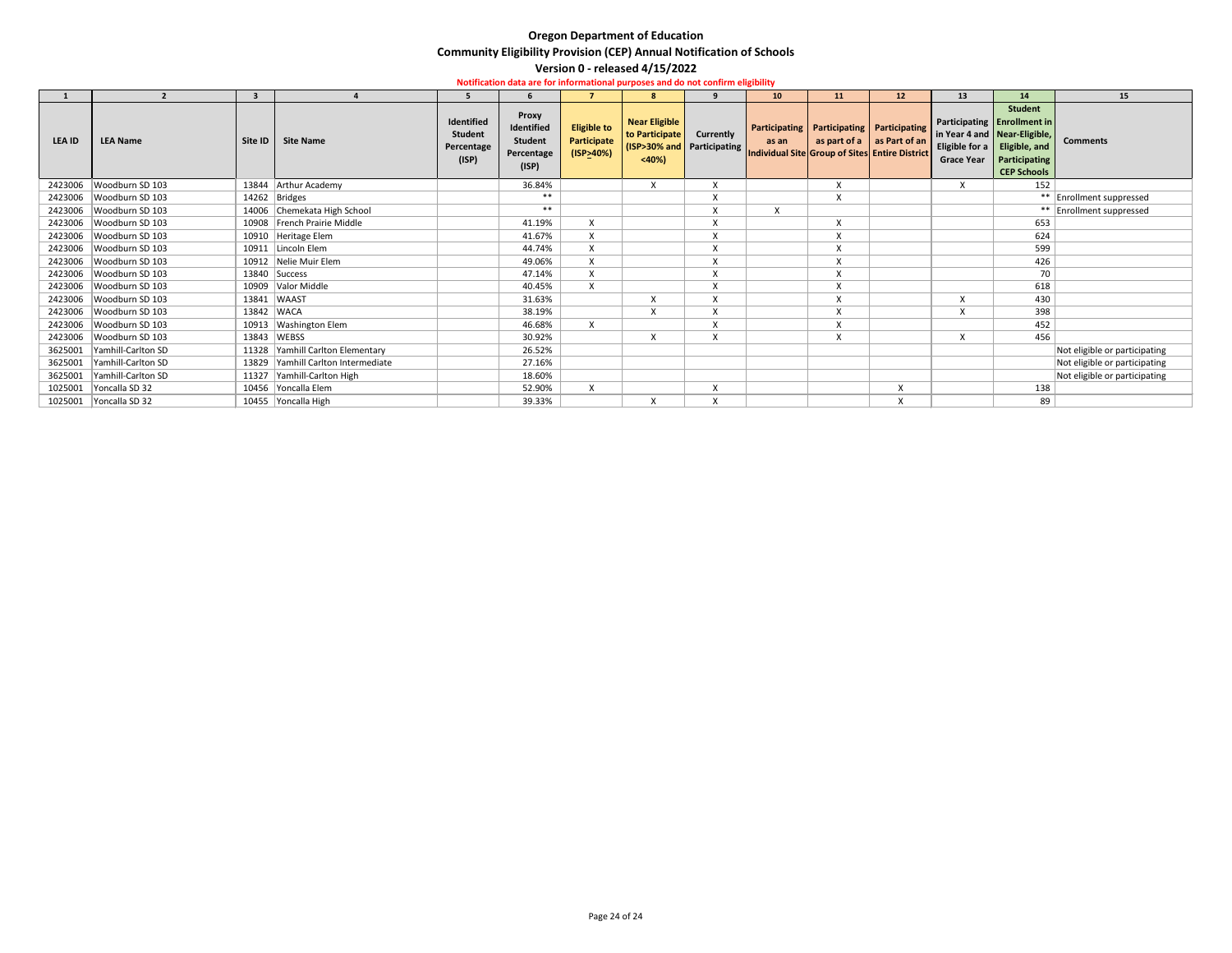**Oregon Department of Education**

**Community Eligibility Provision (CEP) Annual Notification of Schools**

**Version 0 - released 4/15/2022**

**Notification data are for informational purposes and do not confirm eligibility**

| 1 | 2 | 3 | 4 | 5 | 6 | 7 | 8 | 9 | 10 | 11 | 12 | 13 | 14 | 15 |
|---|---|---|---|---|---|---|---|---|---|---|---|---|---|---|
| **LEA ID** | **LEA Name** | **Site ID** | **Site Name** | **Identified Student Percentage (ISP)** | **Proxy Identified Student Percentage (ISP)** | **Eligible to Participate (ISP>40%)** | **Near Eligible to Participate (ISP>30% and <40%)** | **Currently Participating** | **Participating as an Individual Site** | **Participating as part of a Group of Sites** | **Participating as Part of an Entire District** | **Participating in Year 4 and Eligible for a Grace Year** | **Student Enrollment in Near-Eligible, Eligible, and Participating CEP Schools** | **Comments** |
| 2423006 | Woodburn SD 103 | 13844 | Arthur Academy | | 36.84% | | X | X | | X | | X | 152 | |
| 2423006 | Woodburn SD 103 | 14262 | Bridges | | ** | | | X | | X | | | ** | Enrollment suppressed |
| 2423006 | Woodburn SD 103 | 14006 | Chemekata High School | | ** | | | X | X | | | | ** | Enrollment suppressed |
| 2423006 | Woodburn SD 103 | 10908 | French Prairie Middle | | 41.19% | X | | X | | X | | | 653 | |
| 2423006 | Woodburn SD 103 | 10910 | Heritage Elem | | 41.67% | X | | X | | X | | | 624 | |
| 2423006 | Woodburn SD 103 | 10911 | Lincoln Elem | | 44.74% | X | | X | | X | | | 599 | |
| 2423006 | Woodburn SD 103 | 10912 | Nelie Muir Elem | | 49.06% | X | | X | | X | | | 426 | |
| 2423006 | Woodburn SD 103 | 13840 | Success | | 47.14% | X | | X | | X | | | 70 | |
| 2423006 | Woodburn SD 103 | 10909 | Valor Middle | | 40.45% | X | | X | | X | | | 618 | |
| 2423006 | Woodburn SD 103 | 13841 | WAAST | | 31.63% | | X | X | | X | | X | 430 | |
| 2423006 | Woodburn SD 103 | 13842 | WACA | | 38.19% | | X | X | | X | | X | 398 | |
| 2423006 | Woodburn SD 103 | 10913 | Washington Elem | | 46.68% | X | | X | | X | | | 452 | |
| 2423006 | Woodburn SD 103 | 13843 | WEBSS | | 30.92% | | X | X | | X | | X | 456 | |
| 3625001 | Yamhill-Carlton SD | 11328 | Yamhill Carlton Elementary | | 26.52% | | | | | | | | | Not eligible or participating |
| 3625001 | Yamhill-Carlton SD | 13829 | Yamhill Carlton Intermediate | | 27.16% | | | | | | | | | Not eligible or participating |
| 3625001 | Yamhill-Carlton SD | 11327 | Yamhill-Carlton High | | 18.60% | | | | | | | | | Not eligible or participating |
| 1025001 | Yoncalla SD 32 | 10456 | Yoncalla Elem | | 52.90% | X | | X | | | X | | 138 | |
| 1025001 | Yoncalla SD 32 | 10455 | Yoncalla High | | 39.33% | | X | X | | | X | | 89 | |